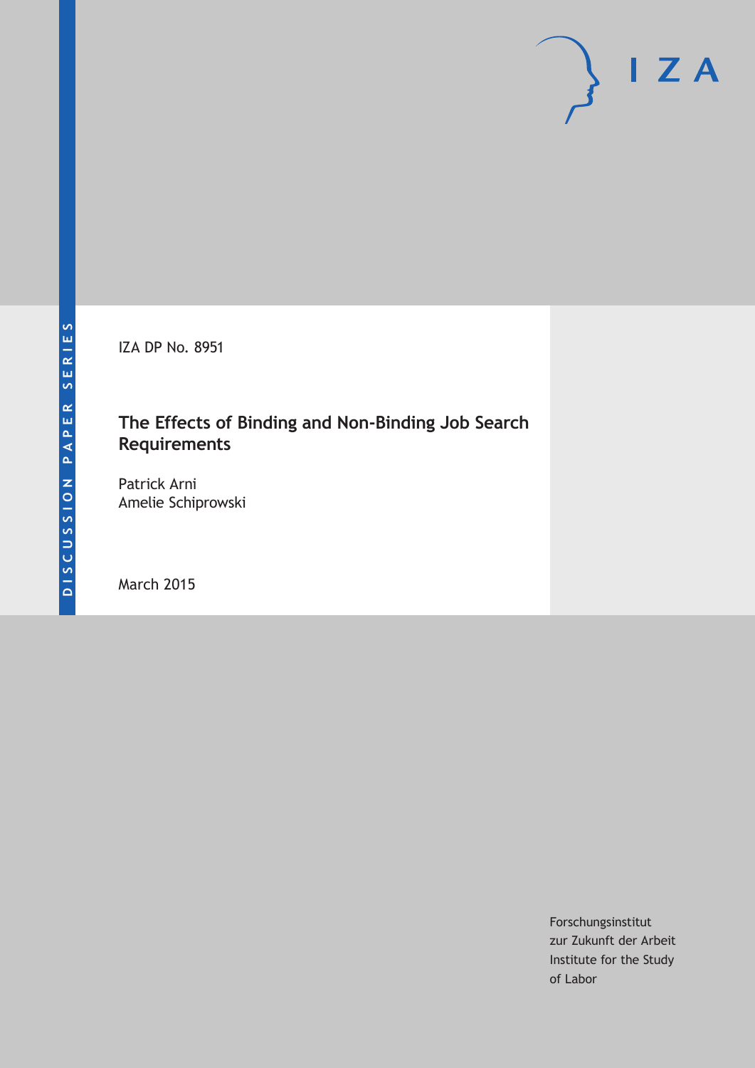DISCUSSION PAPER SERIES

IZA DP No. 8951

# The Effects of Binding and Non-Binding Job Search Requirements

Patrick Arni
Amelie Schiprowski

March 2015

Forschungsinstitut
zur Zukunft der Arbeit
Institute for the Study
of Labor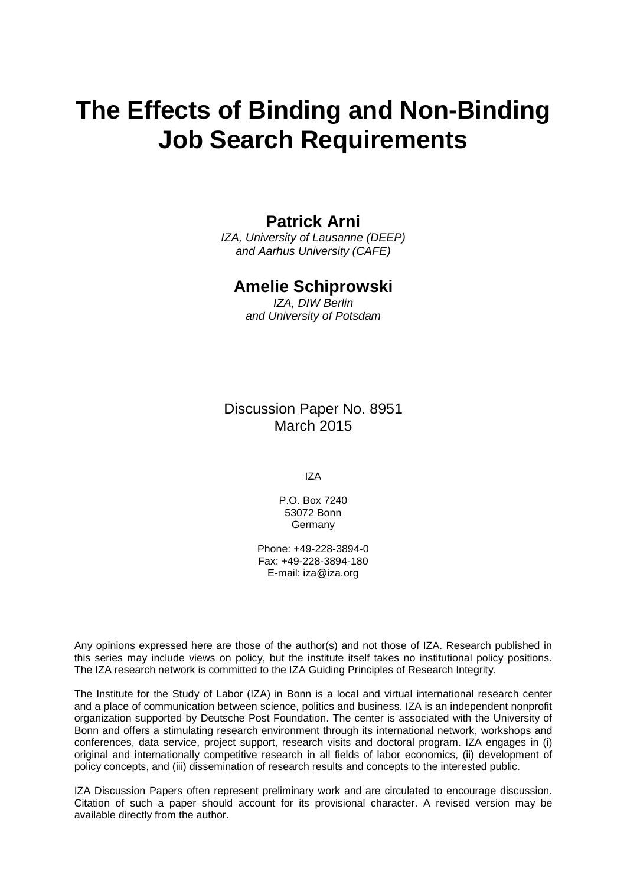# The Effects of Binding and Non-Binding Job Search Requirements

**Patrick Arni**

*IZA, University of Lausanne (DEEP)*
*and Aarhus University (CAFE)*

**Amelie Schiprowski**

*IZA, DIW Berlin*
*and University of Potsdam*

Discussion Paper No. 8951
March 2015

IZA

P.O. Box 7240
53072 Bonn
Germany

Phone: +49-228-3894-0
Fax: +49-228-3894-180
E-mail: iza@iza.org

Any opinions expressed here are those of the author(s) and not those of IZA. Research published in this series may include views on policy, but the institute itself takes no institutional policy positions. The IZA research network is committed to the IZA Guiding Principles of Research Integrity.

The Institute for the Study of Labor (IZA) in Bonn is a local and virtual international research center and a place of communication between science, politics and business. IZA is an independent nonprofit organization supported by Deutsche Post Foundation. The center is associated with the University of Bonn and offers a stimulating research environment through its international network, workshops and conferences, data service, project support, research visits and doctoral program. IZA engages in (i) original and internationally competitive research in all fields of labor economics, (ii) development of policy concepts, and (iii) dissemination of research results and concepts to the interested public.

IZA Discussion Papers often represent preliminary work and are circulated to encourage discussion. Citation of such a paper should account for its provisional character. A revised version may be available directly from the author.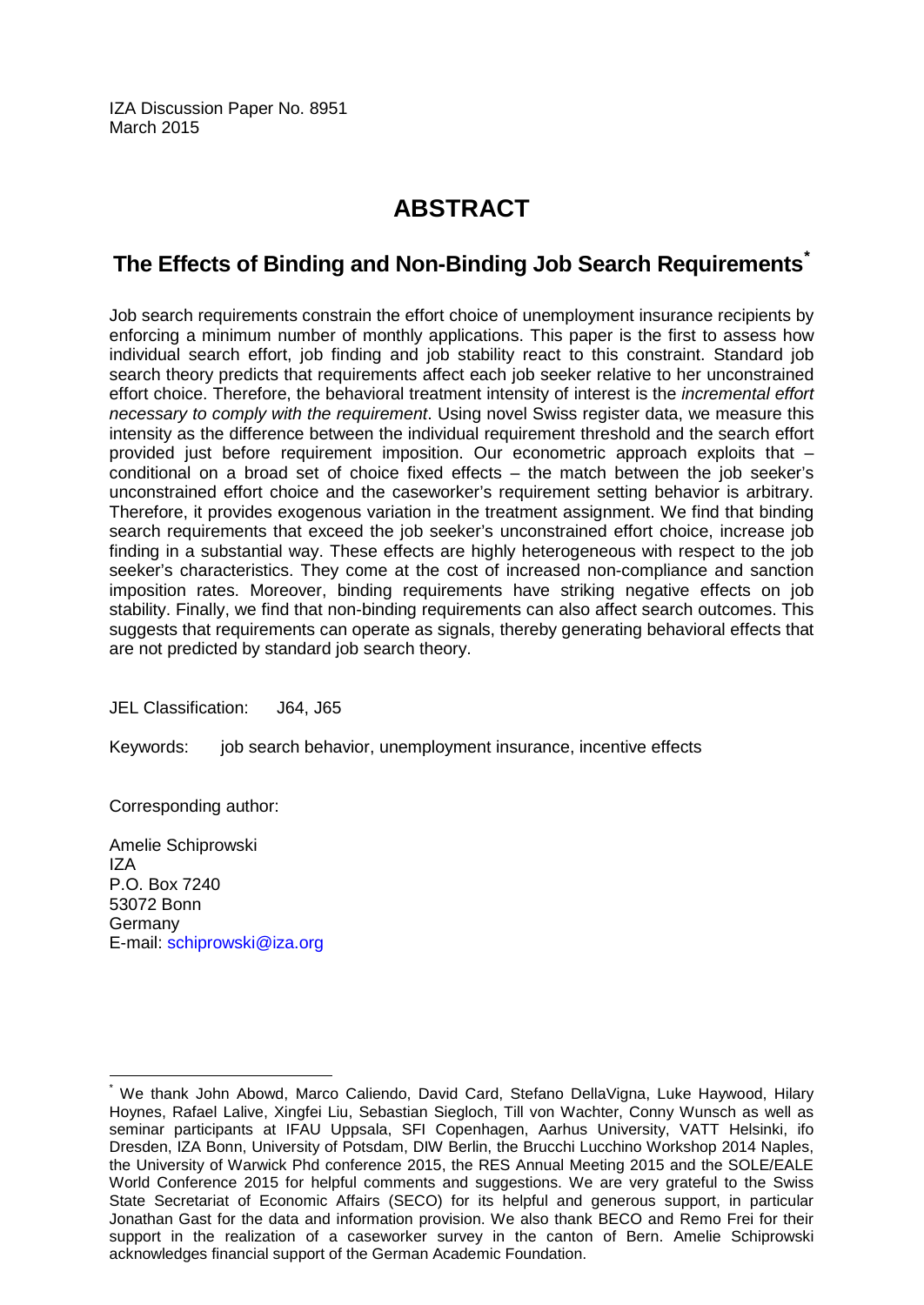IZA Discussion Paper No. 8951
March 2015

# ABSTRACT

## The Effects of Binding and Non-Binding Job Search Requirements[*]

Job search requirements constrain the effort choice of unemployment insurance recipients by enforcing a minimum number of monthly applications. This paper is the first to assess how individual search effort, job finding and job stability react to this constraint. Standard job search theory predicts that requirements affect each job seeker relative to her unconstrained effort choice. Therefore, the behavioral treatment intensity of interest is the *incremental effort necessary to comply with the requirement*. Using novel Swiss register data, we measure this intensity as the difference between the individual requirement threshold and the search effort provided just before requirement imposition. Our econometric approach exploits that – conditional on a broad set of choice fixed effects – the match between the job seeker's unconstrained effort choice and the caseworker's requirement setting behavior is arbitrary. Therefore, it provides exogenous variation in the treatment assignment. We find that binding search requirements that exceed the job seeker's unconstrained effort choice, increase job finding in a substantial way. These effects are highly heterogeneous with respect to the job seeker's characteristics. They come at the cost of increased non-compliance and sanction imposition rates. Moreover, binding requirements have striking negative effects on job stability. Finally, we find that non-binding requirements can also affect search outcomes. This suggests that requirements can operate as signals, thereby generating behavioral effects that are not predicted by standard job search theory.

JEL Classification: J64, J65

Keywords: job search behavior, unemployment insurance, incentive effects

Corresponding author:

Amelie Schiprowski
IZA
P.O. Box 7240
53072 Bonn
Germany
E-mail: schiprowski@iza.org

---

[*] We thank John Abowd, Marco Caliendo, David Card, Stefano DellaVigna, Luke Haywood, Hilary Hoynes, Rafael Lalive, Xingfei Liu, Sebastian Siegloch, Till von Wachter, Conny Wunsch as well as seminar participants at IFAU Uppsala, SFI Copenhagen, Aarhus University, VATT Helsinki, ifo Dresden, IZA Bonn, University of Potsdam, DIW Berlin, the Brucchi Lucchino Workshop 2014 Naples, the University of Warwick Phd conference 2015, the RES Annual Meeting 2015 and the SOLE/EALE World Conference 2015 for helpful comments and suggestions. We are very grateful to the Swiss State Secretariat of Economic Affairs (SECO) for its helpful and generous support, in particular Jonathan Gast for the data and information provision. We also thank BECO and Remo Frei for their support in the realization of a caseworker survey in the canton of Bern. Amelie Schiprowski acknowledges financial support of the German Academic Foundation.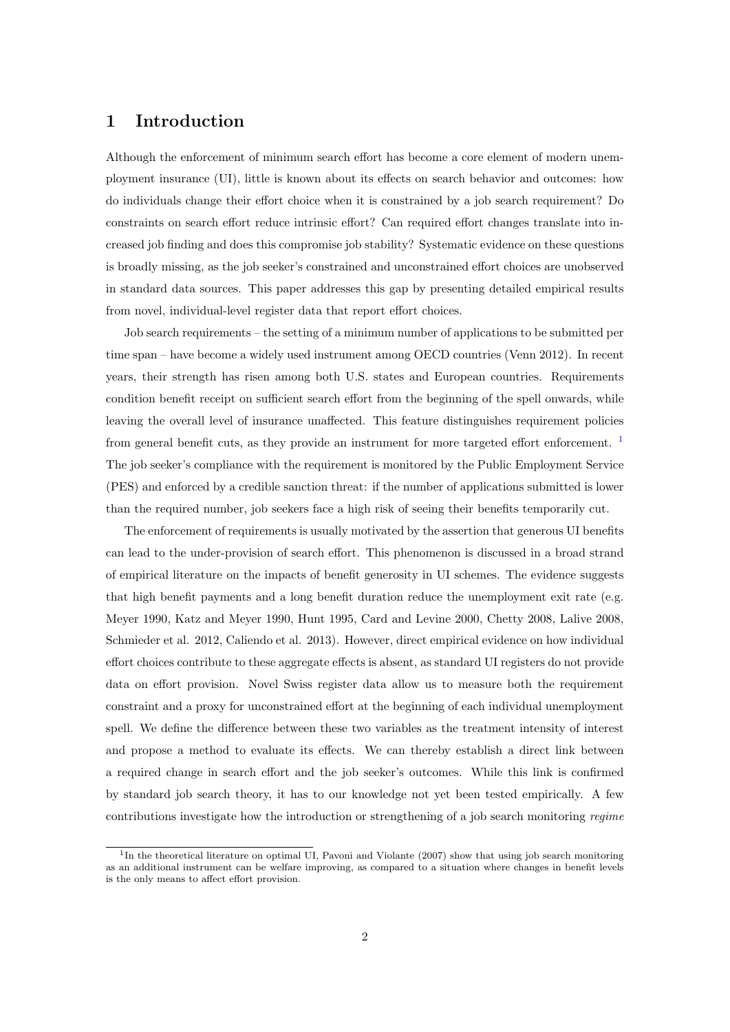# 1 Introduction

Although the enforcement of minimum search effort has become a core element of modern unemployment insurance (UI), little is known about its effects on search behavior and outcomes: how do individuals change their effort choice when it is constrained by a job search requirement? Do constraints on search effort reduce intrinsic effort? Can required effort changes translate into increased job finding and does this compromise job stability? Systematic evidence on these questions is broadly missing, as the job seeker's constrained and unconstrained effort choices are unobserved in standard data sources. This paper addresses this gap by presenting detailed empirical results from novel, individual-level register data that report effort choices.

Job search requirements – the setting of a minimum number of applications to be submitted per time span – have become a widely used instrument among OECD countries (Venn 2012). In recent years, their strength has risen among both U.S. states and European countries. Requirements condition benefit receipt on sufficient search effort from the beginning of the spell onwards, while leaving the overall level of insurance unaffected. This feature distinguishes requirement policies from general benefit cuts, as they provide an instrument for more targeted effort enforcement. [1] The job seeker's compliance with the requirement is monitored by the Public Employment Service (PES) and enforced by a credible sanction threat: if the number of applications submitted is lower than the required number, job seekers face a high risk of seeing their benefits temporarily cut.

The enforcement of requirements is usually motivated by the assertion that generous UI benefits can lead to the under-provision of search effort. This phenomenon is discussed in a broad strand of empirical literature on the impacts of benefit generosity in UI schemes. The evidence suggests that high benefit payments and a long benefit duration reduce the unemployment exit rate (e.g. Meyer 1990, Katz and Meyer 1990, Hunt 1995, Card and Levine 2000, Chetty 2008, Lalive 2008, Schmieder et al. 2012, Caliendo et al. 2013). However, direct empirical evidence on how individual effort choices contribute to these aggregate effects is absent, as standard UI registers do not provide data on effort provision. Novel Swiss register data allow us to measure both the requirement constraint and a proxy for unconstrained effort at the beginning of each individual unemployment spell. We define the difference between these two variables as the treatment intensity of interest and propose a method to evaluate its effects. We can thereby establish a direct link between a required change in search effort and the job seeker's outcomes. While this link is confirmed by standard job search theory, it has to our knowledge not yet been tested empirically. A few contributions investigate how the introduction or strengthening of a job search monitoring *regime*

[1] In the theoretical literature on optimal UI, Pavoni and Violante (2007) show that using job search monitoring as an additional instrument can be welfare improving, as compared to a situation where changes in benefit levels is the only means to affect effort provision.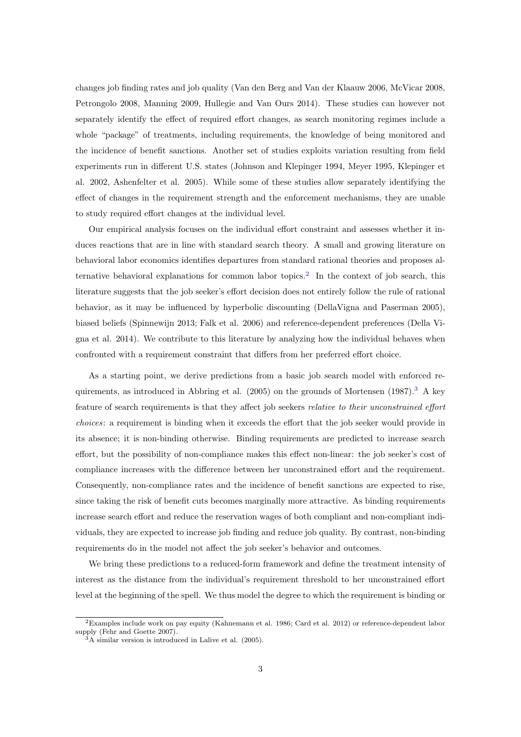changes job finding rates and job quality (Van den Berg and Van der Klaauw 2006, McVicar 2008, Petrongolo 2008, Manning 2009, Hullegie and Van Ours 2014). These studies can however not separately identify the effect of required effort changes, as search monitoring regimes include a whole "package" of treatments, including requirements, the knowledge of being monitored and the incidence of benefit sanctions. Another set of studies exploits variation resulting from field experiments run in different U.S. states (Johnson and Klepinger 1994, Meyer 1995, Klepinger et al. 2002, Ashenfelter et al. 2005). While some of these studies allow separately identifying the effect of changes in the requirement strength and the enforcement mechanisms, they are unable to study required effort changes at the individual level.

Our empirical analysis focuses on the individual effort constraint and assesses whether it induces reactions that are in line with standard search theory. A small and growing literature on behavioral labor economics identifies departures from standard rational theories and proposes alternative behavioral explanations for common labor topics.[2] In the context of job search, this literature suggests that the job seeker's effort decision does not entirely follow the rule of rational behavior, as it may be influenced by hyperbolic discounting (DellaVigna and Paserman 2005), biased beliefs (Spinnewijn 2013; Falk et al. 2006) and reference-dependent preferences (Della Vigna et al. 2014). We contribute to this literature by analyzing how the individual behaves when confronted with a requirement constraint that differs from her preferred effort choice.

As a starting point, we derive predictions from a basic job search model with enforced requirements, as introduced in Abbring et al. (2005) on the grounds of Mortensen (1987).[3] A key feature of search requirements is that they affect job seekers *relative to their unconstrained effort choices*: a requirement is binding when it exceeds the effort that the job seeker would provide in its absence; it is non-binding otherwise. Binding requirements are predicted to increase search effort, but the possibility of non-compliance makes this effect non-linear: the job seeker's cost of compliance increases with the difference between her unconstrained effort and the requirement. Consequently, non-compliance rates and the incidence of benefit sanctions are expected to rise, since taking the risk of benefit cuts becomes marginally more attractive. As binding requirements increase search effort and reduce the reservation wages of both compliant and non-compliant individuals, they are expected to increase job finding and reduce job quality. By contrast, non-binding requirements do in the model not affect the job seeker's behavior and outcomes.

We bring these predictions to a reduced-form framework and define the treatment intensity of interest as the distance from the individual's requirement threshold to her unconstrained effort level at the beginning of the spell. We thus model the degree to which the requirement is binding or

[2] Examples include work on pay equity (Kahnemann et al. 1986; Card et al. 2012) or reference-dependent labor supply (Fehr and Goette 2007).

[3] A similar version is introduced in Lalive et al. (2005).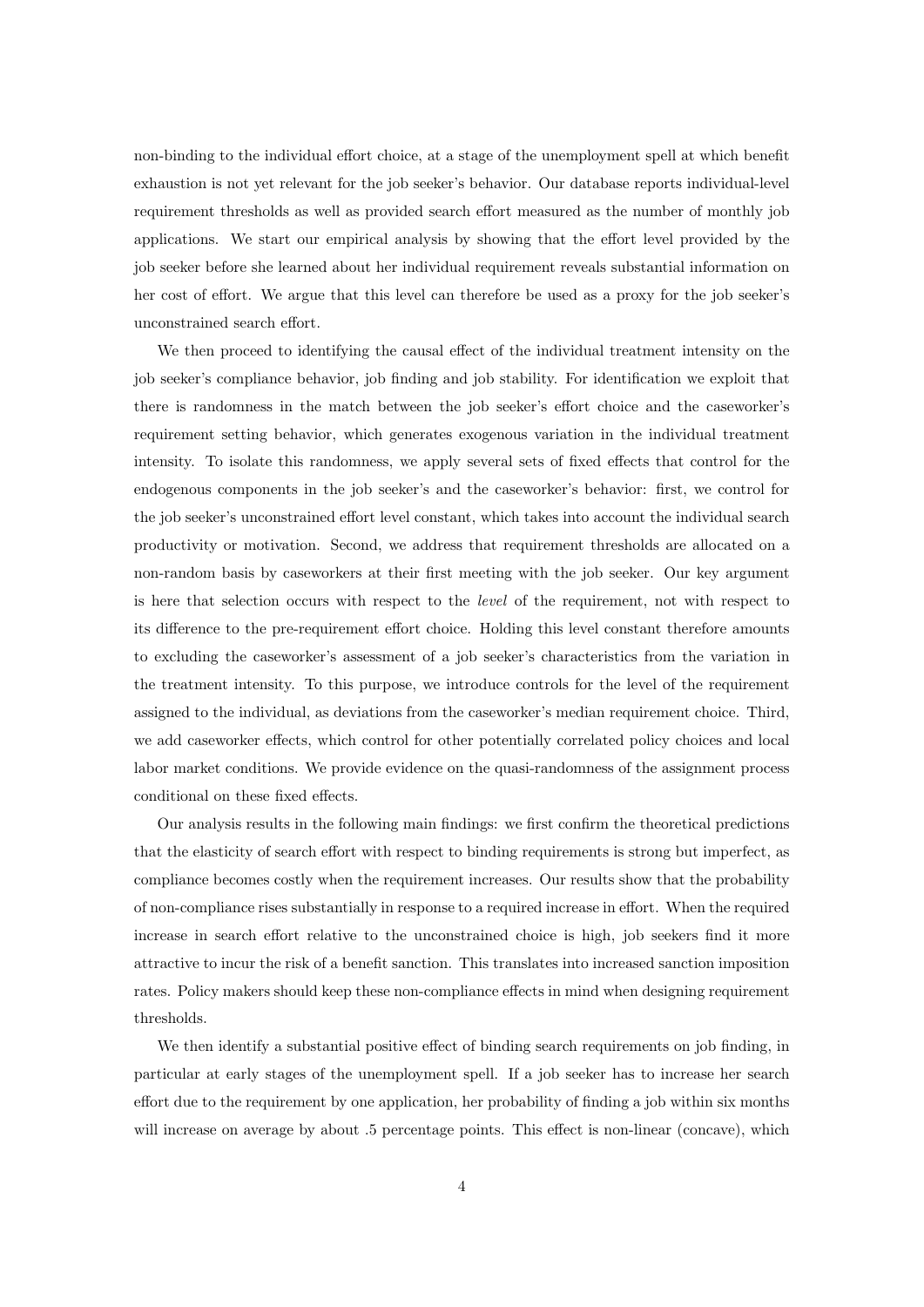non-binding to the individual effort choice, at a stage of the unemployment spell at which benefit exhaustion is not yet relevant for the job seeker's behavior. Our database reports individual-level requirement thresholds as well as provided search effort measured as the number of monthly job applications. We start our empirical analysis by showing that the effort level provided by the job seeker before she learned about her individual requirement reveals substantial information on her cost of effort. We argue that this level can therefore be used as a proxy for the job seeker's unconstrained search effort.

We then proceed to identifying the causal effect of the individual treatment intensity on the job seeker's compliance behavior, job finding and job stability. For identification we exploit that there is randomness in the match between the job seeker's effort choice and the caseworker's requirement setting behavior, which generates exogenous variation in the individual treatment intensity. To isolate this randomness, we apply several sets of fixed effects that control for the endogenous components in the job seeker's and the caseworker's behavior: first, we control for the job seeker's unconstrained effort level constant, which takes into account the individual search productivity or motivation. Second, we address that requirement thresholds are allocated on a non-random basis by caseworkers at their first meeting with the job seeker. Our key argument is here that selection occurs with respect to the *level* of the requirement, not with respect to its difference to the pre-requirement effort choice. Holding this level constant therefore amounts to excluding the caseworker's assessment of a job seeker's characteristics from the variation in the treatment intensity. To this purpose, we introduce controls for the level of the requirement assigned to the individual, as deviations from the caseworker's median requirement choice. Third, we add caseworker effects, which control for other potentially correlated policy choices and local labor market conditions. We provide evidence on the quasi-randomness of the assignment process conditional on these fixed effects.

Our analysis results in the following main findings: we first confirm the theoretical predictions that the elasticity of search effort with respect to binding requirements is strong but imperfect, as compliance becomes costly when the requirement increases. Our results show that the probability of non-compliance rises substantially in response to a required increase in effort. When the required increase in search effort relative to the unconstrained choice is high, job seekers find it more attractive to incur the risk of a benefit sanction. This translates into increased sanction imposition rates. Policy makers should keep these non-compliance effects in mind when designing requirement thresholds.

We then identify a substantial positive effect of binding search requirements on job finding, in particular at early stages of the unemployment spell. If a job seeker has to increase her search effort due to the requirement by one application, her probability of finding a job within six months will increase on average by about .5 percentage points. This effect is non-linear (concave), which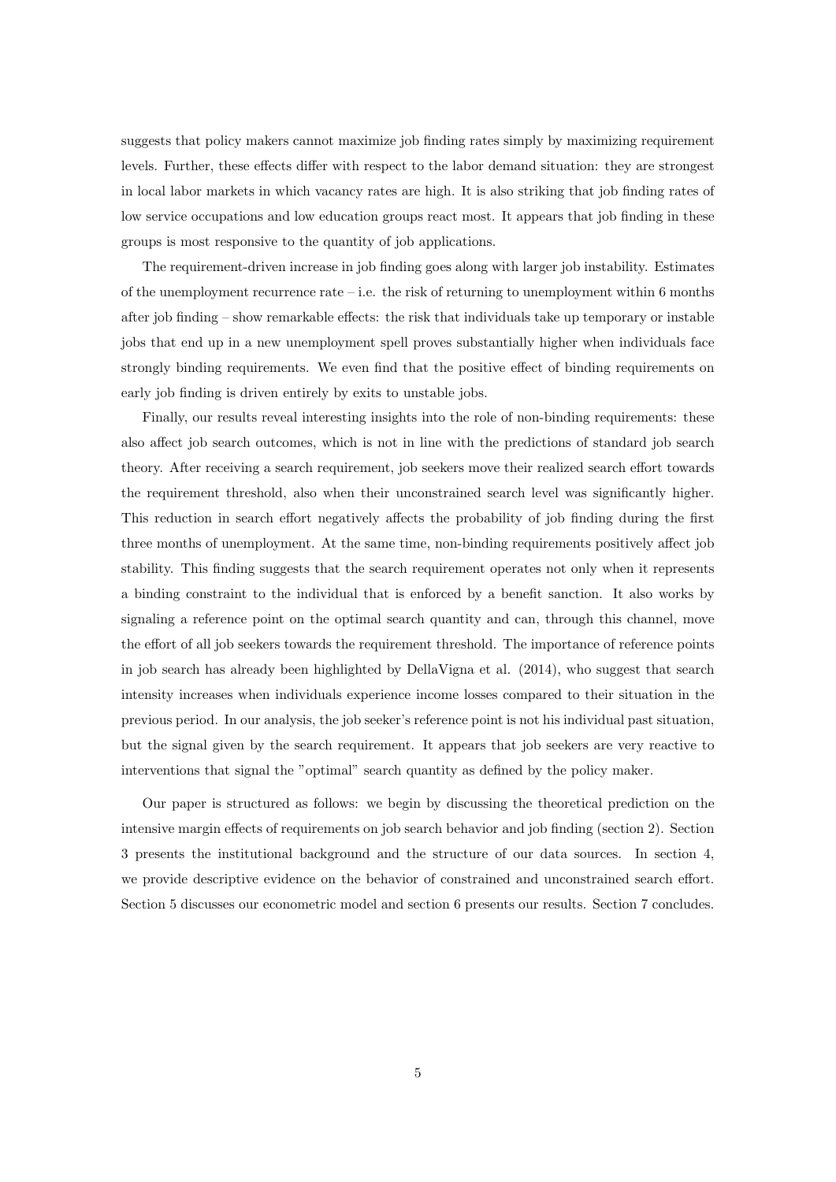suggests that policy makers cannot maximize job finding rates simply by maximizing requirement levels. Further, these effects differ with respect to the labor demand situation: they are strongest in local labor markets in which vacancy rates are high. It is also striking that job finding rates of low service occupations and low education groups react most. It appears that job finding in these groups is most responsive to the quantity of job applications.

The requirement-driven increase in job finding goes along with larger job instability. Estimates of the unemployment recurrence rate – i.e. the risk of returning to unemployment within 6 months after job finding – show remarkable effects: the risk that individuals take up temporary or instable jobs that end up in a new unemployment spell proves substantially higher when individuals face strongly binding requirements. We even find that the positive effect of binding requirements on early job finding is driven entirely by exits to unstable jobs.

Finally, our results reveal interesting insights into the role of non-binding requirements: these also affect job search outcomes, which is not in line with the predictions of standard job search theory. After receiving a search requirement, job seekers move their realized search effort towards the requirement threshold, also when their unconstrained search level was significantly higher. This reduction in search effort negatively affects the probability of job finding during the first three months of unemployment. At the same time, non-binding requirements positively affect job stability. This finding suggests that the search requirement operates not only when it represents a binding constraint to the individual that is enforced by a benefit sanction. It also works by signaling a reference point on the optimal search quantity and can, through this channel, move the effort of all job seekers towards the requirement threshold. The importance of reference points in job search has already been highlighted by DellaVigna et al. (2014), who suggest that search intensity increases when individuals experience income losses compared to their situation in the previous period. In our analysis, the job seeker's reference point is not his individual past situation, but the signal given by the search requirement. It appears that job seekers are very reactive to interventions that signal the "optimal" search quantity as defined by the policy maker.

Our paper is structured as follows: we begin by discussing the theoretical prediction on the intensive margin effects of requirements on job search behavior and job finding (section 2). Section 3 presents the institutional background and the structure of our data sources. In section 4, we provide descriptive evidence on the behavior of constrained and unconstrained search effort. Section 5 discusses our econometric model and section 6 presents our results. Section 7 concludes.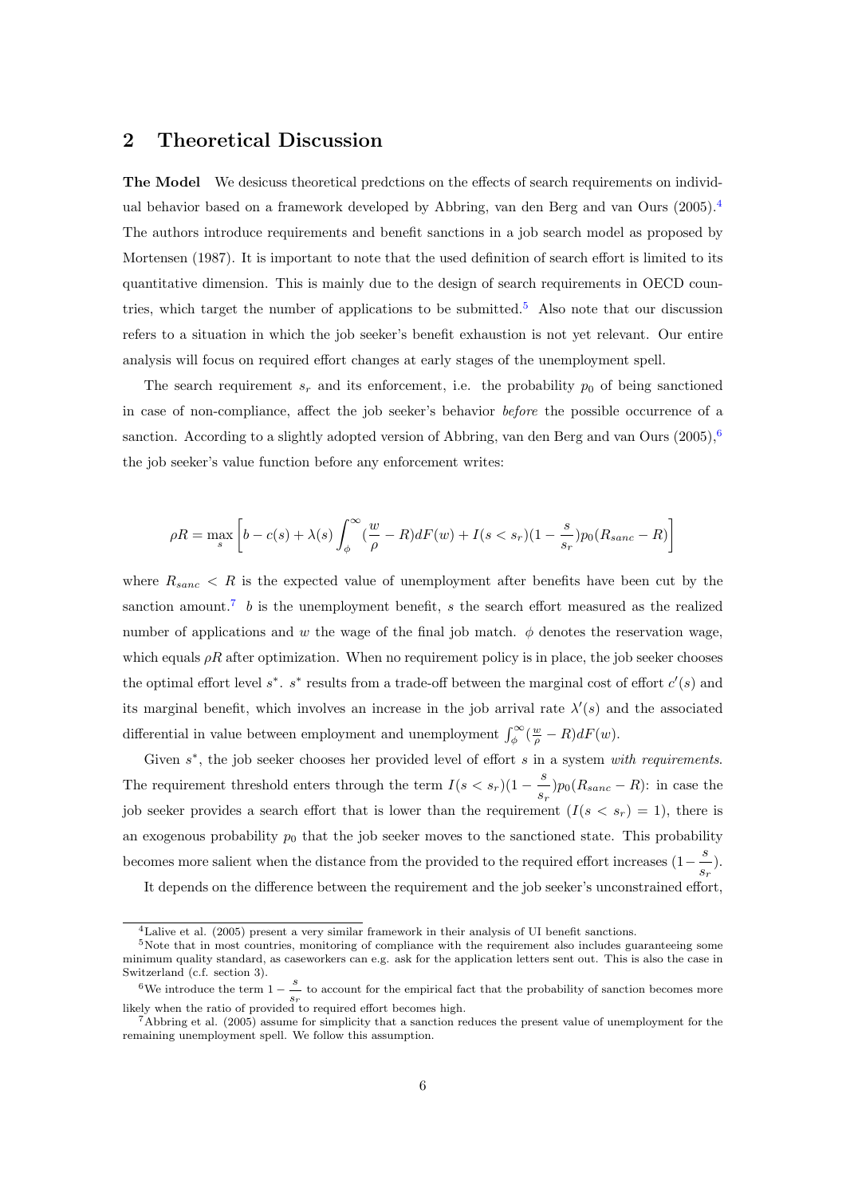## 2 Theoretical Discussion

**The Model** We desicuss theoretical predctions on the effects of search requirements on individual behavior based on a framework developed by Abbring, van den Berg and van Ours (2005).[4] The authors introduce requirements and benefit sanctions in a job search model as proposed by Mortensen (1987). It is important to note that the used definition of search effort is limited to its quantitative dimension. This is mainly due to the design of search requirements in OECD countries, which target the number of applications to be submitted.[5] Also note that our discussion refers to a situation in which the job seeker's benefit exhaustion is not yet relevant. Our entire analysis will focus on required effort changes at early stages of the unemployment spell.

The search requirement $s_r$ and its enforcement, i.e. the probability $p_0$ of being sanctioned in case of non-compliance, affect the job seeker's behavior *before* the possible occurrence of a sanction. According to a slightly adopted version of Abbring, van den Berg and van Ours (2005),[6] the job seeker's value function before any enforcement writes:

$$\rho R = \max_s \left[ b - c(s) + \lambda(s) \int_\phi^\infty (\frac{w}{\rho} - R) dF(w) + I(s < s_r)(1 - \frac{s}{s_r}) p_0 (R_{sanc} - R) \right]$$

where $R_{sanc} < R$ is the expected value of unemployment after benefits have been cut by the sanction amount.[7] $b$ is the unemployment benefit, $s$ the search effort measured as the realized number of applications and $w$ the wage of the final job match. $\phi$ denotes the reservation wage, which equals $\rho R$ after optimization. When no requirement policy is in place, the job seeker chooses the optimal effort level $s^*$. $s^*$ results from a trade-off between the marginal cost of effort $c'(s)$ and its marginal benefit, which involves an increase in the job arrival rate $\lambda'(s)$ and the associated differential in value between employment and unemployment $\int_\phi^\infty (\frac{w}{\rho} - R) dF(w)$.

Given $s^*$, the job seeker chooses her provided level of effort $s$ in a system *with requirements*. The requirement threshold enters through the term $I(s < s_r)(1 - \dfrac{s}{s_r}) p_0 (R_{sanc} - R)$: in case the job seeker provides a search effort that is lower than the requirement ($I(s < s_r) = 1$), there is an exogenous probability $p_0$ that the job seeker moves to the sanctioned state. This probability becomes more salient when the distance from the provided to the required effort increases ($1 - \dfrac{s}{s_r}$).

It depends on the difference between the requirement and the job seeker's unconstrained effort,

---

[4] Lalive et al. (2005) present a very similar framework in their analysis of UI benefit sanctions.

[5] Note that in most countries, monitoring of compliance with the requirement also includes guaranteeing some minimum quality standard, as caseworkers can e.g. ask for the application letters sent out. This is also the case in Switzerland (c.f. section 3).

[6] We introduce the term $1 - \dfrac{s}{s_r}$ to account for the empirical fact that the probability of sanction becomes more likely when the ratio of provided to required effort becomes high.

[7] Abbring et al. (2005) assume for simplicity that a sanction reduces the present value of unemployment for the remaining unemployment spell. We follow this assumption.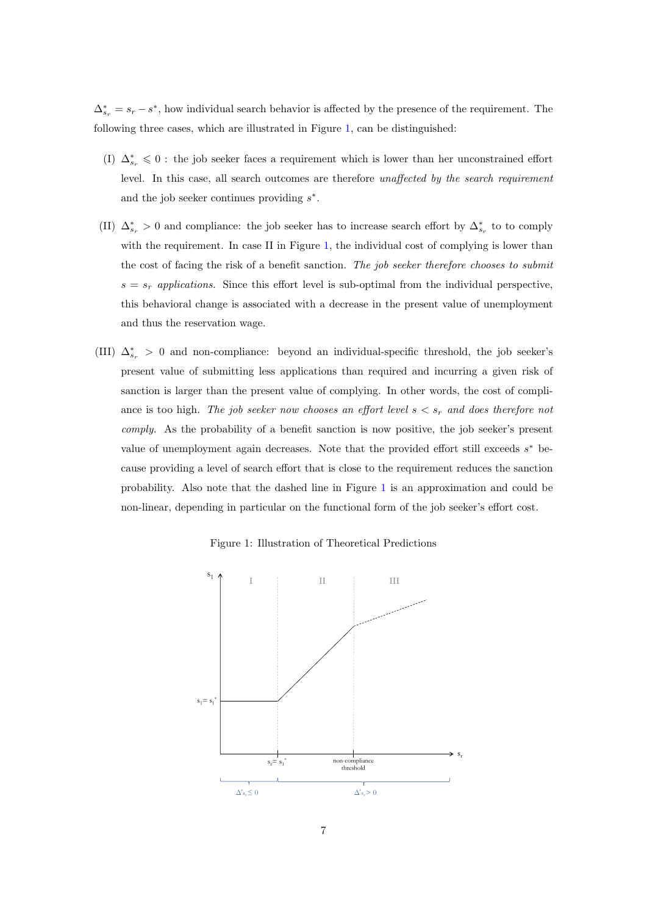$\Delta^*_{s_r} = s_r - s^*$, how individual search behavior is affected by the presence of the requirement. The following three cases, which are illustrated in Figure 1, can be distinguished:

(I) $\Delta^*_{s_r} \leqslant 0$ : the job seeker faces a requirement which is lower than her unconstrained effort level. In this case, all search outcomes are therefore *unaffected by the search requirement* and the job seeker continues providing $s^*$.

(II) $\Delta^*_{s_r} > 0$ and compliance: the job seeker has to increase search effort by $\Delta^*_{s_r}$ to to comply with the requirement. In case II in Figure 1, the individual cost of complying is lower than the cost of facing the risk of a benefit sanction. *The job seeker therefore chooses to submit* $s = s_r$ *applications.* Since this effort level is sub-optimal from the individual perspective, this behavioral change is associated with a decrease in the present value of unemployment and thus the reservation wage.

(III) $\Delta^*_{s_r} > 0$ and non-compliance: beyond an individual-specific threshold, the job seeker's present value of submitting less applications than required and incurring a given risk of sanction is larger than the present value of complying. In other words, the cost of compliance is too high. *The job seeker now chooses an effort level* $s < s_r$ *and does therefore not comply.* As the probability of a benefit sanction is now positive, the job seeker's present value of unemployment again decreases. Note that the provided effort still exceeds $s^*$ because providing a level of search effort that is close to the requirement reduces the sanction probability. Also note that the dashed line in Figure 1 is an approximation and could be non-linear, depending in particular on the functional form of the job seeker's effort cost.

Figure 1: Illustration of Theoretical Predictions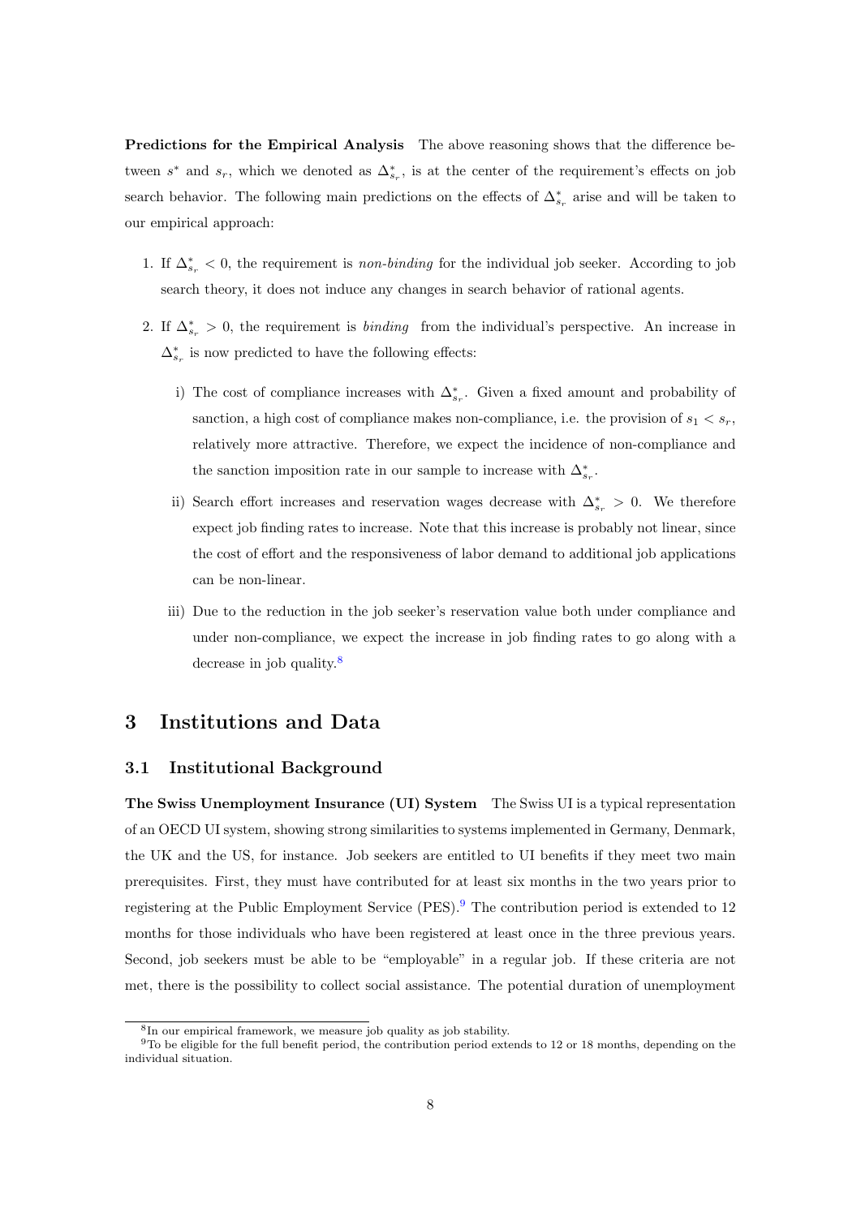**Predictions for the Empirical Analysis** The above reasoning shows that the difference between $s^*$ and $s_r$, which we denoted as $\Delta^*_{s_r}$, is at the center of the requirement's effects on job search behavior. The following main predictions on the effects of $\Delta^*_{s_r}$ arise and will be taken to our empirical approach:

1. If $\Delta^*_{s_r} < 0$, the requirement is *non-binding* for the individual job seeker. According to job search theory, it does not induce any changes in search behavior of rational agents.

2. If $\Delta^*_{s_r} > 0$, the requirement is *binding* from the individual's perspective. An increase in $\Delta^*_{s_r}$ is now predicted to have the following effects:

   i) The cost of compliance increases with $\Delta^*_{s_r}$. Given a fixed amount and probability of sanction, a high cost of compliance makes non-compliance, i.e. the provision of $s_1 < s_r$, relatively more attractive. Therefore, we expect the incidence of non-compliance and the sanction imposition rate in our sample to increase with $\Delta^*_{s_r}$.

   ii) Search effort increases and reservation wages decrease with $\Delta^*_{s_r} > 0$. We therefore expect job finding rates to increase. Note that this increase is probably not linear, since the cost of effort and the responsiveness of labor demand to additional job applications can be non-linear.

   iii) Due to the reduction in the job seeker's reservation value both under compliance and under non-compliance, we expect the increase in job finding rates to go along with a decrease in job quality.[8]

# 3 Institutions and Data

## 3.1 Institutional Background

**The Swiss Unemployment Insurance (UI) System** The Swiss UI is a typical representation of an OECD UI system, showing strong similarities to systems implemented in Germany, Denmark, the UK and the US, for instance. Job seekers are entitled to UI benefits if they meet two main prerequisites. First, they must have contributed for at least six months in the two years prior to registering at the Public Employment Service (PES).[9] The contribution period is extended to 12 months for those individuals who have been registered at least once in the three previous years. Second, job seekers must be able to be "employable" in a regular job. If these criteria are not met, there is the possibility to collect social assistance. The potential duration of unemployment

[8] In our empirical framework, we measure job quality as job stability.

[9] To be eligible for the full benefit period, the contribution period extends to 12 or 18 months, depending on the individual situation.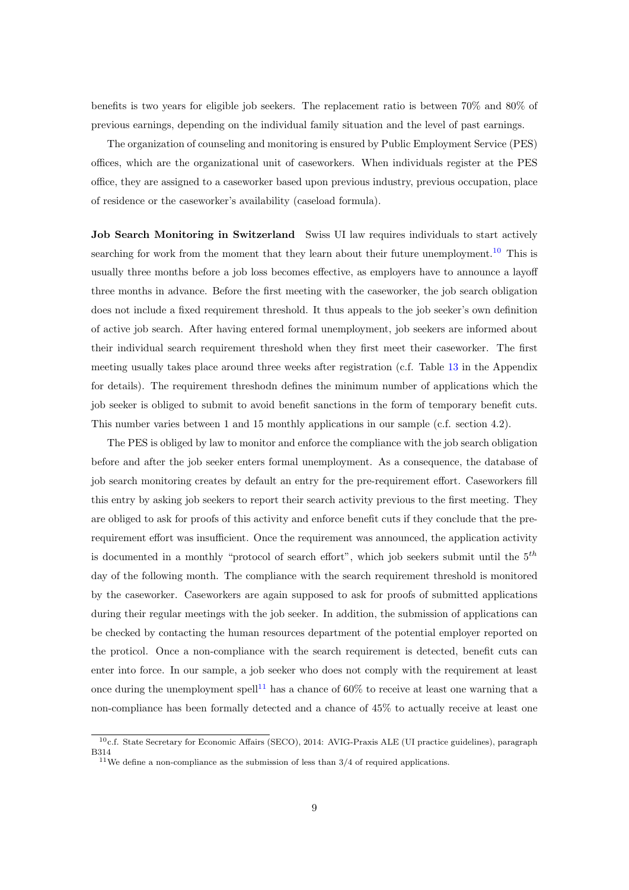benefits is two years for eligible job seekers. The replacement ratio is between 70% and 80% of previous earnings, depending on the individual family situation and the level of past earnings.

The organization of counseling and monitoring is ensured by Public Employment Service (PES) offices, which are the organizational unit of caseworkers. When individuals register at the PES office, they are assigned to a caseworker based upon previous industry, previous occupation, place of residence or the caseworker's availability (caseload formula).

**Job Search Monitoring in Switzerland** Swiss UI law requires individuals to start actively searching for work from the moment that they learn about their future unemployment.[10] This is usually three months before a job loss becomes effective, as employers have to announce a layoff three months in advance. Before the first meeting with the caseworker, the job search obligation does not include a fixed requirement threshold. It thus appeals to the job seeker's own definition of active job search. After having entered formal unemployment, job seekers are informed about their individual search requirement threshold when they first meet their caseworker. The first meeting usually takes place around three weeks after registration (c.f. Table 13 in the Appendix for details). The requirement threshodn defines the minimum number of applications which the job seeker is obliged to submit to avoid benefit sanctions in the form of temporary benefit cuts. This number varies between 1 and 15 monthly applications in our sample (c.f. section 4.2).

The PES is obliged by law to monitor and enforce the compliance with the job search obligation before and after the job seeker enters formal unemployment. As a consequence, the database of job search monitoring creates by default an entry for the pre-requirement effort. Caseworkers fill this entry by asking job seekers to report their search activity previous to the first meeting. They are obliged to ask for proofs of this activity and enforce benefit cuts if they conclude that the pre-requirement effort was insufficient. Once the requirement was announced, the application activity is documented in a monthly "protocol of search effort", which job seekers submit until the $5^{th}$ day of the following month. The compliance with the search requirement threshold is monitored by the caseworker. Caseworkers are again supposed to ask for proofs of submitted applications during their regular meetings with the job seeker. In addition, the submission of applications can be checked by contacting the human resources department of the potential employer reported on the protocol. Once a non-compliance with the search requirement is detected, benefit cuts can enter into force. In our sample, a job seeker who does not comply with the requirement at least once during the unemployment spell[11] has a chance of 60% to receive at least one warning that a non-compliance has been formally detected and a chance of 45% to actually receive at least one

[10] c.f. State Secretary for Economic Affairs (SECO), 2014: AVIG-Praxis ALE (UI practice guidelines), paragraph B314

[11] We define a non-compliance as the submission of less than 3/4 of required applications.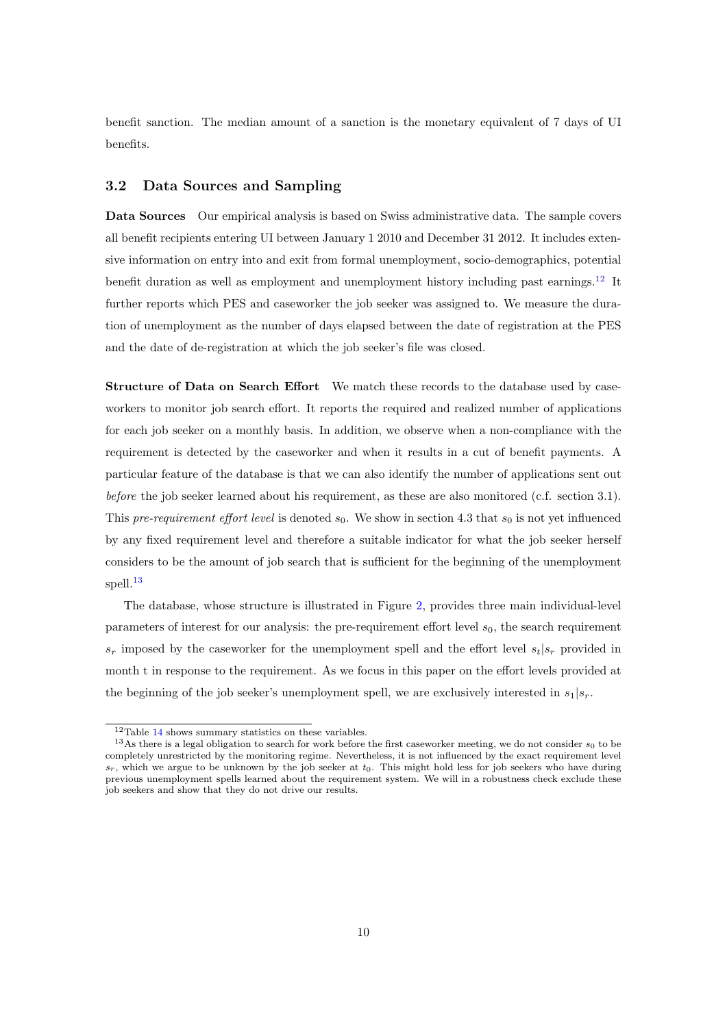benefit sanction. The median amount of a sanction is the monetary equivalent of 7 days of UI benefits.

## 3.2 Data Sources and Sampling

**Data Sources** Our empirical analysis is based on Swiss administrative data. The sample covers all benefit recipients entering UI between January 1 2010 and December 31 2012. It includes extensive information on entry into and exit from formal unemployment, socio-demographics, potential benefit duration as well as employment and unemployment history including past earnings.[12] It further reports which PES and caseworker the job seeker was assigned to. We measure the duration of unemployment as the number of days elapsed between the date of registration at the PES and the date of de-registration at which the job seeker's file was closed.

**Structure of Data on Search Effort** We match these records to the database used by caseworkers to monitor job search effort. It reports the required and realized number of applications for each job seeker on a monthly basis. In addition, we observe when a non-compliance with the requirement is detected by the caseworker and when it results in a cut of benefit payments. A particular feature of the database is that we can also identify the number of applications sent out *before* the job seeker learned about his requirement, as these are also monitored (c.f. section 3.1). This *pre-requirement effort level* is denoted $s_0$. We show in section 4.3 that $s_0$ is not yet influenced by any fixed requirement level and therefore a suitable indicator for what the job seeker herself considers to be the amount of job search that is sufficient for the beginning of the unemployment spell.[13]

The database, whose structure is illustrated in Figure 2, provides three main individual-level parameters of interest for our analysis: the pre-requirement effort level $s_0$, the search requirement $s_r$ imposed by the caseworker for the unemployment spell and the effort level $s_t|s_r$ provided in month t in response to the requirement. As we focus in this paper on the effort levels provided at the beginning of the job seeker's unemployment spell, we are exclusively interested in $s_1|s_r$.

[12] Table 14 shows summary statistics on these variables.

[13] As there is a legal obligation to search for work before the first caseworker meeting, we do not consider $s_0$ to be completely unrestricted by the monitoring regime. Nevertheless, it is not influenced by the exact requirement level $s_r$, which we argue to be unknown by the job seeker at $t_0$. This might hold less for job seekers who have during previous unemployment spells learned about the requirement system. We will in a robustness check exclude these job seekers and show that they do not drive our results.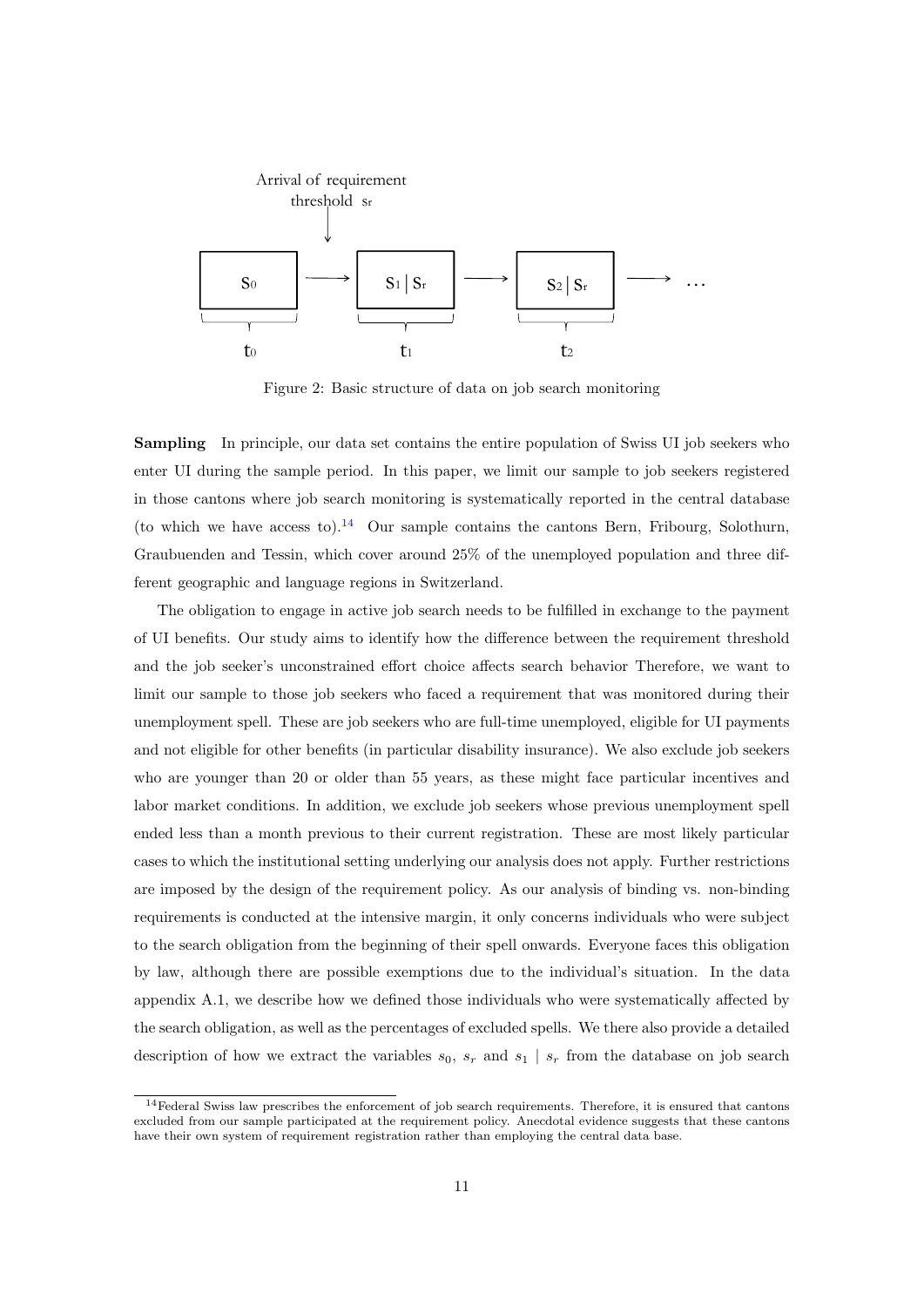Arrival of requirement threshold $s_r$

$s_0$ → $s_1 \mid s_r$ → $s_2 \mid s_r$ → ...

$t_0$ $t_1$ $t_2$

Figure 2: Basic structure of data on job search monitoring

**Sampling** In principle, our data set contains the entire population of Swiss UI job seekers who enter UI during the sample period. In this paper, we limit our sample to job seekers registered in those cantons where job search monitoring is systematically reported in the central database (to which we have access to).[14] Our sample contains the cantons Bern, Fribourg, Solothurn, Graubuenden and Tessin, which cover around 25% of the unemployed population and three different geographic and language regions in Switzerland.

The obligation to engage in active job search needs to be fulfilled in exchange to the payment of UI benefits. Our study aims to identify how the difference between the requirement threshold and the job seeker's unconstrained effort choice affects search behavior Therefore, we want to limit our sample to those job seekers who faced a requirement that was monitored during their unemployment spell. These are job seekers who are full-time unemployed, eligible for UI payments and not eligible for other benefits (in particular disability insurance). We also exclude job seekers who are younger than 20 or older than 55 years, as these might face particular incentives and labor market conditions. In addition, we exclude job seekers whose previous unemployment spell ended less than a month previous to their current registration. These are most likely particular cases to which the institutional setting underlying our analysis does not apply. Further restrictions are imposed by the design of the requirement policy. As our analysis of binding vs. non-binding requirements is conducted at the intensive margin, it only concerns individuals who were subject to the search obligation from the beginning of their spell onwards. Everyone faces this obligation by law, although there are possible exemptions due to the individual's situation. In the data appendix A.1, we describe how we defined those individuals who were systematically affected by the search obligation, as well as the percentages of excluded spells. We there also provide a detailed description of how we extract the variables $s_0$, $s_r$ and $s_1 \mid s_r$ from the database on job search

[14] Federal Swiss law prescribes the enforcement of job search requirements. Therefore, it is ensured that cantons excluded from our sample participated at the requirement policy. Anecdotal evidence suggests that these cantons have their own system of requirement registration rather than employing the central data base.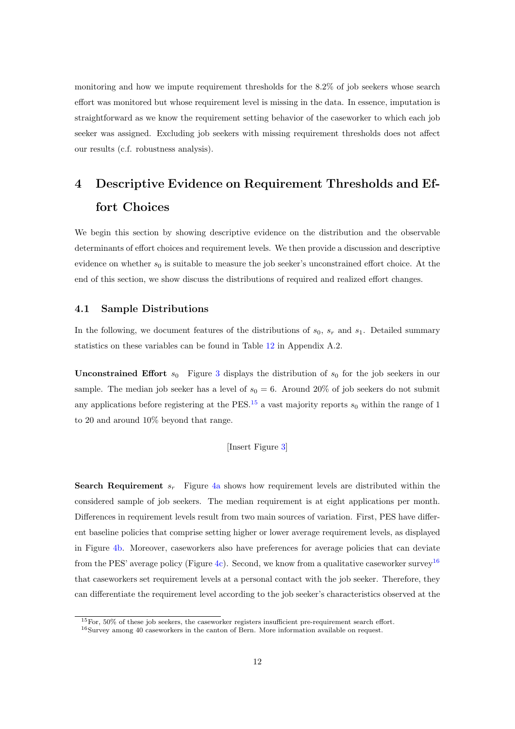monitoring and how we impute requirement thresholds for the 8.2% of job seekers whose search effort was monitored but whose requirement level is missing in the data. In essence, imputation is straightforward as we know the requirement setting behavior of the caseworker to which each job seeker was assigned. Excluding job seekers with missing requirement thresholds does not affect our results (c.f. robustness analysis).

# 4 Descriptive Evidence on Requirement Thresholds and Effort Choices

We begin this section by showing descriptive evidence on the distribution and the observable determinants of effort choices and requirement levels. We then provide a discussion and descriptive evidence on whether $s_0$ is suitable to measure the job seeker's unconstrained effort choice. At the end of this section, we show discuss the distributions of required and realized effort changes.

## 4.1 Sample Distributions

In the following, we document features of the distributions of $s_0$, $s_r$ and $s_1$. Detailed summary statistics on these variables can be found in Table 12 in Appendix A.2.

**Unconstrained Effort** $s_0$ Figure 3 displays the distribution of $s_0$ for the job seekers in our sample. The median job seeker has a level of $s_0 = 6$. Around 20% of job seekers do not submit any applications before registering at the PES.[15] a vast majority reports $s_0$ within the range of 1 to 20 and around 10% beyond that range.

[Insert Figure 3]

**Search Requirement** $s_r$ Figure 4a shows how requirement levels are distributed within the considered sample of job seekers. The median requirement is at eight applications per month. Differences in requirement levels result from two main sources of variation. First, PES have different baseline policies that comprise setting higher or lower average requirement levels, as displayed in Figure 4b. Moreover, caseworkers also have preferences for average policies that can deviate from the PES' average policy (Figure 4c). Second, we know from a qualitative caseworker survey[16] that caseworkers set requirement levels at a personal contact with the job seeker. Therefore, they can differentiate the requirement level according to the job seeker's characteristics observed at the

[15] For, 50% of these job seekers, the caseworker registers insufficient pre-requirement search effort.

[16] Survey among 40 caseworkers in the canton of Bern. More information available on request.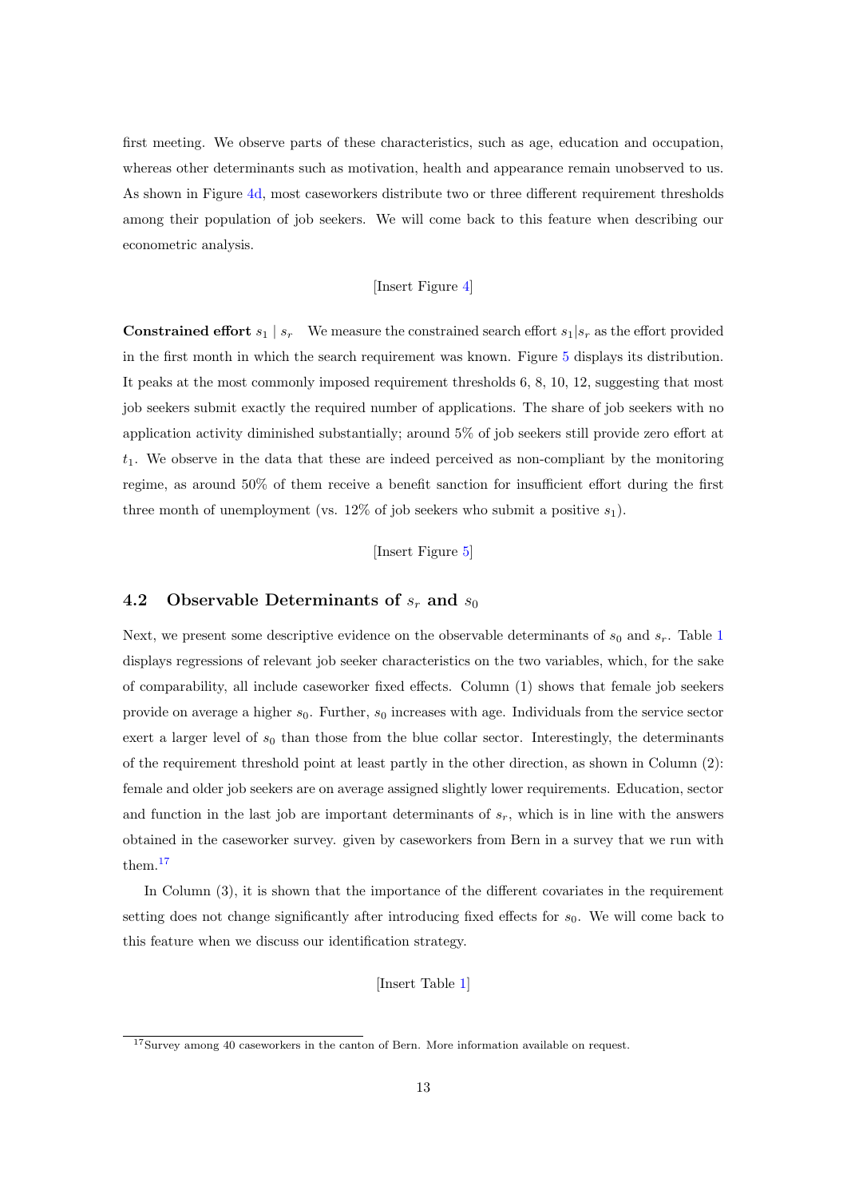first meeting. We observe parts of these characteristics, such as age, education and occupation, whereas other determinants such as motivation, health and appearance remain unobserved to us. As shown in Figure 4d, most caseworkers distribute two or three different requirement thresholds among their population of job seekers. We will come back to this feature when describing our econometric analysis.

[Insert Figure 4]

**Constrained effort $s_1 \mid s_r$** We measure the constrained search effort $s_1|s_r$ as the effort provided in the first month in which the search requirement was known. Figure 5 displays its distribution. It peaks at the most commonly imposed requirement thresholds 6, 8, 10, 12, suggesting that most job seekers submit exactly the required number of applications. The share of job seekers with no application activity diminished substantially; around 5% of job seekers still provide zero effort at $t_1$. We observe in the data that these are indeed perceived as non-compliant by the monitoring regime, as around 50% of them receive a benefit sanction for insufficient effort during the first three month of unemployment (vs. 12% of job seekers who submit a positive $s_1$).

[Insert Figure 5]

## 4.2 Observable Determinants of $s_r$ and $s_0$

Next, we present some descriptive evidence on the observable determinants of $s_0$ and $s_r$. Table 1 displays regressions of relevant job seeker characteristics on the two variables, which, for the sake of comparability, all include caseworker fixed effects. Column (1) shows that female job seekers provide on average a higher $s_0$. Further, $s_0$ increases with age. Individuals from the service sector exert a larger level of $s_0$ than those from the blue collar sector. Interestingly, the determinants of the requirement threshold point at least partly in the other direction, as shown in Column (2): female and older job seekers are on average assigned slightly lower requirements. Education, sector and function in the last job are important determinants of $s_r$, which is in line with the answers obtained in the caseworker survey. given by caseworkers from Bern in a survey that we run with them.[17]

In Column (3), it is shown that the importance of the different covariates in the requirement setting does not change significantly after introducing fixed effects for $s_0$. We will come back to this feature when we discuss our identification strategy.

[Insert Table 1]

[17] Survey among 40 caseworkers in the canton of Bern. More information available on request.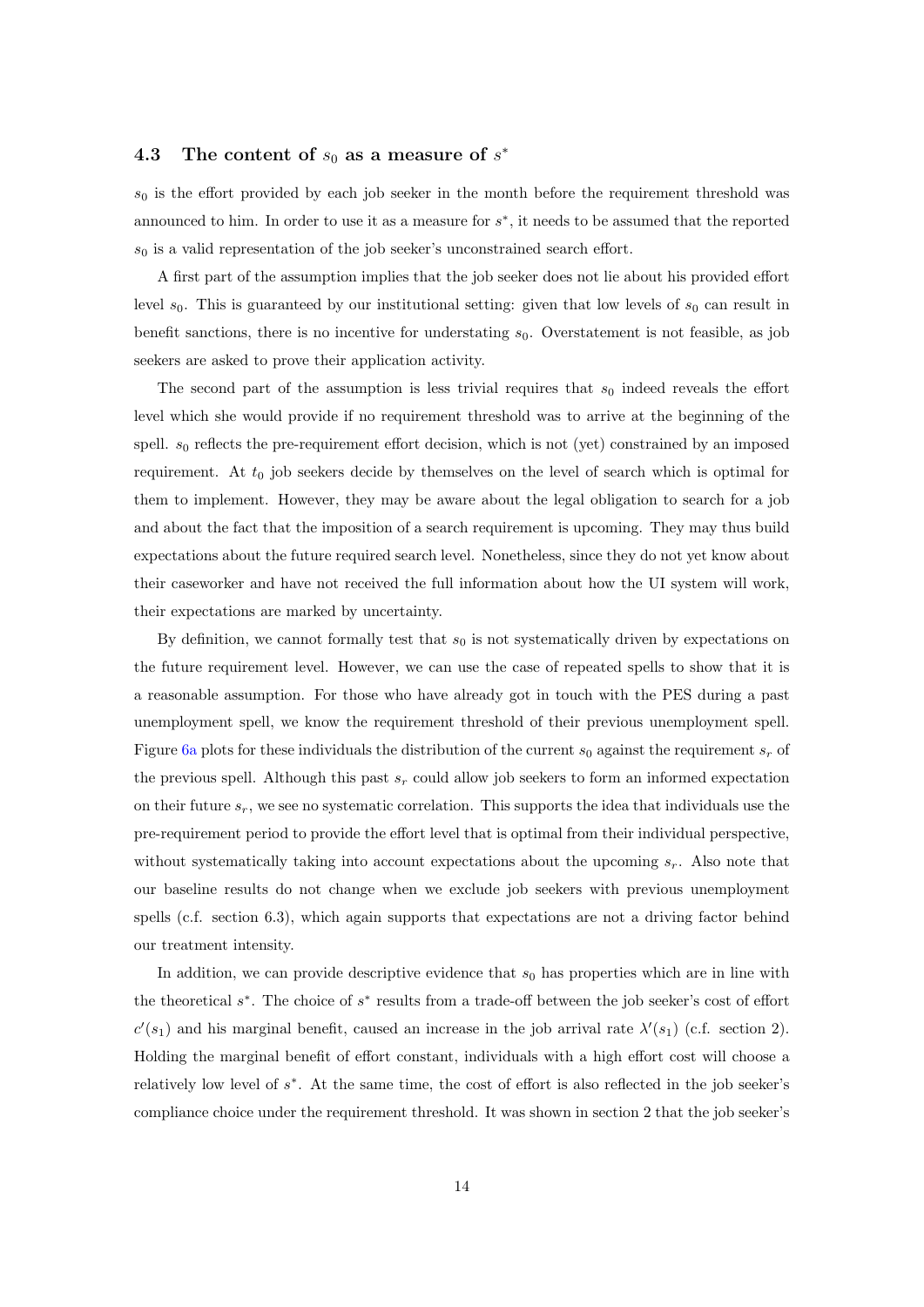### 4.3 The content of $s_0$ as a measure of $s^*$

$s_0$ is the effort provided by each job seeker in the month before the requirement threshold was announced to him. In order to use it as a measure for $s^*$, it needs to be assumed that the reported $s_0$ is a valid representation of the job seeker's unconstrained search effort.

A first part of the assumption implies that the job seeker does not lie about his provided effort level $s_0$. This is guaranteed by our institutional setting: given that low levels of $s_0$ can result in benefit sanctions, there is no incentive for understating $s_0$. Overstatement is not feasible, as job seekers are asked to prove their application activity.

The second part of the assumption is less trivial requires that $s_0$ indeed reveals the effort level which she would provide if no requirement threshold was to arrive at the beginning of the spell. $s_0$ reflects the pre-requirement effort decision, which is not (yet) constrained by an imposed requirement. At $t_0$ job seekers decide by themselves on the level of search which is optimal for them to implement. However, they may be aware about the legal obligation to search for a job and about the fact that the imposition of a search requirement is upcoming. They may thus build expectations about the future required search level. Nonetheless, since they do not yet know about their caseworker and have not received the full information about how the UI system will work, their expectations are marked by uncertainty.

By definition, we cannot formally test that $s_0$ is not systematically driven by expectations on the future requirement level. However, we can use the case of repeated spells to show that it is a reasonable assumption. For those who have already got in touch with the PES during a past unemployment spell, we know the requirement threshold of their previous unemployment spell. Figure 6a plots for these individuals the distribution of the current $s_0$ against the requirement $s_r$ of the previous spell. Although this past $s_r$ could allow job seekers to form an informed expectation on their future $s_r$, we see no systematic correlation. This supports the idea that individuals use the pre-requirement period to provide the effort level that is optimal from their individual perspective, without systematically taking into account expectations about the upcoming $s_r$. Also note that our baseline results do not change when we exclude job seekers with previous unemployment spells (c.f. section 6.3), which again supports that expectations are not a driving factor behind our treatment intensity.

In addition, we can provide descriptive evidence that $s_0$ has properties which are in line with the theoretical $s^*$. The choice of $s^*$ results from a trade-off between the job seeker's cost of effort $c'(s_1)$ and his marginal benefit, caused an increase in the job arrival rate $\lambda'(s_1)$ (c.f. section 2). Holding the marginal benefit of effort constant, individuals with a high effort cost will choose a relatively low level of $s^*$. At the same time, the cost of effort is also reflected in the job seeker's compliance choice under the requirement threshold. It was shown in section 2 that the job seeker's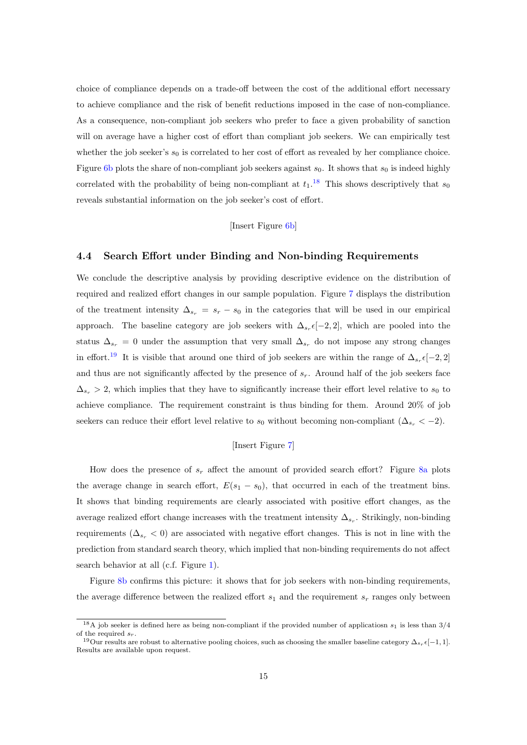choice of compliance depends on a trade-off between the cost of the additional effort necessary to achieve compliance and the risk of benefit reductions imposed in the case of non-compliance. As a consequence, non-compliant job seekers who prefer to face a given probability of sanction will on average have a higher cost of effort than compliant job seekers. We can empirically test whether the job seeker's $s_0$ is correlated to her cost of effort as revealed by her compliance choice. Figure 6b plots the share of non-compliant job seekers against $s_0$. It shows that $s_0$ is indeed highly correlated with the probability of being non-compliant at $t_1$.[18] This shows descriptively that $s_0$ reveals substantial information on the job seeker's cost of effort.

[Insert Figure 6b]

### 4.4 Search Effort under Binding and Non-binding Requirements

We conclude the descriptive analysis by providing descriptive evidence on the distribution of required and realized effort changes in our sample population. Figure 7 displays the distribution of the treatment intensity $\Delta_{s_r} = s_r - s_0$ in the categories that will be used in our empirical approach. The baseline category are job seekers with $\Delta_{s_r} \epsilon [-2, 2]$, which are pooled into the status $\Delta_{s_r} = 0$ under the assumption that very small $\Delta_{s_r}$ do not impose any strong changes in effort.[19] It is visible that around one third of job seekers are within the range of $\Delta_{s_r} \epsilon [-2, 2]$ and thus are not significantly affected by the presence of $s_r$. Around half of the job seekers face $\Delta_{s_r} > 2$, which implies that they have to significantly increase their effort level relative to $s_0$ to achieve compliance. The requirement constraint is thus binding for them. Around 20% of job seekers can reduce their effort level relative to $s_0$ without becoming non-compliant ($\Delta_{s_r} < -2$).

[Insert Figure 7]

How does the presence of $s_r$ affect the amount of provided search effort? Figure 8a plots the average change in search effort, $E(s_1 - s_0)$, that occurred in each of the treatment bins. It shows that binding requirements are clearly associated with positive effort changes, as the average realized effort change increases with the treatment intensity $\Delta_{s_r}$. Strikingly, non-binding requirements ($\Delta_{s_r} < 0$) are associated with negative effort changes. This is not in line with the prediction from standard search theory, which implied that non-binding requirements do not affect search behavior at all (c.f. Figure 1).

Figure 8b confirms this picture: it shows that for job seekers with non-binding requirements, the average difference between the realized effort $s_1$ and the requirement $s_r$ ranges only between

[18] A job seeker is defined here as being non-compliant if the provided number of applicatiosn $s_1$ is less than 3/4 of the required $s_r$.

[19] Our results are robust to alternative pooling choices, such as choosing the smaller baseline category $\Delta_{s_r} \epsilon [-1, 1]$. Results are available upon request.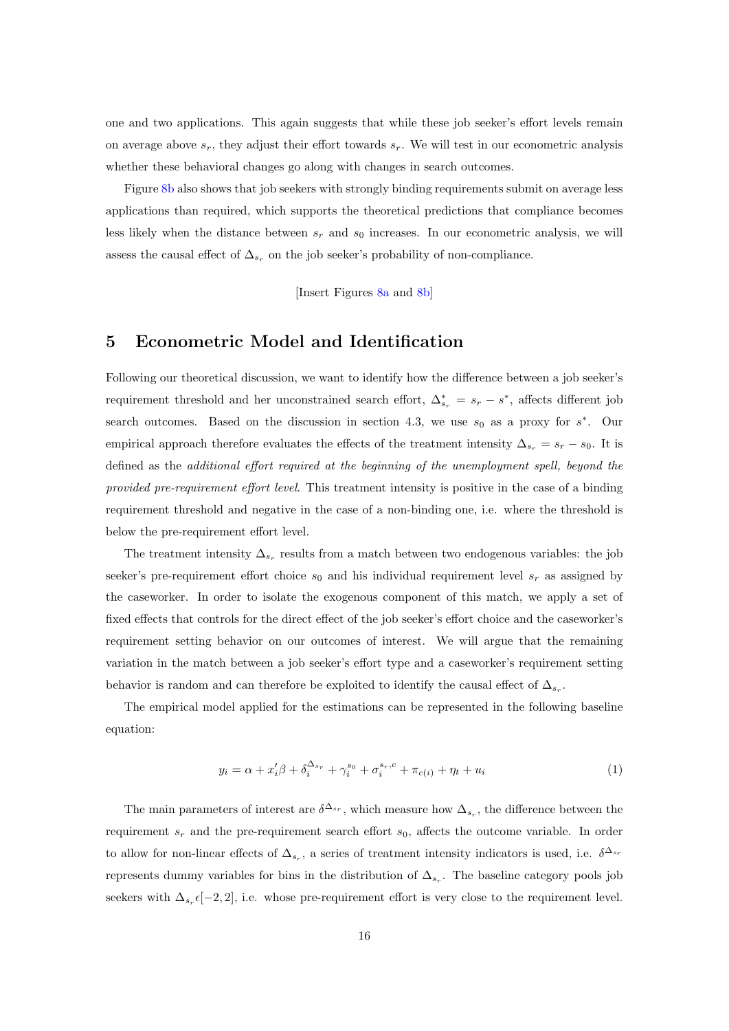one and two applications. This again suggests that while these job seeker's effort levels remain on average above $s_r$, they adjust their effort towards $s_r$. We will test in our econometric analysis whether these behavioral changes go along with changes in search outcomes.

Figure 8b also shows that job seekers with strongly binding requirements submit on average less applications than required, which supports the theoretical predictions that compliance becomes less likely when the distance between $s_r$ and $s_0$ increases. In our econometric analysis, we will assess the causal effect of $\Delta_{s_r}$ on the job seeker's probability of non-compliance.

[Insert Figures 8a and 8b]

## 5 Econometric Model and Identification

Following our theoretical discussion, we want to identify how the difference between a job seeker's requirement threshold and her unconstrained search effort, $\Delta^*_{s_r} = s_r - s^*$, affects different job search outcomes. Based on the discussion in section 4.3, we use $s_0$ as a proxy for $s^*$. Our empirical approach therefore evaluates the effects of the treatment intensity $\Delta_{s_r} = s_r - s_0$. It is defined as the *additional effort required at the beginning of the unemployment spell, beyond the provided pre-requirement effort level*. This treatment intensity is positive in the case of a binding requirement threshold and negative in the case of a non-binding one, i.e. where the threshold is below the pre-requirement effort level.

The treatment intensity $\Delta_{s_r}$ results from a match between two endogenous variables: the job seeker's pre-requirement effort choice $s_0$ and his individual requirement level $s_r$ as assigned by the caseworker. In order to isolate the exogenous component of this match, we apply a set of fixed effects that controls for the direct effect of the job seeker's effort choice and the caseworker's requirement setting behavior on our outcomes of interest. We will argue that the remaining variation in the match between a job seeker's effort type and a caseworker's requirement setting behavior is random and can therefore be exploited to identify the causal effect of $\Delta_{s_r}$.

The empirical model applied for the estimations can be represented in the following baseline equation:

$$y_i = \alpha + x_i'\beta + \delta_i^{\Delta_{s_r}} + \gamma_i^{s_0} + \sigma_i^{s_r,c} + \pi_{c(i)} + \eta_t + u_i \tag{1}$$

The main parameters of interest are $\delta^{\Delta_{s_r}}$, which measure how $\Delta_{s_r}$, the difference between the requirement $s_r$ and the pre-requirement search effort $s_0$, affects the outcome variable. In order to allow for non-linear effects of $\Delta_{s_r}$, a series of treatment intensity indicators is used, i.e. $\delta^{\Delta_{s_r}}$ represents dummy variables for bins in the distribution of $\Delta_{s_r}$. The baseline category pools job seekers with $\Delta_{s_r} \epsilon [-2, 2]$, i.e. whose pre-requirement effort is very close to the requirement level.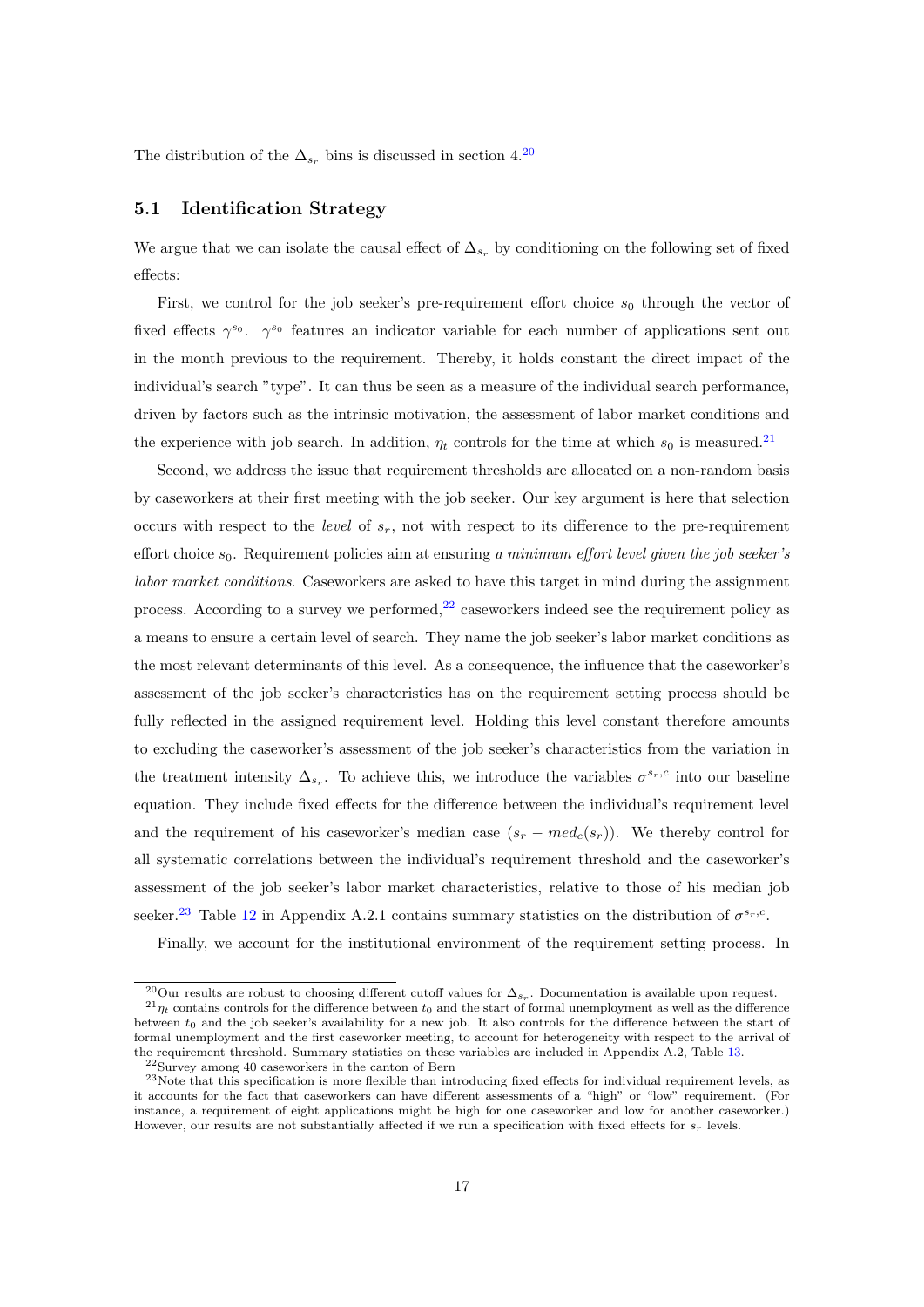The distribution of the $\Delta_{s_r}$ bins is discussed in section 4.[20]

## 5.1 Identification Strategy

We argue that we can isolate the causal effect of $\Delta_{s_r}$ by conditioning on the following set of fixed effects:

First, we control for the job seeker's pre-requirement effort choice $s_0$ through the vector of fixed effects $\gamma^{s_0}$. $\gamma^{s_0}$ features an indicator variable for each number of applications sent out in the month previous to the requirement. Thereby, it holds constant the direct impact of the individual's search "type". It can thus be seen as a measure of the individual search performance, driven by factors such as the intrinsic motivation, the assessment of labor market conditions and the experience with job search. In addition, $\eta_t$ controls for the time at which $s_0$ is measured.[21]

Second, we address the issue that requirement thresholds are allocated on a non-random basis by caseworkers at their first meeting with the job seeker. Our key argument is here that selection occurs with respect to the *level* of $s_r$, not with respect to its difference to the pre-requirement effort choice $s_0$. Requirement policies aim at ensuring *a minimum effort level given the job seeker's labor market conditions*. Caseworkers are asked to have this target in mind during the assignment process. According to a survey we performed,[22] caseworkers indeed see the requirement policy as a means to ensure a certain level of search. They name the job seeker's labor market conditions as the most relevant determinants of this level. As a consequence, the influence that the caseworker's assessment of the job seeker's characteristics has on the requirement setting process should be fully reflected in the assigned requirement level. Holding this level constant therefore amounts to excluding the caseworker's assessment of the job seeker's characteristics from the variation in the treatment intensity $\Delta_{s_r}$. To achieve this, we introduce the variables $\sigma^{s_r,c}$ into our baseline equation. They include fixed effects for the difference between the individual's requirement level and the requirement of his caseworker's median case $(s_r - med_c(s_r))$. We thereby control for all systematic correlations between the individual's requirement threshold and the caseworker's assessment of the job seeker's labor market characteristics, relative to those of his median job seeker.[23] Table 12 in Appendix A.2.1 contains summary statistics on the distribution of $\sigma^{s_r,c}$.

Finally, we account for the institutional environment of the requirement setting process. In

---

[20] Our results are robust to choosing different cutoff values for $\Delta_{s_r}$. Documentation is available upon request.

[21] $\eta_t$ contains controls for the difference between $t_0$ and the start of formal unemployment as well as the difference between $t_0$ and the job seeker's availability for a new job. It also controls for the difference between the start of formal unemployment and the first caseworker meeting, to account for heterogeneity with respect to the arrival of the requirement threshold. Summary statistics on these variables are included in Appendix A.2, Table 13.

[22] Survey among 40 caseworkers in the canton of Bern

[23] Note that this specification is more flexible than introducing fixed effects for individual requirement levels, as it accounts for the fact that caseworkers can have different assessments of a "high" or "low" requirement. (For instance, a requirement of eight applications might be high for one caseworker and low for another caseworker.) However, our results are not substantially affected if we run a specification with fixed effects for $s_r$ levels.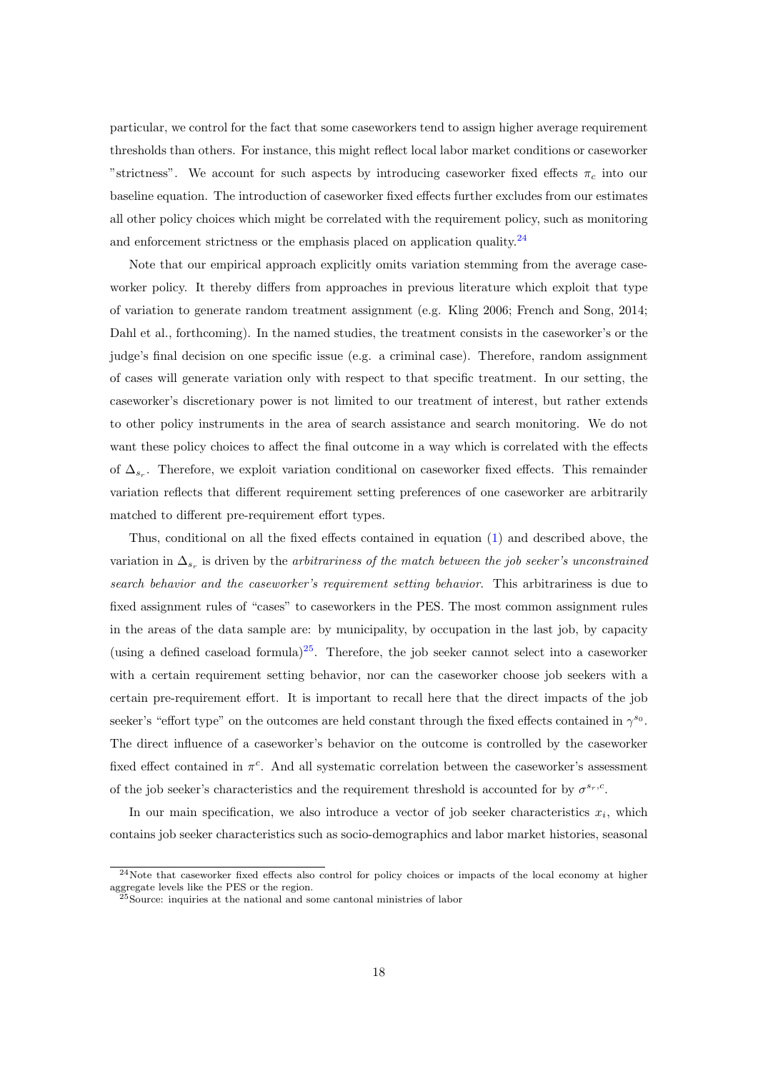particular, we control for the fact that some caseworkers tend to assign higher average requirement thresholds than others. For instance, this might reflect local labor market conditions or caseworker "strictness". We account for such aspects by introducing caseworker fixed effects $\pi_c$ into our baseline equation. The introduction of caseworker fixed effects further excludes from our estimates all other policy choices which might be correlated with the requirement policy, such as monitoring and enforcement strictness or the emphasis placed on application quality.[24]

Note that our empirical approach explicitly omits variation stemming from the average caseworker policy. It thereby differs from approaches in previous literature which exploit that type of variation to generate random treatment assignment (e.g. Kling 2006; French and Song, 2014; Dahl et al., forthcoming). In the named studies, the treatment consists in the caseworker's or the judge's final decision on one specific issue (e.g. a criminal case). Therefore, random assignment of cases will generate variation only with respect to that specific treatment. In our setting, the caseworker's discretionary power is not limited to our treatment of interest, but rather extends to other policy instruments in the area of search assistance and search monitoring. We do not want these policy choices to affect the final outcome in a way which is correlated with the effects of $\Delta_{s_r}$. Therefore, we exploit variation conditional on caseworker fixed effects. This remainder variation reflects that different requirement setting preferences of one caseworker are arbitrarily matched to different pre-requirement effort types.

Thus, conditional on all the fixed effects contained in equation (1) and described above, the variation in $\Delta_{s_r}$ is driven by the *arbitrariness of the match between the job seeker's unconstrained search behavior and the caseworker's requirement setting behavior*. This arbitrariness is due to fixed assignment rules of "cases" to caseworkers in the PES. The most common assignment rules in the areas of the data sample are: by municipality, by occupation in the last job, by capacity (using a defined caseload formula)[25]. Therefore, the job seeker cannot select into a caseworker with a certain requirement setting behavior, nor can the caseworker choose job seekers with a certain pre-requirement effort. It is important to recall here that the direct impacts of the job seeker's "effort type" on the outcomes are held constant through the fixed effects contained in $\gamma^{s_0}$. The direct influence of a caseworker's behavior on the outcome is controlled by the caseworker fixed effect contained in $\pi^c$. And all systematic correlation between the caseworker's assessment of the job seeker's characteristics and the requirement threshold is accounted for by $\sigma^{s_r,c}$.

In our main specification, we also introduce a vector of job seeker characteristics $x_i$, which contains job seeker characteristics such as socio-demographics and labor market histories, seasonal

[24] Note that caseworker fixed effects also control for policy choices or impacts of the local economy at higher aggregate levels like the PES or the region.

[25] Source: inquiries at the national and some cantonal ministries of labor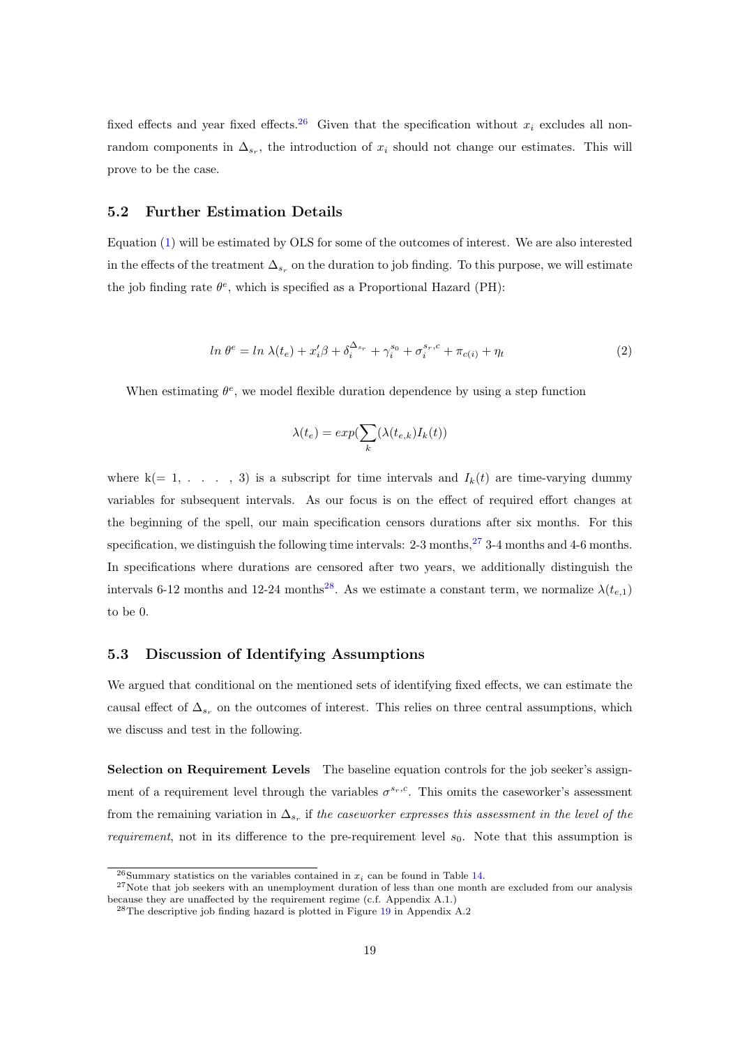fixed effects and year fixed effects.[26] Given that the specification without $x_i$ excludes all non-random components in $\Delta_{s_r}$, the introduction of $x_i$ should not change our estimates. This will prove to be the case.

## 5.2 Further Estimation Details

Equation (1) will be estimated by OLS for some of the outcomes of interest. We are also interested in the effects of the treatment $\Delta_{s_r}$ on the duration to job finding. To this purpose, we will estimate the job finding rate $\theta^e$, which is specified as a Proportional Hazard (PH):

$$ln\ \theta^e = ln\ \lambda(t_e) + x_i'\beta + \delta_i^{\Delta_{s_r}} + \gamma_i^{s_0} + \sigma_i^{s_r,c} + \pi_{c(i)} + \eta_t \tag{2}$$

When estimating $\theta^e$, we model flexible duration dependence by using a step function

$$\lambda(t_e) = exp(\sum_k (\lambda(t_{e,k}) I_k(t))$$

where k(= 1, . . . , 3) is a subscript for time intervals and $I_k(t)$ are time-varying dummy variables for subsequent intervals. As our focus is on the effect of required effort changes at the beginning of the spell, our main specification censors durations after six months. For this specification, we distinguish the following time intervals: 2-3 months,[27] 3-4 months and 4-6 months. In specifications where durations are censored after two years, we additionally distinguish the intervals 6-12 months and 12-24 months[28]. As we estimate a constant term, we normalize $\lambda(t_{e,1})$ to be 0.

## 5.3 Discussion of Identifying Assumptions

We argued that conditional on the mentioned sets of identifying fixed effects, we can estimate the causal effect of $\Delta_{s_r}$ on the outcomes of interest. This relies on three central assumptions, which we discuss and test in the following.

**Selection on Requirement Levels** The baseline equation controls for the job seeker's assignment of a requirement level through the variables $\sigma^{s_r,c}$. This omits the caseworker's assessment from the remaining variation in $\Delta_{s_r}$ if *the caseworker expresses this assessment in the level of the requirement*, not in its difference to the pre-requirement level $s_0$. Note that this assumption is

[26] Summary statistics on the variables contained in $x_i$ can be found in Table 14.

[27] Note that job seekers with an unemployment duration of less than one month are excluded from our analysis because they are unaffected by the requirement regime (c.f. Appendix A.1.)

[28] The descriptive job finding hazard is plotted in Figure 19 in Appendix A.2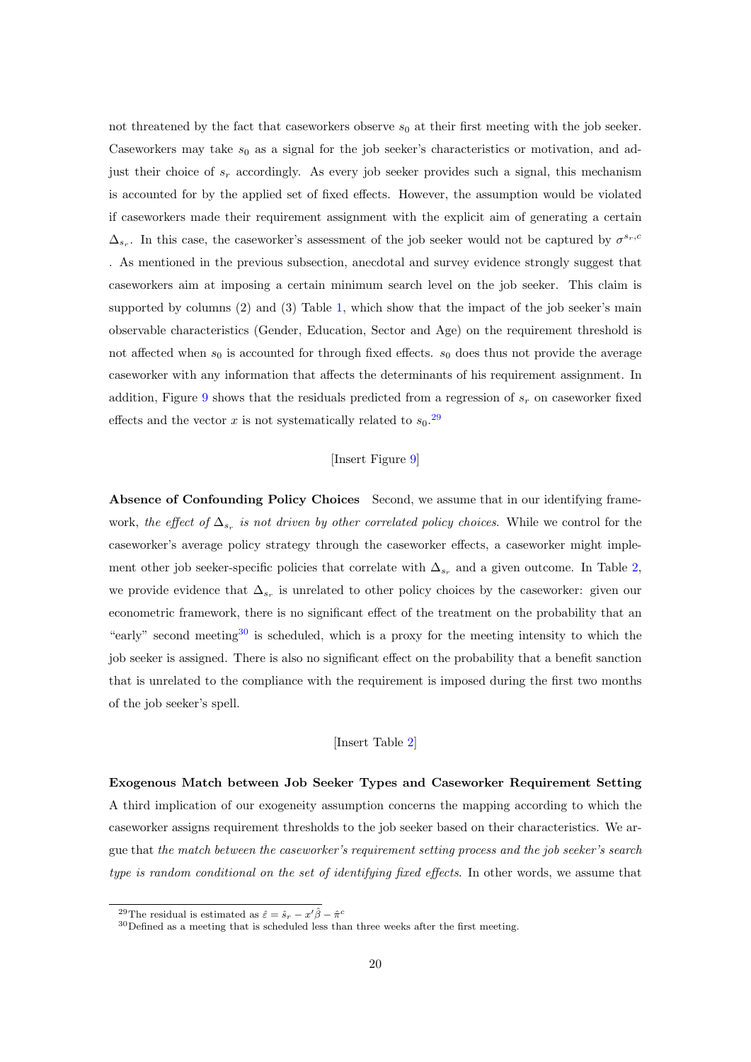not threatened by the fact that caseworkers observe $s_0$ at their first meeting with the job seeker. Caseworkers may take $s_0$ as a signal for the job seeker's characteristics or motivation, and adjust their choice of $s_r$ accordingly. As every job seeker provides such a signal, this mechanism is accounted for by the applied set of fixed effects. However, the assumption would be violated if caseworkers made their requirement assignment with the explicit aim of generating a certain $\Delta_{s_r}$. In this case, the caseworker's assessment of the job seeker would not be captured by $\sigma^{s_r,c}$ . As mentioned in the previous subsection, anecdotal and survey evidence strongly suggest that caseworkers aim at imposing a certain minimum search level on the job seeker. This claim is supported by columns (2) and (3) Table 1, which show that the impact of the job seeker's main observable characteristics (Gender, Education, Sector and Age) on the requirement threshold is not affected when $s_0$ is accounted for through fixed effects. $s_0$ does thus not provide the average caseworker with any information that affects the determinants of his requirement assignment. In addition, Figure 9 shows that the residuals predicted from a regression of $s_r$ on caseworker fixed effects and the vector $x$ is not systematically related to $s_0$.[29]

[Insert Figure 9]

**Absence of Confounding Policy Choices** Second, we assume that in our identifying framework, *the effect of $\Delta_{s_r}$ is not driven by other correlated policy choices*. While we control for the caseworker's average policy strategy through the caseworker effects, a caseworker might implement other job seeker-specific policies that correlate with $\Delta_{s_r}$ and a given outcome. In Table 2, we provide evidence that $\Delta_{s_r}$ is unrelated to other policy choices by the caseworker: given our econometric framework, there is no significant effect of the treatment on the probability that an "early" second meeting[30] is scheduled, which is a proxy for the meeting intensity to which the job seeker is assigned. There is also no significant effect on the probability that a benefit sanction that is unrelated to the compliance with the requirement is imposed during the first two months of the job seeker's spell.

[Insert Table 2]

**Exogenous Match between Job Seeker Types and Caseworker Requirement Setting** A third implication of our exogeneity assumption concerns the mapping according to which the caseworker assigns requirement thresholds to the job seeker based on their characteristics. We argue that *the match between the caseworker's requirement setting process and the job seeker's search type is random conditional on the set of identifying fixed effects*. In other words, we assume that

[29]The residual is estimated as $\hat{\varepsilon} = \hat{s}_r - x'\hat{\beta} - \hat{\pi}^c$

[30]Defined as a meeting that is scheduled less than three weeks after the first meeting.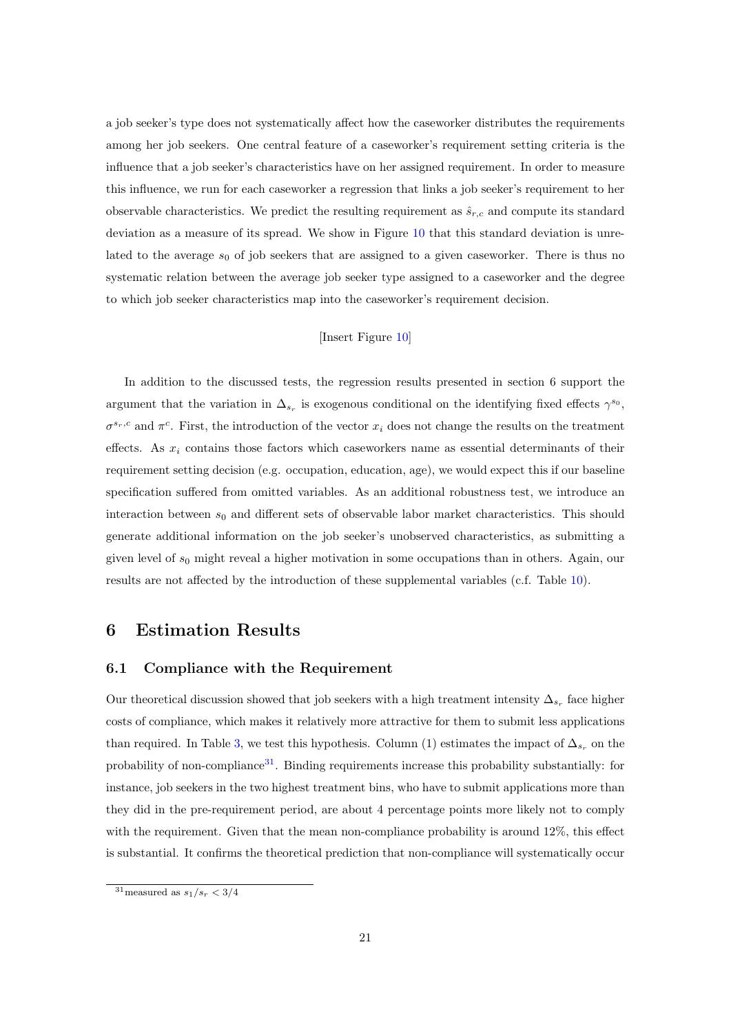a job seeker's type does not systematically affect how the caseworker distributes the requirements among her job seekers. One central feature of a caseworker's requirement setting criteria is the influence that a job seeker's characteristics have on her assigned requirement. In order to measure this influence, we run for each caseworker a regression that links a job seeker's requirement to her observable characteristics. We predict the resulting requirement as $\hat{s}_{r,c}$ and compute its standard deviation as a measure of its spread. We show in Figure 10 that this standard deviation is unrelated to the average $s_0$ of job seekers that are assigned to a given caseworker. There is thus no systematic relation between the average job seeker type assigned to a caseworker and the degree to which job seeker characteristics map into the caseworker's requirement decision.

[Insert Figure 10]

In addition to the discussed tests, the regression results presented in section 6 support the argument that the variation in $\Delta_{s_r}$ is exogenous conditional on the identifying fixed effects $\gamma^{s_0}$, $\sigma^{s_r,c}$ and $\pi^c$. First, the introduction of the vector $x_i$ does not change the results on the treatment effects. As $x_i$ contains those factors which caseworkers name as essential determinants of their requirement setting decision (e.g. occupation, education, age), we would expect this if our baseline specification suffered from omitted variables. As an additional robustness test, we introduce an interaction between $s_0$ and different sets of observable labor market characteristics. This should generate additional information on the job seeker's unobserved characteristics, as submitting a given level of $s_0$ might reveal a higher motivation in some occupations than in others. Again, our results are not affected by the introduction of these supplemental variables (c.f. Table 10).

## 6 Estimation Results

### 6.1 Compliance with the Requirement

Our theoretical discussion showed that job seekers with a high treatment intensity $\Delta_{s_r}$ face higher costs of compliance, which makes it relatively more attractive for them to submit less applications than required. In Table 3, we test this hypothesis. Column (1) estimates the impact of $\Delta_{s_r}$ on the probability of non-compliance[31]. Binding requirements increase this probability substantially: for instance, job seekers in the two highest treatment bins, who have to submit applications more than they did in the pre-requirement period, are about 4 percentage points more likely not to comply with the requirement. Given that the mean non-compliance probability is around 12%, this effect is substantial. It confirms the theoretical prediction that non-compliance will systematically occur

[31] measured as $s_1/s_r < 3/4$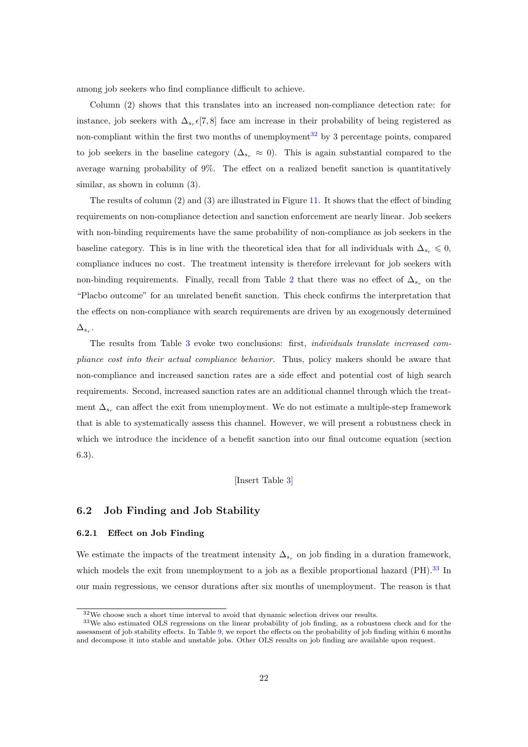among job seekers who find compliance difficult to achieve.

Column (2) shows that this translates into an increased non-compliance detection rate: for instance, job seekers with $\Delta_{s_r} \epsilon [7, 8]$ face am increase in their probability of being registered as non-compliant within the first two months of unemployment[32] by 3 percentage points, compared to job seekers in the baseline category ($\Delta_{s_r} \approx 0$). This is again substantial compared to the average warning probability of 9%. The effect on a realized benefit sanction is quantitatively similar, as shown in column (3).

The results of column (2) and (3) are illustrated in Figure 11. It shows that the effect of binding requirements on non-compliance detection and sanction enforcement are nearly linear. Job seekers with non-binding requirements have the same probability of non-compliance as job seekers in the baseline category. This is in line with the theoretical idea that for all individuals with $\Delta_{s_r} \leqslant 0$, compliance induces no cost. The treatment intensity is therefore irrelevant for job seekers with non-binding requirements. Finally, recall from Table 2 that there was no effect of $\Delta_{s_r}$ on the "Placbo outcome" for an unrelated benefit sanction. This check confirms the interpretation that the effects on non-compliance with search requirements are driven by an exogenously determined $\Delta_{s_r}$.

The results from Table 3 evoke two conclusions: first, *individuals translate increased compliance cost into their actual compliance behavior.* Thus, policy makers should be aware that non-compliance and increased sanction rates are a side effect and potential cost of high search requirements. Second, increased sanction rates are an additional channel through which the treatment $\Delta_{s_r}$ can affect the exit from unemployment. We do not estimate a multiple-step framework that is able to systematically assess this channel. However, we will present a robustness check in which we introduce the incidence of a benefit sanction into our final outcome equation (section 6.3).

[Insert Table 3]

## 6.2 Job Finding and Job Stability

### 6.2.1 Effect on Job Finding

We estimate the impacts of the treatment intensity $\Delta_{s_r}$ on job finding in a duration framework, which models the exit from unemployment to a job as a flexible proportional hazard (PH).[33] In our main regressions, we censor durations after six months of unemployment. The reason is that

[32] We choose such a short time interval to avoid that dynamic selection drives our results.

[33] We also estimated OLS regressions on the linear probability of job finding, as a robustness check and for the assessment of job stability effects. In Table 9, we report the effects on the probability of job finding within 6 months and decompose it into stable and unstable jobs. Other OLS results on job finding are available upon request.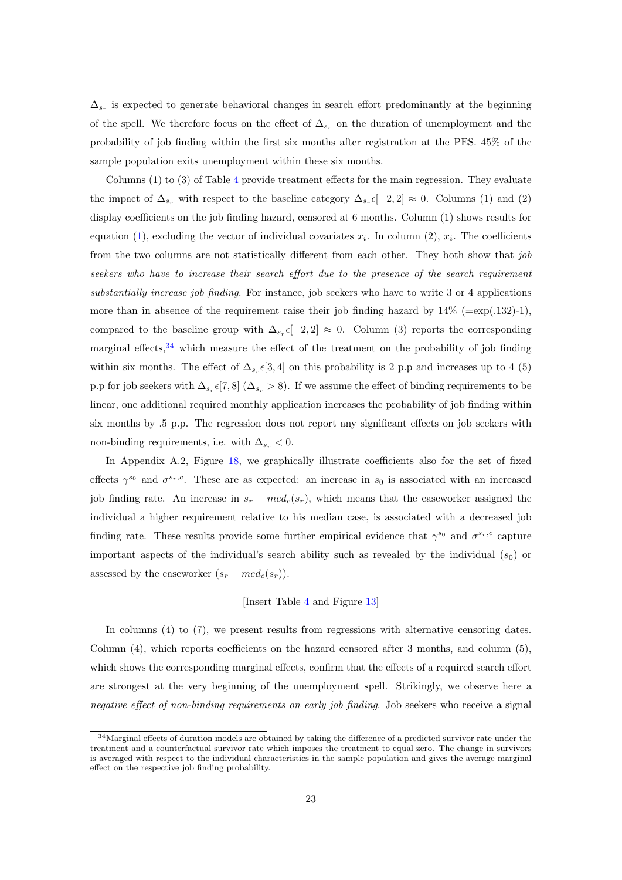$\Delta_{s_r}$ is expected to generate behavioral changes in search effort predominantly at the beginning of the spell. We therefore focus on the effect of $\Delta_{s_r}$ on the duration of unemployment and the probability of job finding within the first six months after registration at the PES. 45% of the sample population exits unemployment within these six months.

Columns (1) to (3) of Table 4 provide treatment effects for the main regression. They evaluate the impact of $\Delta_{s_r}$ with respect to the baseline category $\Delta_{s_r} \epsilon [-2, 2] \approx 0$. Columns (1) and (2) display coefficients on the job finding hazard, censored at 6 months. Column (1) shows results for equation (1), excluding the vector of individual covariates $x_i$. In column (2), $x_i$. The coefficients from the two columns are not statistically different from each other. They both show that *job seekers who have to increase their search effort due to the presence of the search requirement substantially increase job finding*. For instance, job seekers who have to write 3 or 4 applications more than in absence of the requirement raise their job finding hazard by 14% (=exp(.132)-1), compared to the baseline group with $\Delta_{s_r} \epsilon [-2, 2] \approx 0$. Column (3) reports the corresponding marginal effects,[34] which measure the effect of the treatment on the probability of job finding within six months. The effect of $\Delta_{s_r} \epsilon [3, 4]$ on this probability is 2 p.p and increases up to 4 (5) p.p for job seekers with $\Delta_{s_r} \epsilon [7, 8]$ ($\Delta_{s_r} > 8$). If we assume the effect of binding requirements to be linear, one additional required monthly application increases the probability of job finding within six months by .5 p.p. The regression does not report any significant effects on job seekers with non-binding requirements, i.e. with $\Delta_{s_r} < 0$.

In Appendix A.2, Figure 18, we graphically illustrate coefficients also for the set of fixed effects $\gamma^{s_0}$ and $\sigma^{s_r,c}$. These are as expected: an increase in $s_0$ is associated with an increased job finding rate. An increase in $s_r - med_c(s_r)$, which means that the caseworker assigned the individual a higher requirement relative to his median case, is associated with a decreased job finding rate. These results provide some further empirical evidence that $\gamma^{s_0}$ and $\sigma^{s_r,c}$ capture important aspects of the individual's search ability such as revealed by the individual ($s_0$) or assessed by the caseworker ($s_r - med_c(s_r)$).

[Insert Table 4 and Figure 13]

In columns (4) to (7), we present results from regressions with alternative censoring dates. Column (4), which reports coefficients on the hazard censored after 3 months, and column (5), which shows the corresponding marginal effects, confirm that the effects of a required search effort are strongest at the very beginning of the unemployment spell. Strikingly, we observe here a *negative effect of non-binding requirements on early job finding*. Job seekers who receive a signal

[34] Marginal effects of duration models are obtained by taking the difference of a predicted survivor rate under the treatment and a counterfactual survivor rate which imposes the treatment to equal zero. The change in survivors is averaged with respect to the individual characteristics in the sample population and gives the average marginal effect on the respective job finding probability.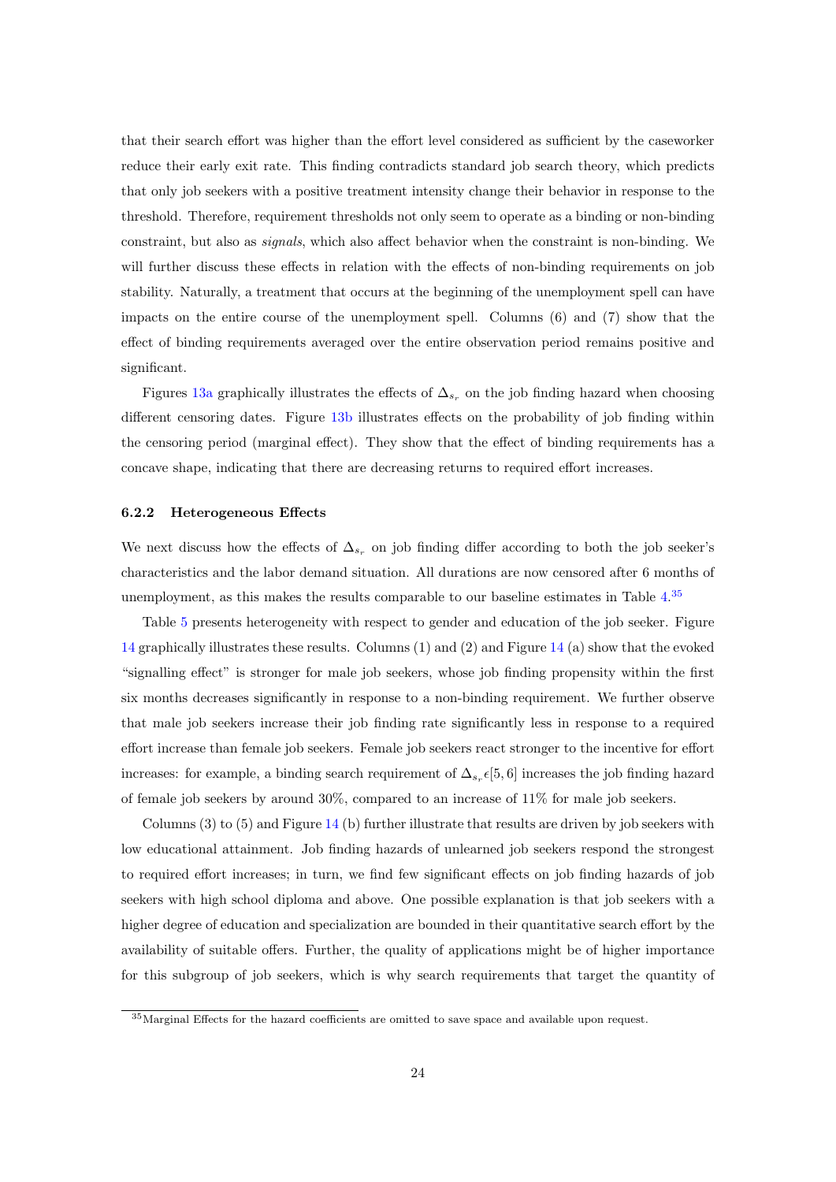that their search effort was higher than the effort level considered as sufficient by the caseworker reduce their early exit rate. This finding contradicts standard job search theory, which predicts that only job seekers with a positive treatment intensity change their behavior in response to the threshold. Therefore, requirement thresholds not only seem to operate as a binding or non-binding constraint, but also as *signals*, which also affect behavior when the constraint is non-binding. We will further discuss these effects in relation with the effects of non-binding requirements on job stability. Naturally, a treatment that occurs at the beginning of the unemployment spell can have impacts on the entire course of the unemployment spell. Columns (6) and (7) show that the effect of binding requirements averaged over the entire observation period remains positive and significant.

Figures 13a graphically illustrates the effects of $\Delta_{s_r}$ on the job finding hazard when choosing different censoring dates. Figure 13b illustrates effects on the probability of job finding within the censoring period (marginal effect). They show that the effect of binding requirements has a concave shape, indicating that there are decreasing returns to required effort increases.

### 6.2.2 Heterogeneous Effects

We next discuss how the effects of $\Delta_{s_r}$ on job finding differ according to both the job seeker's characteristics and the labor demand situation. All durations are now censored after 6 months of unemployment, as this makes the results comparable to our baseline estimates in Table 4.[35]

Table 5 presents heterogeneity with respect to gender and education of the job seeker. Figure 14 graphically illustrates these results. Columns (1) and (2) and Figure 14 (a) show that the evoked "signalling effect" is stronger for male job seekers, whose job finding propensity within the first six months decreases significantly in response to a non-binding requirement. We further observe that male job seekers increase their job finding rate significantly less in response to a required effort increase than female job seekers. Female job seekers react stronger to the incentive for effort increases: for example, a binding search requirement of $\Delta_{s_r} \epsilon [5, 6]$ increases the job finding hazard of female job seekers by around 30%, compared to an increase of 11% for male job seekers.

Columns (3) to (5) and Figure 14 (b) further illustrate that results are driven by job seekers with low educational attainment. Job finding hazards of unlearned job seekers respond the strongest to required effort increases; in turn, we find few significant effects on job finding hazards of job seekers with high school diploma and above. One possible explanation is that job seekers with a higher degree of education and specialization are bounded in their quantitative search effort by the availability of suitable offers. Further, the quality of applications might be of higher importance for this subgroup of job seekers, which is why search requirements that target the quantity of

[35] Marginal Effects for the hazard coefficients are omitted to save space and available upon request.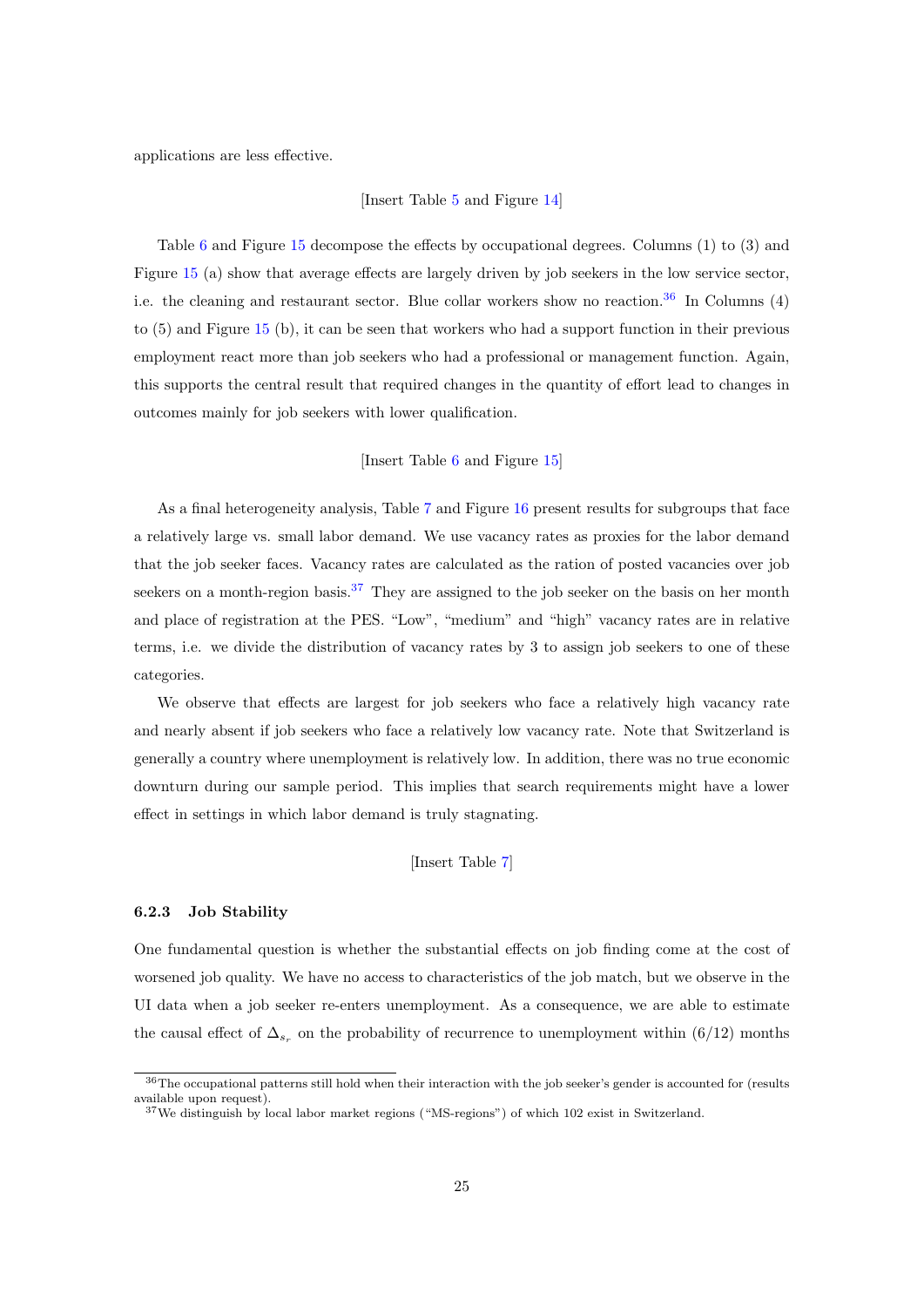applications are less effective.

[Insert Table 5 and Figure 14]

Table 6 and Figure 15 decompose the effects by occupational degrees. Columns (1) to (3) and Figure 15 (a) show that average effects are largely driven by job seekers in the low service sector, i.e. the cleaning and restaurant sector. Blue collar workers show no reaction.[36] In Columns (4) to (5) and Figure 15 (b), it can be seen that workers who had a support function in their previous employment react more than job seekers who had a professional or management function. Again, this supports the central result that required changes in the quantity of effort lead to changes in outcomes mainly for job seekers with lower qualification.

[Insert Table 6 and Figure 15]

As a final heterogeneity analysis, Table 7 and Figure 16 present results for subgroups that face a relatively large vs. small labor demand. We use vacancy rates as proxies for the labor demand that the job seeker faces. Vacancy rates are calculated as the ration of posted vacancies over job seekers on a month-region basis.[37] They are assigned to the job seeker on the basis on her month and place of registration at the PES. "Low", "medium" and "high" vacancy rates are in relative terms, i.e. we divide the distribution of vacancy rates by 3 to assign job seekers to one of these categories.

We observe that effects are largest for job seekers who face a relatively high vacancy rate and nearly absent if job seekers who face a relatively low vacancy rate. Note that Switzerland is generally a country where unemployment is relatively low. In addition, there was no true economic downturn during our sample period. This implies that search requirements might have a lower effect in settings in which labor demand is truly stagnating.

[Insert Table 7]

### 6.2.3 Job Stability

One fundamental question is whether the substantial effects on job finding come at the cost of worsened job quality. We have no access to characteristics of the job match, but we observe in the UI data when a job seeker re-enters unemployment. As a consequence, we are able to estimate the causal effect of $\Delta_{s_r}$ on the probability of recurrence to unemployment within (6/12) months

[36] The occupational patterns still hold when their interaction with the job seeker's gender is accounted for (results available upon request).

[37] We distinguish by local labor market regions ("MS-regions") of which 102 exist in Switzerland.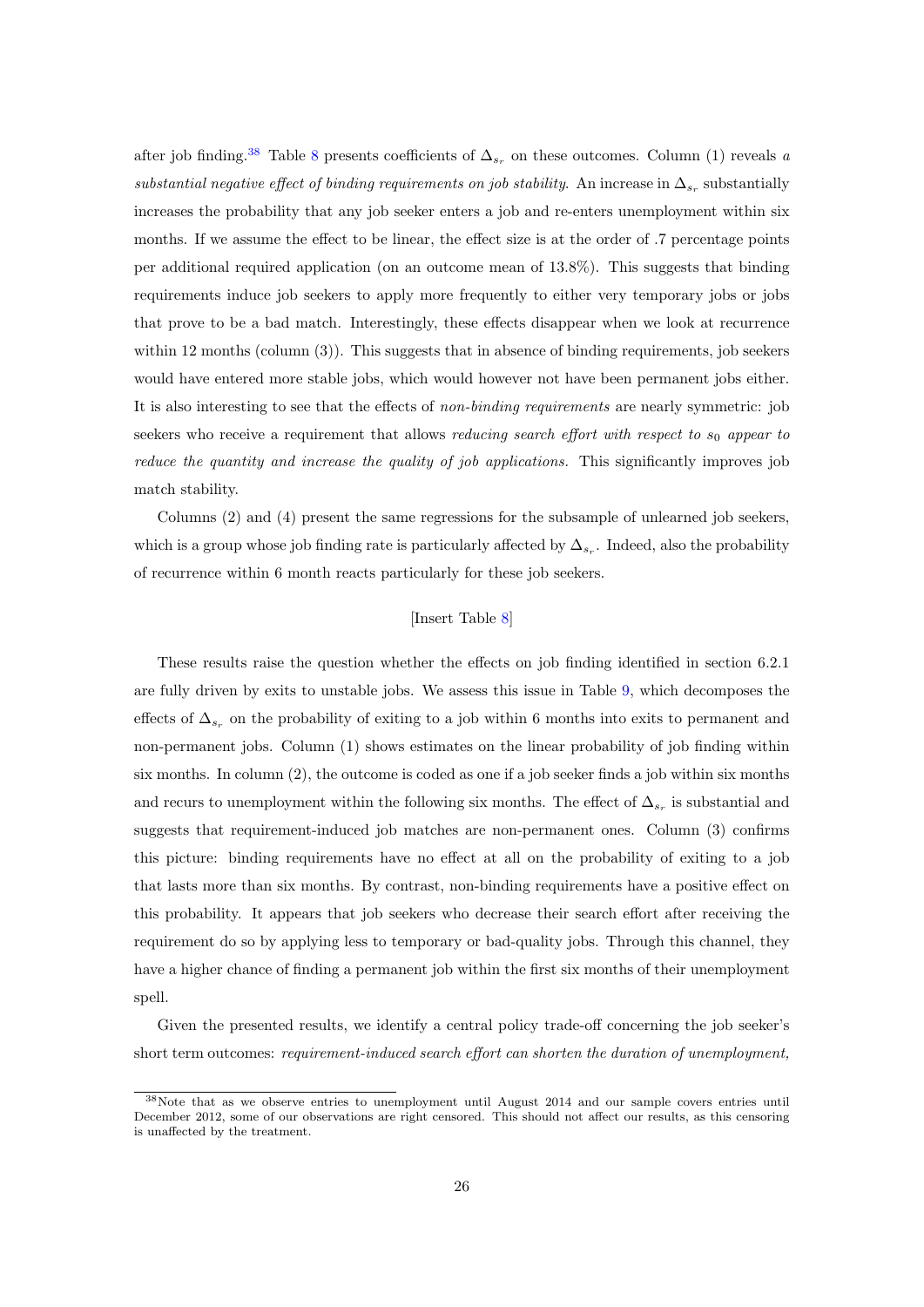after job finding.[38] Table 8 presents coefficients of $\Delta_{s_r}$ on these outcomes. Column (1) reveals *a substantial negative effect of binding requirements on job stability*. An increase in $\Delta_{s_r}$ substantially increases the probability that any job seeker enters a job and re-enters unemployment within six months. If we assume the effect to be linear, the effect size is at the order of .7 percentage points per additional required application (on an outcome mean of 13.8%). This suggests that binding requirements induce job seekers to apply more frequently to either very temporary jobs or jobs that prove to be a bad match. Interestingly, these effects disappear when we look at recurrence within 12 months (column (3)). This suggests that in absence of binding requirements, job seekers would have entered more stable jobs, which would however not have been permanent jobs either. It is also interesting to see that the effects of *non-binding requirements* are nearly symmetric: job seekers who receive a requirement that allows *reducing search effort with respect to $s_0$ appear to reduce the quantity and increase the quality of job applications.* This significantly improves job match stability.

Columns (2) and (4) present the same regressions for the subsample of unlearned job seekers, which is a group whose job finding rate is particularly affected by $\Delta_{s_r}$. Indeed, also the probability of recurrence within 6 month reacts particularly for these job seekers.

[Insert Table 8]

These results raise the question whether the effects on job finding identified in section 6.2.1 are fully driven by exits to unstable jobs. We assess this issue in Table 9, which decomposes the effects of $\Delta_{s_r}$ on the probability of exiting to a job within 6 months into exits to permanent and non-permanent jobs. Column (1) shows estimates on the linear probability of job finding within six months. In column (2), the outcome is coded as one if a job seeker finds a job within six months and recurs to unemployment within the following six months. The effect of $\Delta_{s_r}$ is substantial and suggests that requirement-induced job matches are non-permanent ones. Column (3) confirms this picture: binding requirements have no effect at all on the probability of exiting to a job that lasts more than six months. By contrast, non-binding requirements have a positive effect on this probability. It appears that job seekers who decrease their search effort after receiving the requirement do so by applying less to temporary or bad-quality jobs. Through this channel, they have a higher chance of finding a permanent job within the first six months of their unemployment spell.

Given the presented results, we identify a central policy trade-off concerning the job seeker's short term outcomes: *requirement-induced search effort can shorten the duration of unemployment,*

[38] Note that as we observe entries to unemployment until August 2014 and our sample covers entries until December 2012, some of our observations are right censored. This should not affect our results, as this censoring is unaffected by the treatment.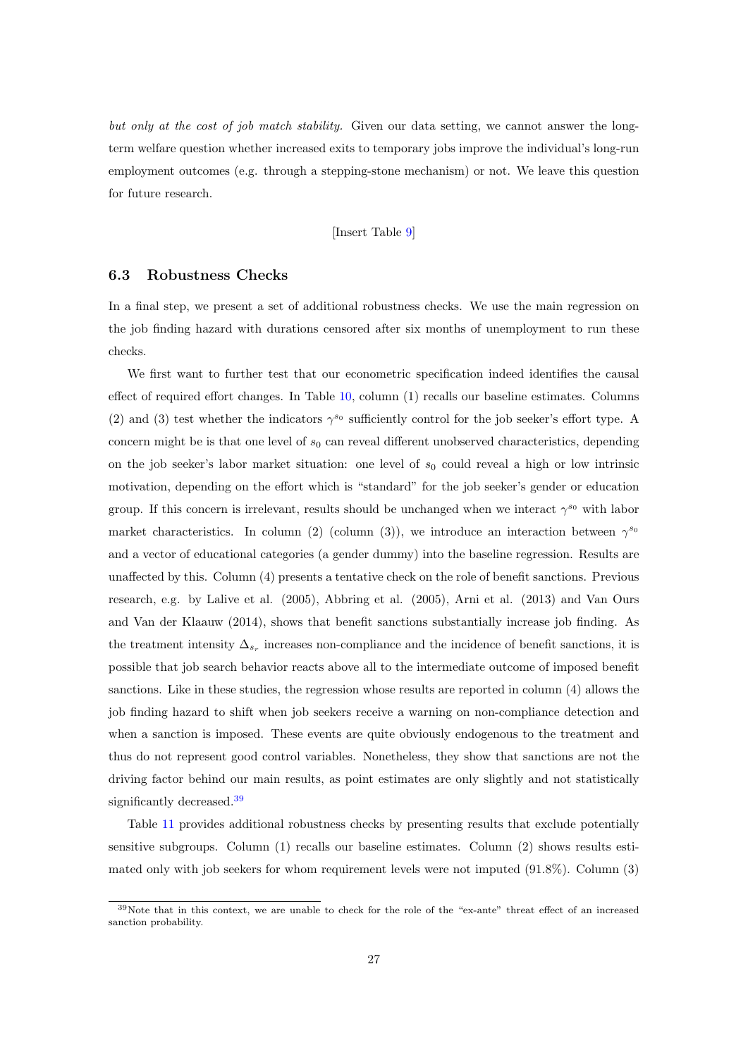*but only at the cost of job match stability.* Given our data setting, we cannot answer the long-term welfare question whether increased exits to temporary jobs improve the individual's long-run employment outcomes (e.g. through a stepping-stone mechanism) or not. We leave this question for future research.

[Insert Table 9]

### 6.3 Robustness Checks

In a final step, we present a set of additional robustness checks. We use the main regression on the job finding hazard with durations censored after six months of unemployment to run these checks.

We first want to further test that our econometric specification indeed identifies the causal effect of required effort changes. In Table 10, column (1) recalls our baseline estimates. Columns (2) and (3) test whether the indicators $\gamma^{s_0}$ sufficiently control for the job seeker's effort type. A concern might be is that one level of $s_0$ can reveal different unobserved characteristics, depending on the job seeker's labor market situation: one level of $s_0$ could reveal a high or low intrinsic motivation, depending on the effort which is "standard" for the job seeker's gender or education group. If this concern is irrelevant, results should be unchanged when we interact $\gamma^{s_0}$ with labor market characteristics. In column (2) (column (3)), we introduce an interaction between $\gamma^{s_0}$ and a vector of educational categories (a gender dummy) into the baseline regression. Results are unaffected by this. Column (4) presents a tentative check on the role of benefit sanctions. Previous research, e.g. by Lalive et al. (2005), Abbring et al. (2005), Arni et al. (2013) and Van Ours and Van der Klaauw (2014), shows that benefit sanctions substantially increase job finding. As the treatment intensity $\Delta_{s_r}$ increases non-compliance and the incidence of benefit sanctions, it is possible that job search behavior reacts above all to the intermediate outcome of imposed benefit sanctions. Like in these studies, the regression whose results are reported in column (4) allows the job finding hazard to shift when job seekers receive a warning on non-compliance detection and when a sanction is imposed. These events are quite obviously endogenous to the treatment and thus do not represent good control variables. Nonetheless, they show that sanctions are not the driving factor behind our main results, as point estimates are only slightly and not statistically significantly decreased.[39]

Table 11 provides additional robustness checks by presenting results that exclude potentially sensitive subgroups. Column (1) recalls our baseline estimates. Column (2) shows results estimated only with job seekers for whom requirement levels were not imputed (91.8%). Column (3)

[39] Note that in this context, we are unable to check for the role of the "ex-ante" threat effect of an increased sanction probability.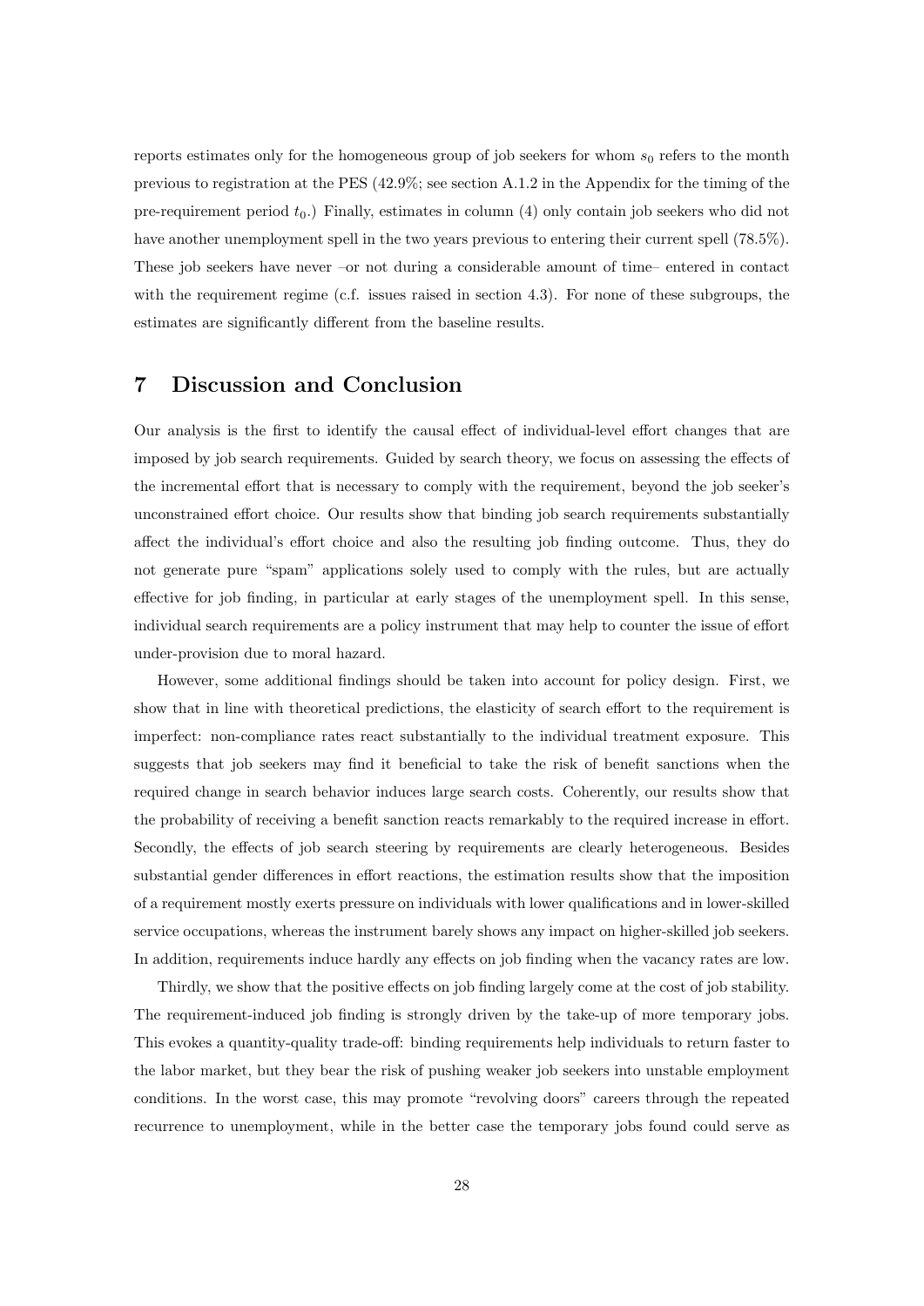reports estimates only for the homogeneous group of job seekers for whom $s_0$ refers to the month previous to registration at the PES (42.9%; see section A.1.2 in the Appendix for the timing of the pre-requirement period $t_0$.) Finally, estimates in column (4) only contain job seekers who did not have another unemployment spell in the two years previous to entering their current spell (78.5%). These job seekers have never –or not during a considerable amount of time– entered in contact with the requirement regime (c.f. issues raised in section 4.3). For none of these subgroups, the estimates are significantly different from the baseline results.

## 7 Discussion and Conclusion

Our analysis is the first to identify the causal effect of individual-level effort changes that are imposed by job search requirements. Guided by search theory, we focus on assessing the effects of the incremental effort that is necessary to comply with the requirement, beyond the job seeker's unconstrained effort choice. Our results show that binding job search requirements substantially affect the individual's effort choice and also the resulting job finding outcome. Thus, they do not generate pure "spam" applications solely used to comply with the rules, but are actually effective for job finding, in particular at early stages of the unemployment spell. In this sense, individual search requirements are a policy instrument that may help to counter the issue of effort under-provision due to moral hazard.

However, some additional findings should be taken into account for policy design. First, we show that in line with theoretical predictions, the elasticity of search effort to the requirement is imperfect: non-compliance rates react substantially to the individual treatment exposure. This suggests that job seekers may find it beneficial to take the risk of benefit sanctions when the required change in search behavior induces large search costs. Coherently, our results show that the probability of receiving a benefit sanction reacts remarkably to the required increase in effort. Secondly, the effects of job search steering by requirements are clearly heterogeneous. Besides substantial gender differences in effort reactions, the estimation results show that the imposition of a requirement mostly exerts pressure on individuals with lower qualifications and in lower-skilled service occupations, whereas the instrument barely shows any impact on higher-skilled job seekers. In addition, requirements induce hardly any effects on job finding when the vacancy rates are low.

Thirdly, we show that the positive effects on job finding largely come at the cost of job stability. The requirement-induced job finding is strongly driven by the take-up of more temporary jobs. This evokes a quantity-quality trade-off: binding requirements help individuals to return faster to the labor market, but they bear the risk of pushing weaker job seekers into unstable employment conditions. In the worst case, this may promote "revolving doors" careers through the repeated recurrence to unemployment, while in the better case the temporary jobs found could serve as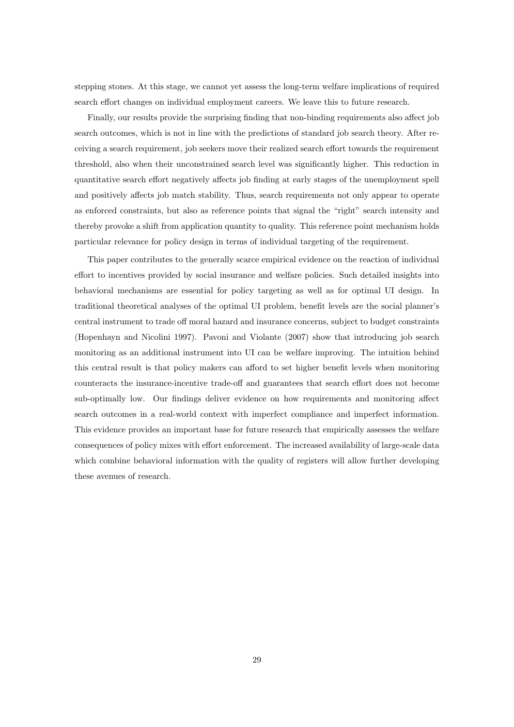stepping stones. At this stage, we cannot yet assess the long-term welfare implications of required search effort changes on individual employment careers. We leave this to future research.

Finally, our results provide the surprising finding that non-binding requirements also affect job search outcomes, which is not in line with the predictions of standard job search theory. After receiving a search requirement, job seekers move their realized search effort towards the requirement threshold, also when their unconstrained search level was significantly higher. This reduction in quantitative search effort negatively affects job finding at early stages of the unemployment spell and positively affects job match stability. Thus, search requirements not only appear to operate as enforced constraints, but also as reference points that signal the "right" search intensity and thereby provoke a shift from application quantity to quality. This reference point mechanism holds particular relevance for policy design in terms of individual targeting of the requirement.

This paper contributes to the generally scarce empirical evidence on the reaction of individual effort to incentives provided by social insurance and welfare policies. Such detailed insights into behavioral mechanisms are essential for policy targeting as well as for optimal UI design. In traditional theoretical analyses of the optimal UI problem, benefit levels are the social planner's central instrument to trade off moral hazard and insurance concerns, subject to budget constraints (Hopenhayn and Nicolini 1997). Pavoni and Violante (2007) show that introducing job search monitoring as an additional instrument into UI can be welfare improving. The intuition behind this central result is that policy makers can afford to set higher benefit levels when monitoring counteracts the insurance-incentive trade-off and guarantees that search effort does not become sub-optimally low. Our findings deliver evidence on how requirements and monitoring affect search outcomes in a real-world context with imperfect compliance and imperfect information. This evidence provides an important base for future research that empirically assesses the welfare consequences of policy mixes with effort enforcement. The increased availability of large-scale data which combine behavioral information with the quality of registers will allow further developing these avenues of research.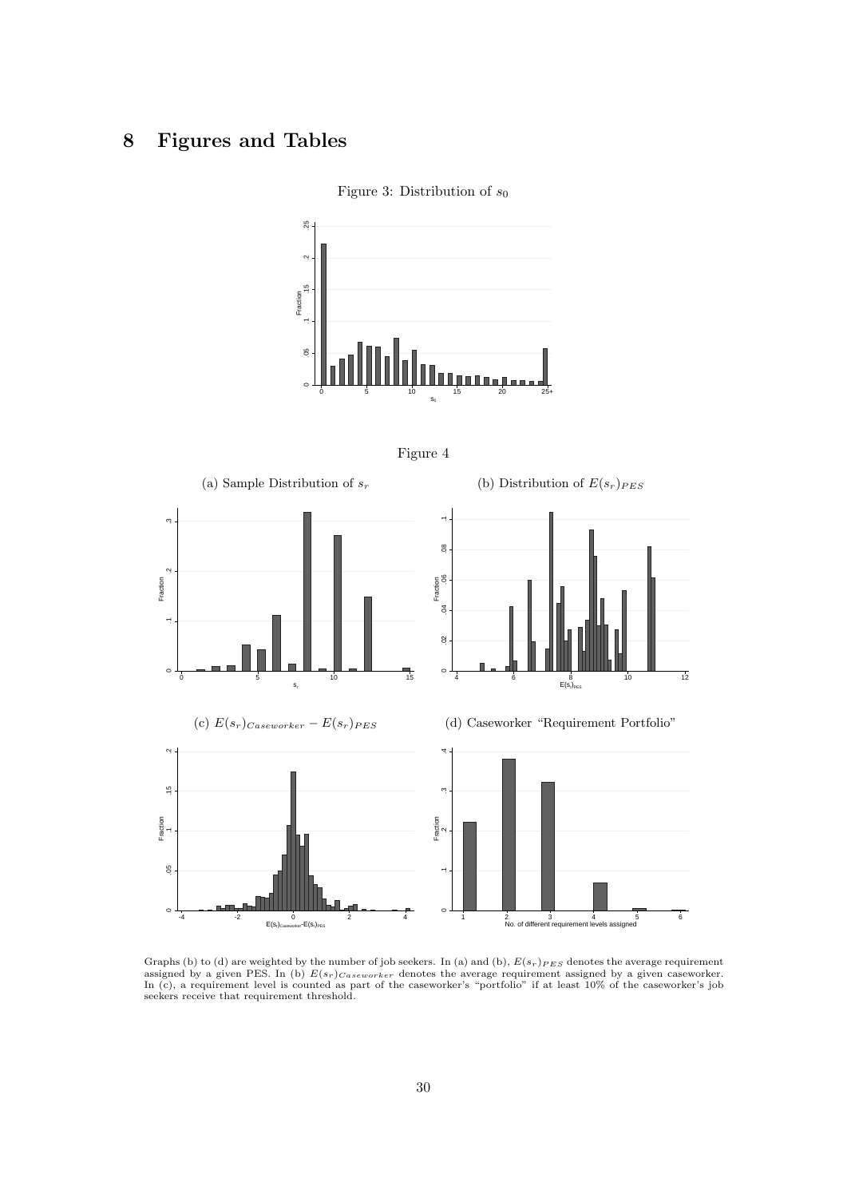# 8 Figures and Tables

Figure 3: Distribution of $s_0$

Figure 4

(a) Sample Distribution of $s_r$

(b) Distribution of $E(s_r)_{PES}$

(c) $E(s_r)_{Caseworker} - E(s_r)_{PES}$

(d) Caseworker "Requirement Portfolio"

Graphs (b) to (d) are weighted by the number of job seekers. In (a) and (b), $E(s_r)_{PES}$ denotes the average requirement assigned by a given PES. In (b) $E(s_r)_{Caseworker}$ denotes the average requirement assigned by a given caseworker. In (c), a requirement level is counted as part of the caseworker's "portfolio" if at least 10% of the caseworker's job seekers receive that requirement threshold.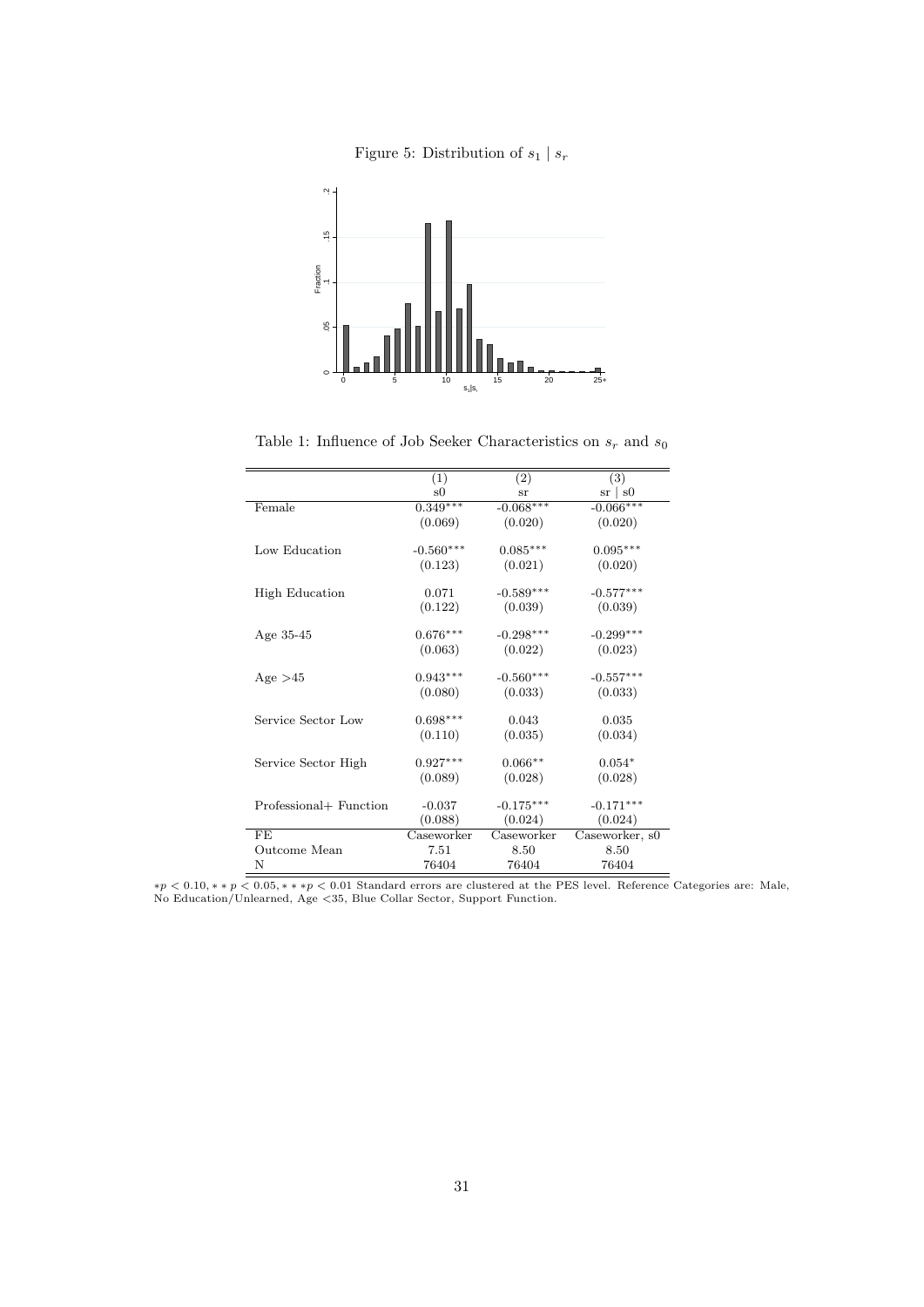Figure 5: Distribution of $s_1 \mid s_r$

Table 1: Influence of Job Seeker Characteristics on $s_r$ and $s_0$

| | (1) | (2) | (3) |
|---|---|---|---|
| | s0 | sr | sr \| s0 |
| Female | 0.349*** | -0.068*** | -0.066*** |
| | (0.069) | (0.020) | (0.020) |
| Low Education | -0.560*** | 0.085*** | 0.095*** |
| | (0.123) | (0.021) | (0.020) |
| High Education | 0.071 | -0.589*** | -0.577*** |
| | (0.122) | (0.039) | (0.039) |
| Age 35-45 | 0.676*** | -0.298*** | -0.299*** |
| | (0.063) | (0.022) | (0.023) |
| Age >45 | 0.943*** | -0.560*** | -0.557*** |
| | (0.080) | (0.033) | (0.033) |
| Service Sector Low | 0.698*** | 0.043 | 0.035 |
| | (0.110) | (0.035) | (0.034) |
| Service Sector High | 0.927*** | 0.066** | 0.054* |
| | (0.089) | (0.028) | (0.028) |
| Professional+ Function | -0.037 | -0.175*** | -0.171*** |
| | (0.088) | (0.024) | (0.024) |
| FE | Caseworker | Caseworker | Caseworker, s0 |
| Outcome Mean | 7.51 | 8.50 | 8.50 |
| N | 76404 | 76404 | 76404 |

$*p < 0.10, **p < 0.05, ***p < 0.01$ Standard errors are clustered at the PES level. Reference Categories are: Male, No Education/Unlearned, Age <35, Blue Collar Sector, Support Function.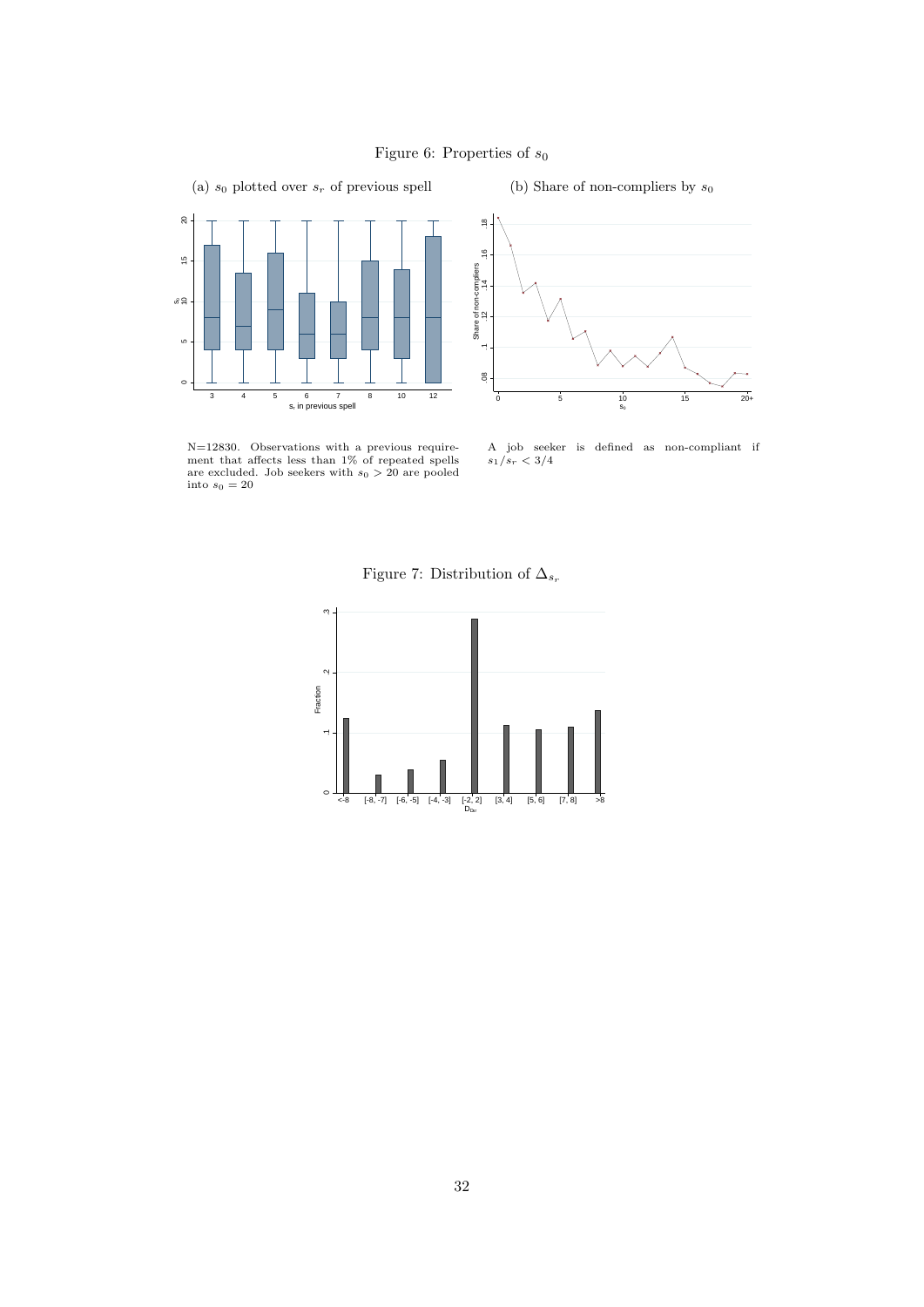Figure 6: Properties of $s_0$

(a) $s_0$ plotted over $s_r$ of previous spell

(b) Share of non-compliers by $s_0$

N=12830. Observations with a previous requirement that affects less than 1% of repeated spells are excluded. Job seekers with $s_0 > 20$ are pooled into $s_0 = 20$

A job seeker is defined as non-compliant if $s_1/s_r < 3/4$

Figure 7: Distribution of $\Delta_{s_r}$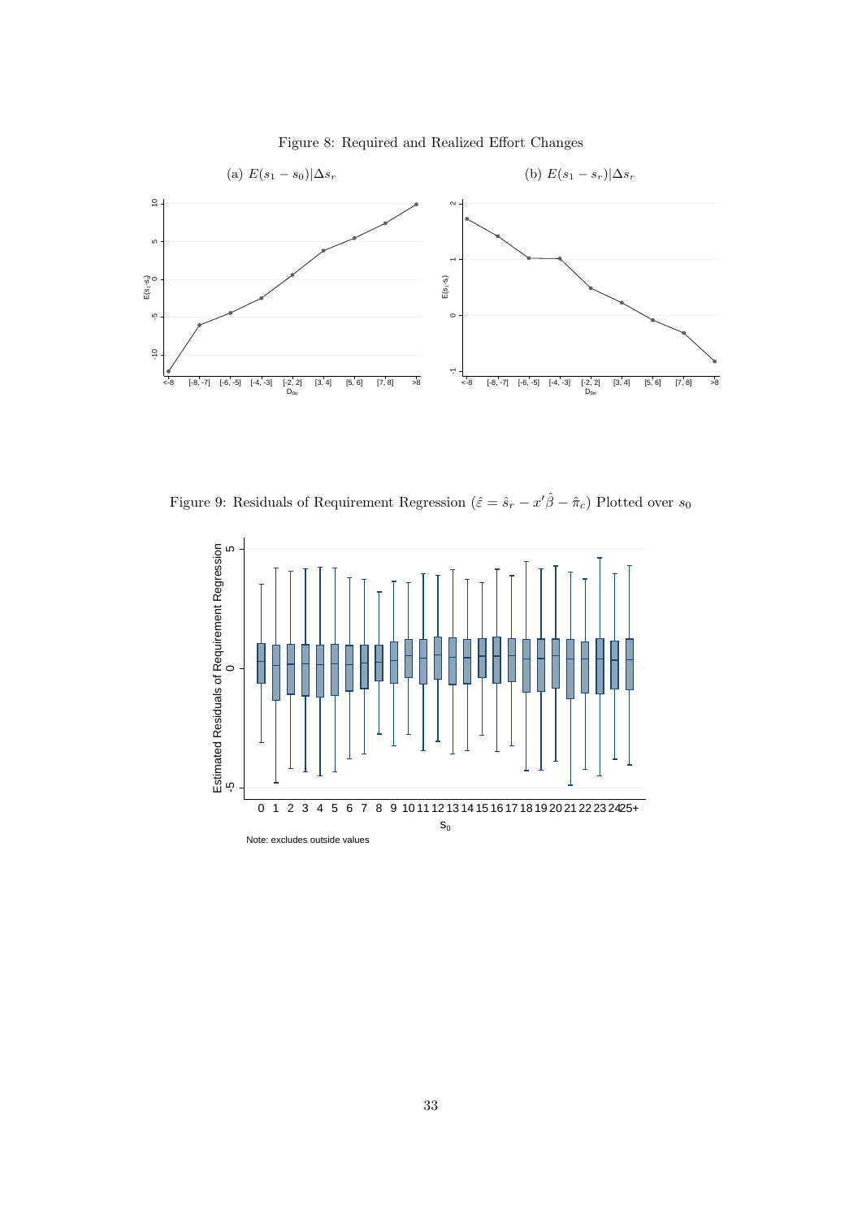Figure 8: Required and Realized Effort Changes

(a) $E(s_1 - s_0)|\Delta s_r$

(b) $E(s_1 - s_r)|\Delta s_r$

Figure 9: Residuals of Requirement Regression ($\hat{\varepsilon} = \hat{s}_r - x'\hat{\beta} - \hat{\pi}_c$) Plotted over $s_0$

Note: excludes outside values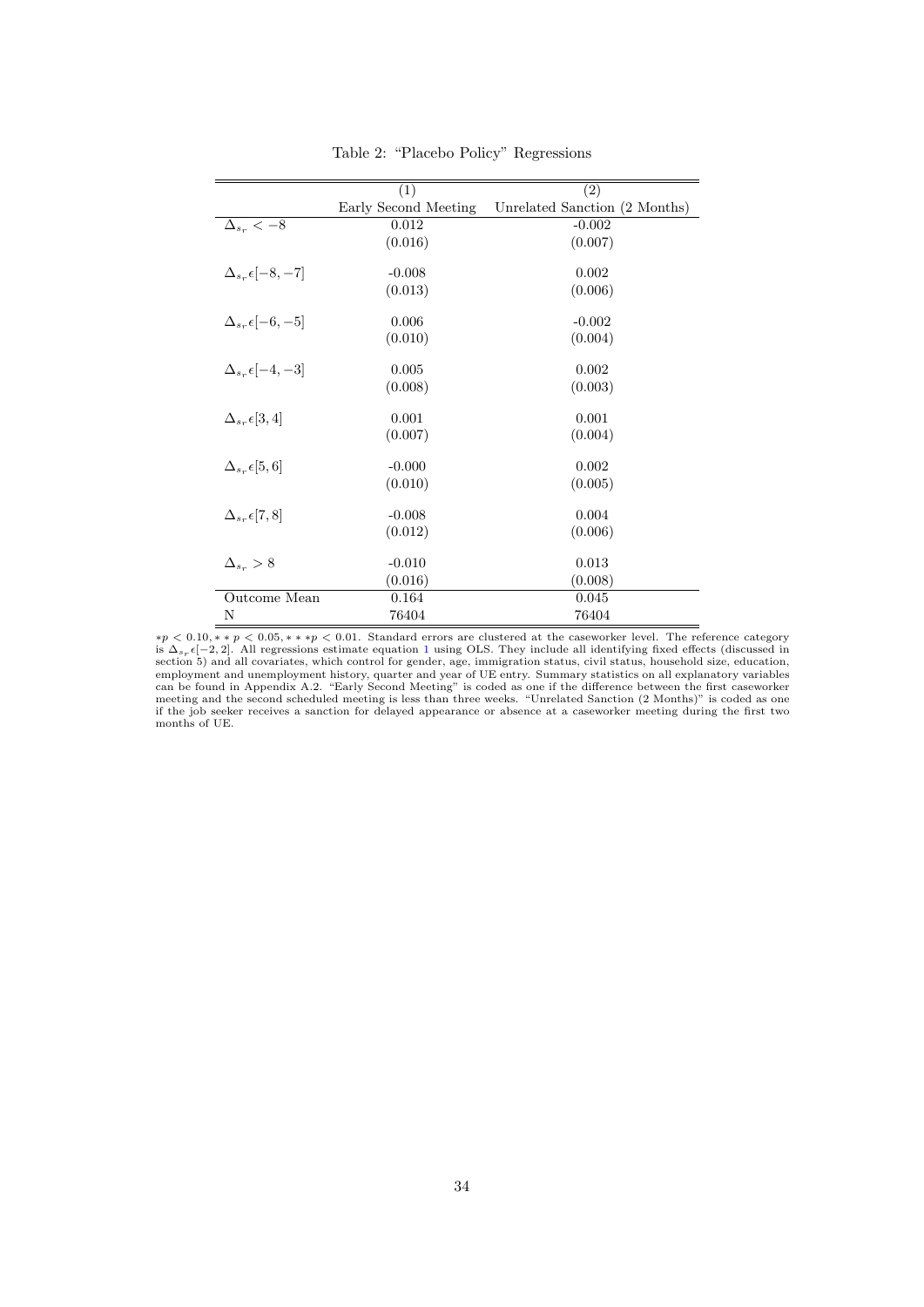Table 2: "Placebo Policy" Regressions

| | (1) | (2) |
|---|---|---|
| | Early Second Meeting | Unrelated Sanction (2 Months) |
| $\Delta_{s_r} < -8$ | 0.012 | -0.002 |
| | (0.016) | (0.007) |
| $\Delta_{s_r} \epsilon [-8, -7]$ | -0.008 | 0.002 |
| | (0.013) | (0.006) |
| $\Delta_{s_r} \epsilon [-6, -5]$ | 0.006 | -0.002 |
| | (0.010) | (0.004) |
| $\Delta_{s_r} \epsilon [-4, -3]$ | 0.005 | 0.002 |
| | (0.008) | (0.003) |
| $\Delta_{s_r} \epsilon [3, 4]$ | 0.001 | 0.001 |
| | (0.007) | (0.004) |
| $\Delta_{s_r} \epsilon [5, 6]$ | -0.000 | 0.002 |
| | (0.010) | (0.005) |
| $\Delta_{s_r} \epsilon [7, 8]$ | -0.008 | 0.004 |
| | (0.012) | (0.006) |
| $\Delta_{s_r} > 8$ | -0.010 | 0.013 |
| | (0.016) | (0.008) |
| Outcome Mean | 0.164 | 0.045 |
| N | 76404 | 76404 |

$*p < 0.10, **p < 0.05, ***p < 0.01$. Standard errors are clustered at the caseworker level. The reference category is $\Delta_{s_r} \epsilon [-2, 2]$. All regressions estimate equation 1 using OLS. They include all identifying fixed effects (discussed in section 5) and all covariates, which control for gender, age, immigration status, civil status, household size, education, employment and unemployment history, quarter and year of UE entry. Summary statistics on all explanatory variables can be found in Appendix A.2. "Early Second Meeting" is coded as one if the difference between the first caseworker meeting and the second scheduled meeting is less than three weeks. "Unrelated Sanction (2 Months)" is coded as one if the job seeker receives a sanction for delayed appearance or absence at a caseworker meeting during the first two months of UE.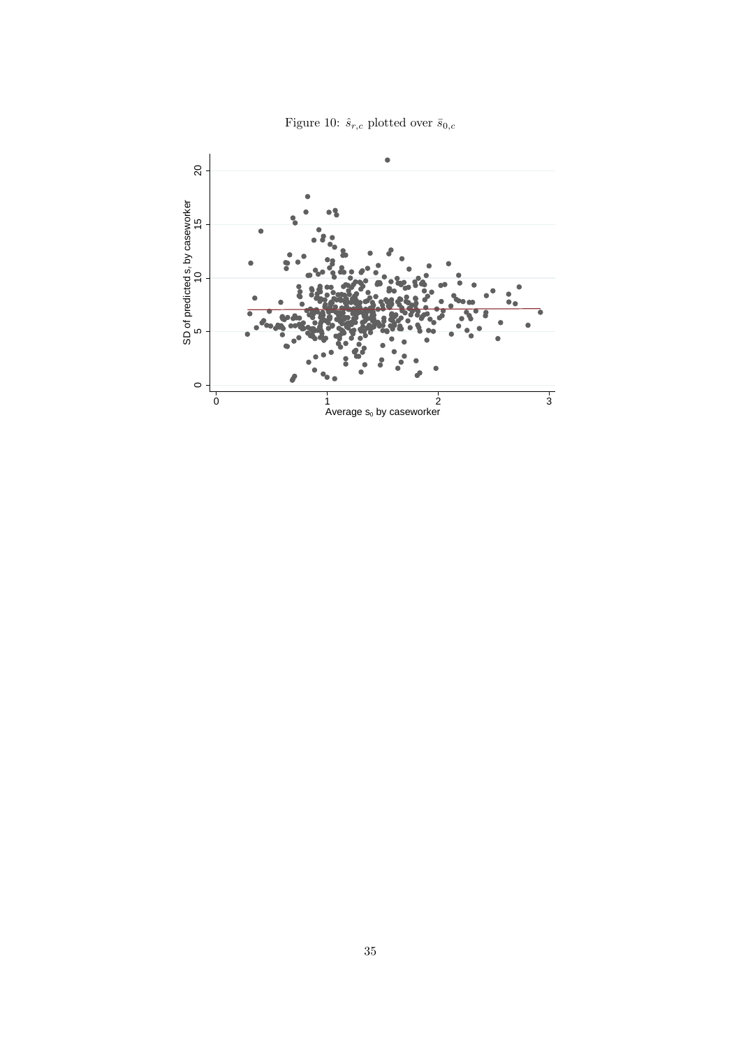Figure 10: $\hat{s}_{r,c}$ plotted over $\bar{s}_{0,c}$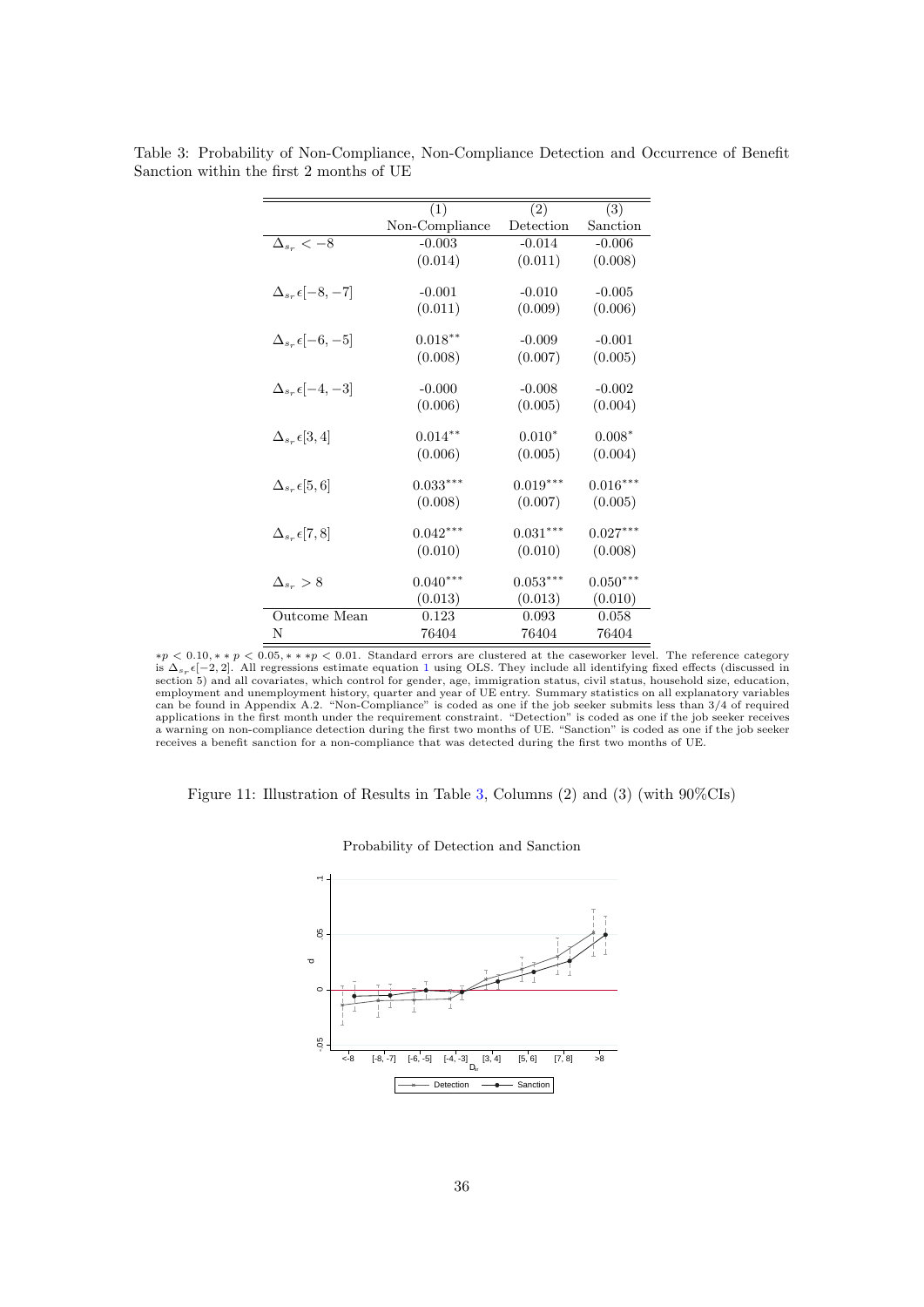Table 3: Probability of Non-Compliance, Non-Compliance Detection and Occurrence of Benefit Sanction within the first 2 months of UE

| | (1) | (2) | (3) |
|---|---|---|---|
| | Non-Compliance | Detection | Sanction |
| $\Delta_{s_r} < -8$ | -0.003 | -0.014 | -0.006 |
| | (0.014) | (0.011) | (0.008) |
| $\Delta_{s_r} \epsilon [-8, -7]$ | -0.001 | -0.010 | -0.005 |
| | (0.011) | (0.009) | (0.006) |
| $\Delta_{s_r} \epsilon [-6, -5]$ | $0.018^{**}$ | -0.009 | -0.001 |
| | (0.008) | (0.007) | (0.005) |
| $\Delta_{s_r} \epsilon [-4, -3]$ | -0.000 | -0.008 | -0.002 |
| | (0.006) | (0.005) | (0.004) |
| $\Delta_{s_r} \epsilon [3, 4]$ | $0.014^{**}$ | $0.010^{*}$ | $0.008^{*}$ |
| | (0.006) | (0.005) | (0.004) |
| $\Delta_{s_r} \epsilon [5, 6]$ | $0.033^{***}$ | $0.019^{***}$ | $0.016^{***}$ |
| | (0.008) | (0.007) | (0.005) |
| $\Delta_{s_r} \epsilon [7, 8]$ | $0.042^{***}$ | $0.031^{***}$ | $0.027^{***}$ |
| | (0.010) | (0.010) | (0.008) |
| $\Delta_{s_r} > 8$ | $0.040^{***}$ | $0.053^{***}$ | $0.050^{***}$ |
| | (0.013) | (0.013) | (0.010) |
| Outcome Mean | 0.123 | 0.093 | 0.058 |
| N | 76404 | 76404 | 76404 |

$*p < 0.10, **p < 0.05, ***p < 0.01$. Standard errors are clustered at the caseworker level. The reference category is $\Delta_{s_r} \epsilon [-2, 2]$. All regressions estimate equation 1 using OLS. They include all identifying fixed effects (discussed in section 5) and all covariates, which control for gender, age, immigration status, civil status, household size, education, employment and unemployment history, quarter and year of UE entry. Summary statistics on all explanatory variables can be found in Appendix A.2. "Non-Compliance" is coded as one if the job seeker submits less than 3/4 of required applications in the first month under the requirement constraint. "Detection" is coded as one if the job seeker receives a warning on non-compliance detection during the first two months of UE. "Sanction" is coded as one if the job seeker receives a benefit sanction for a non-compliance that was detected during the first two months of UE.

Figure 11: Illustration of Results in Table 3, Columns (2) and (3) (with 90%CIs)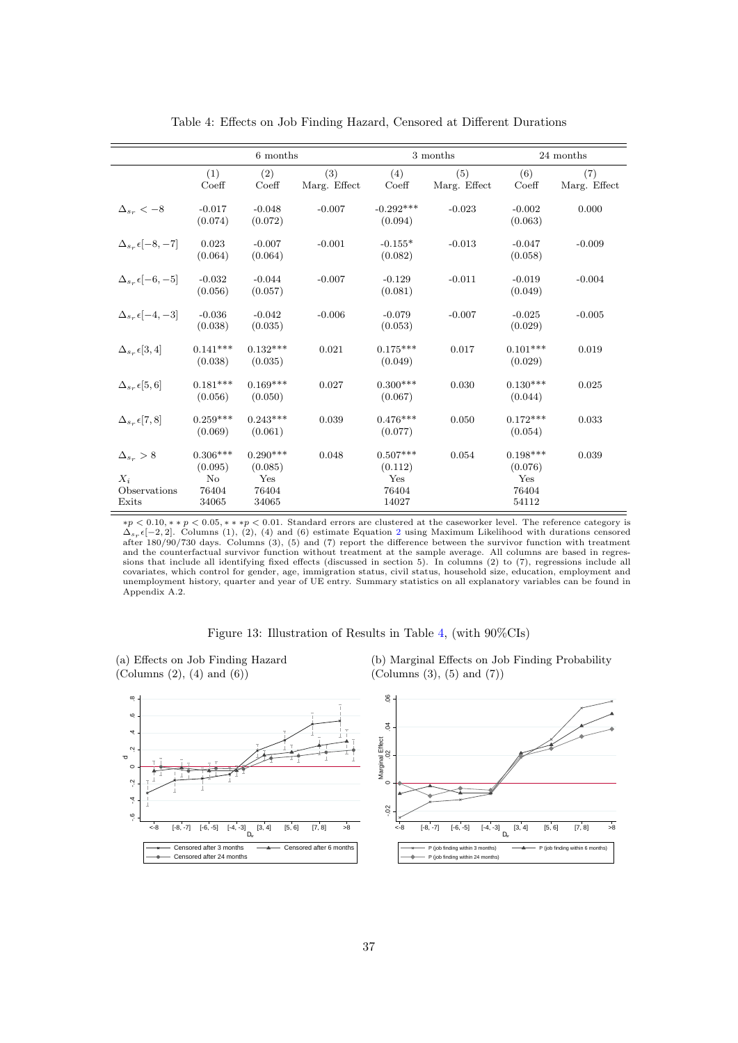Table 4: Effects on Job Finding Hazard, Censored at Different Durations

| | 6 months | | | 3 months | | 24 months | |
|---|---|---|---|---|---|---|---|
| | (1) Coeff | (2) Coeff | (3) Marg. Effect | (4) Coeff | (5) Marg. Effect | (6) Coeff | (7) Marg. Effect |
| $\Delta_{s_r} < -8$ | -0.017 (0.074) | -0.048 (0.072) | -0.007 | -0.292*** (0.094) | -0.023 | -0.002 (0.063) | 0.000 |
| $\Delta_{s_r} \epsilon [-8, -7]$ | 0.023 (0.064) | -0.007 (0.064) | -0.001 | -0.155* (0.082) | -0.013 | -0.047 (0.058) | -0.009 |
| $\Delta_{s_r} \epsilon [-6, -5]$ | -0.032 (0.056) | -0.044 (0.057) | -0.007 | -0.129 (0.081) | -0.011 | -0.019 (0.049) | -0.004 |
| $\Delta_{s_r} \epsilon [-4, -3]$ | -0.036 (0.038) | -0.042 (0.035) | -0.006 | -0.079 (0.053) | -0.007 | -0.025 (0.029) | -0.005 |
| $\Delta_{s_r} \epsilon [3, 4]$ | 0.141*** (0.038) | 0.132*** (0.035) | 0.021 | 0.175*** (0.049) | 0.017 | 0.101*** (0.029) | 0.019 |
| $\Delta_{s_r} \epsilon [5, 6]$ | 0.181*** (0.056) | 0.169*** (0.050) | 0.027 | 0.300*** (0.067) | 0.030 | 0.130*** (0.044) | 0.025 |
| $\Delta_{s_r} \epsilon [7, 8]$ | 0.259*** (0.069) | 0.243*** (0.061) | 0.039 | 0.476*** (0.077) | 0.050 | 0.172*** (0.054) | 0.033 |
| $\Delta_{s_r} > 8$ | 0.306*** (0.095) | 0.290*** (0.085) | 0.048 | 0.507*** (0.112) | 0.054 | 0.198*** (0.076) | 0.039 |
| $X_i$ | No | Yes | | Yes | | Yes | |
| Observations | 76404 | 76404 | | 76404 | | 76404 | |
| Exits | 34065 | 34065 | | 14027 | | 54112 | |

$*p < 0.10, **p < 0.05, ***p < 0.01$. Standard errors are clustered at the caseworker level. The reference category is $\Delta_{s_r} \epsilon [-2, 2]$. Columns (1), (2), (4) and (6) estimate Equation 2 using Maximum Likelihood with durations censored after 180/90/730 days. Columns (3), (5) and (7) report the difference between the survivor function with treatment and the counterfactual survivor function without treatment at the sample average. All columns are based in regressions that include all identifying fixed effects (discussed in section 5). In columns (2) to (7), regressions include all covariates, which control for gender, age, immigration status, civil status, household size, education, employment and unemployment history, quarter and year of UE entry. Summary statistics on all explanatory variables can be found in Appendix A.2.

Figure 13: Illustration of Results in Table 4, (with 90%CIs)

(a) Effects on Job Finding Hazard (Columns (2), (4) and (6))

(b) Marginal Effects on Job Finding Probability (Columns (3), (5) and (7))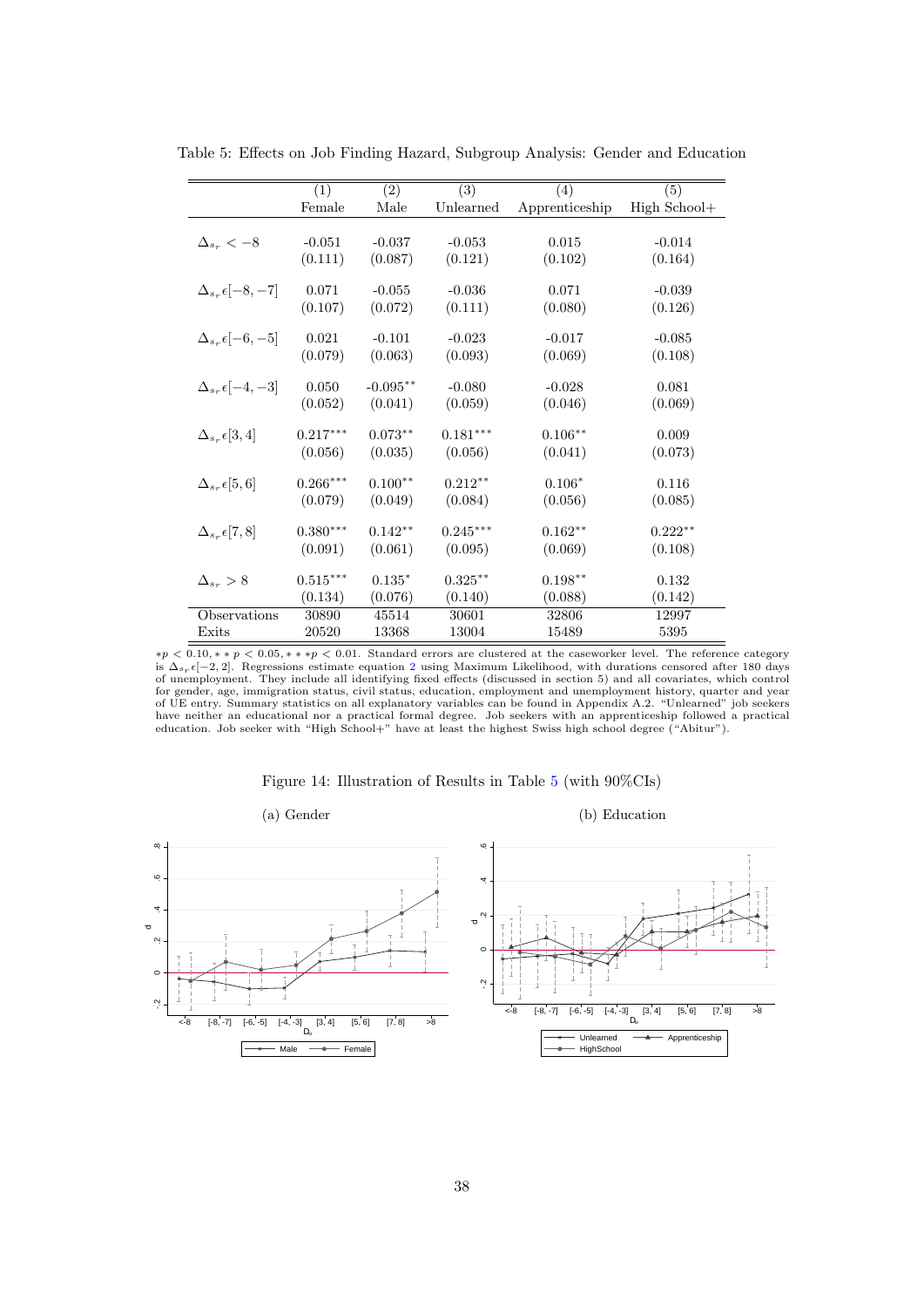Table 5: Effects on Job Finding Hazard, Subgroup Analysis: Gender and Education

| | (1) | (2) | (3) | (4) | (5) |
|---|---|---|---|---|---|
| | Female | Male | Unlearned | Apprenticeship | High School+ |
| $\Delta_{s_r} < -8$ | -0.051 | -0.037 | -0.053 | 0.015 | -0.014 |
| | (0.111) | (0.087) | (0.121) | (0.102) | (0.164) |
| $\Delta_{s_r}\epsilon[-8,-7]$ | 0.071 | -0.055 | -0.036 | 0.071 | -0.039 |
| | (0.107) | (0.072) | (0.111) | (0.080) | (0.126) |
| $\Delta_{s_r}\epsilon[-6,-5]$ | 0.021 | -0.101 | -0.023 | -0.017 | -0.085 |
| | (0.079) | (0.063) | (0.093) | (0.069) | (0.108) |
| $\Delta_{s_r}\epsilon[-4,-3]$ | 0.050 | -0.095** | -0.080 | -0.028 | 0.081 |
| | (0.052) | (0.041) | (0.059) | (0.046) | (0.069) |
| $\Delta_{s_r}\epsilon[3,4]$ | 0.217*** | 0.073** | 0.181*** | 0.106** | 0.009 |
| | (0.056) | (0.035) | (0.056) | (0.041) | (0.073) |
| $\Delta_{s_r}\epsilon[5,6]$ | 0.266*** | 0.100** | 0.212** | 0.106* | 0.116 |
| | (0.079) | (0.049) | (0.084) | (0.056) | (0.085) |
| $\Delta_{s_r}\epsilon[7,8]$ | 0.380*** | 0.142** | 0.245*** | 0.162** | 0.222** |
| | (0.091) | (0.061) | (0.095) | (0.069) | (0.108) |
| $\Delta_{s_r} > 8$ | 0.515*** | 0.135* | 0.325** | 0.198** | 0.132 |
| | (0.134) | (0.076) | (0.140) | (0.088) | (0.142) |
| Observations | 30890 | 45514 | 30601 | 32806 | 12997 |
| Exits | 20520 | 13368 | 13004 | 15489 | 5395 |

$*p < 0.10, **p < 0.05, ***p < 0.01$. Standard errors are clustered at the caseworker level. The reference category is $\Delta_{s_r}\epsilon[-2,2]$. Regressions estimate equation 2 using Maximum Likelihood, with durations censored after 180 days of unemployment. They include all identifying fixed effects (discussed in section 5) and all covariates, which control for gender, age, immigration status, civil status, education, employment and unemployment history, quarter and year of UE entry. Summary statistics on all explanatory variables can be found in Appendix A.2. "Unlearned" job seekers have neither an educational nor a practical formal degree. Job seekers with an apprenticeship followed a practical education. Job seeker with "High School+" have at least the highest Swiss high school degree ("Abitur").

Figure 14: Illustration of Results in Table 5 (with 90%CIs)

(a) Gender

(b) Education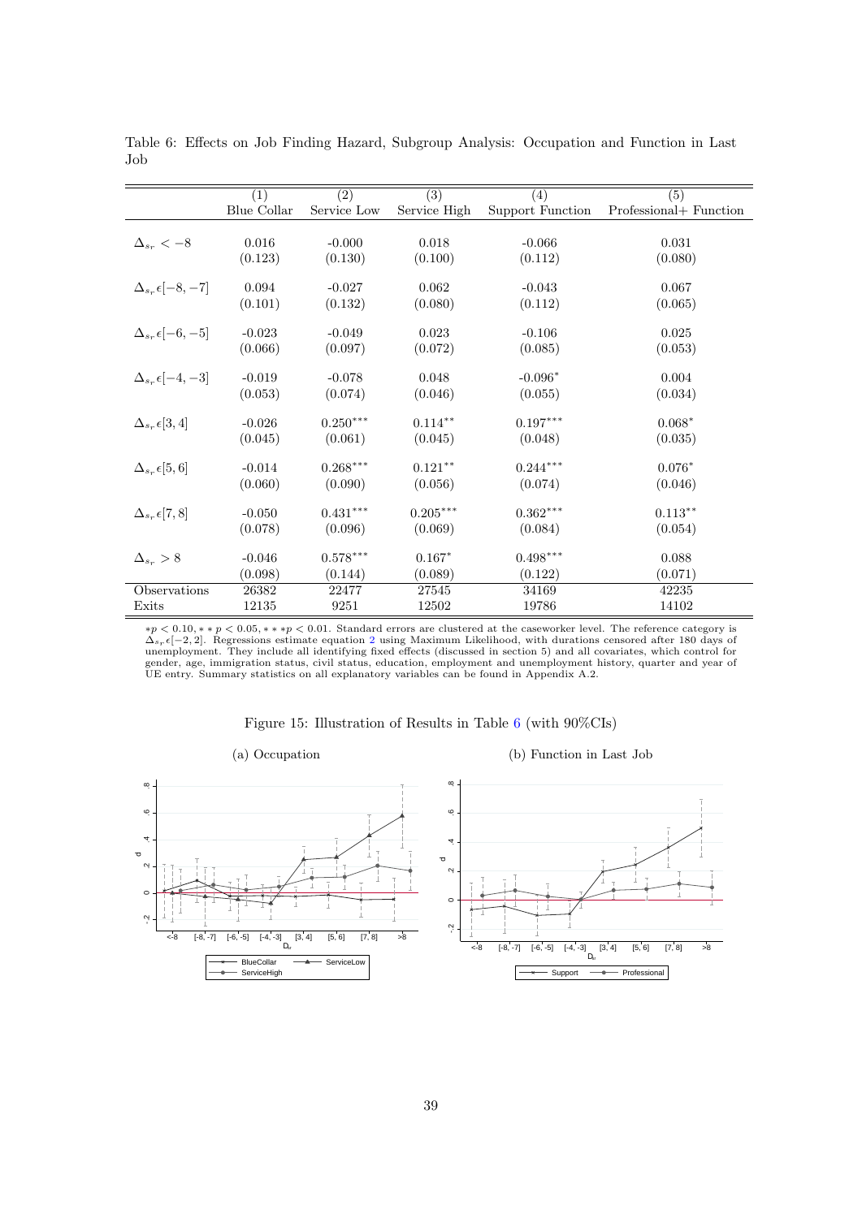Table 6: Effects on Job Finding Hazard, Subgroup Analysis: Occupation and Function in Last Job

| | (1) | (2) | (3) | (4) | (5) |
|---|---|---|---|---|---|
| | Blue Collar | Service Low | Service High | Support Function | Professional+ Function |
| $\Delta_{s_r} < -8$ | 0.016 | -0.000 | 0.018 | -0.066 | 0.031 |
| | (0.123) | (0.130) | (0.100) | (0.112) | (0.080) |
| $\Delta_{s_r} \epsilon [-8, -7]$ | 0.094 | -0.027 | 0.062 | -0.043 | 0.067 |
| | (0.101) | (0.132) | (0.080) | (0.112) | (0.065) |
| $\Delta_{s_r} \epsilon [-6, -5]$ | -0.023 | -0.049 | 0.023 | -0.106 | 0.025 |
| | (0.066) | (0.097) | (0.072) | (0.085) | (0.053) |
| $\Delta_{s_r} \epsilon [-4, -3]$ | -0.019 | -0.078 | 0.048 | $-0.096^{*}$ | 0.004 |
| | (0.053) | (0.074) | (0.046) | (0.055) | (0.034) |
| $\Delta_{s_r} \epsilon [3, 4]$ | -0.026 | $0.250^{***}$ | $0.114^{**}$ | $0.197^{***}$ | $0.068^{*}$ |
| | (0.045) | (0.061) | (0.045) | (0.048) | (0.035) |
| $\Delta_{s_r} \epsilon [5, 6]$ | -0.014 | $0.268^{***}$ | $0.121^{**}$ | $0.244^{***}$ | $0.076^{*}$ |
| | (0.060) | (0.090) | (0.056) | (0.074) | (0.046) |
| $\Delta_{s_r} \epsilon [7, 8]$ | -0.050 | $0.431^{***}$ | $0.205^{***}$ | $0.362^{***}$ | $0.113^{**}$ |
| | (0.078) | (0.096) | (0.069) | (0.084) | (0.054) |
| $\Delta_{s_r} > 8$ | -0.046 | $0.578^{***}$ | $0.167^{*}$ | $0.498^{***}$ | 0.088 |
| | (0.098) | (0.144) | (0.089) | (0.122) | (0.071) |
| Observations | 26382 | 22477 | 27545 | 34169 | 42235 |
| Exits | 12135 | 9251 | 12502 | 19786 | 14102 |

$*p < 0.10, **p < 0.05, ***p < 0.01$. Standard errors are clustered at the caseworker level. The reference category is $\Delta_{s_r} \epsilon [-2, 2]$. Regressions estimate equation 2 using Maximum Likelihood, with durations censored after 180 days of unemployment. They include all identifying fixed effects (discussed in section 5) and all covariates, which control for gender, age, immigration status, civil status, education, employment and unemployment history, quarter and year of UE entry. Summary statistics on all explanatory variables can be found in Appendix A.2.

Figure 15: Illustration of Results in Table 6 (with 90%CIs)

(a) Occupation

(b) Function in Last Job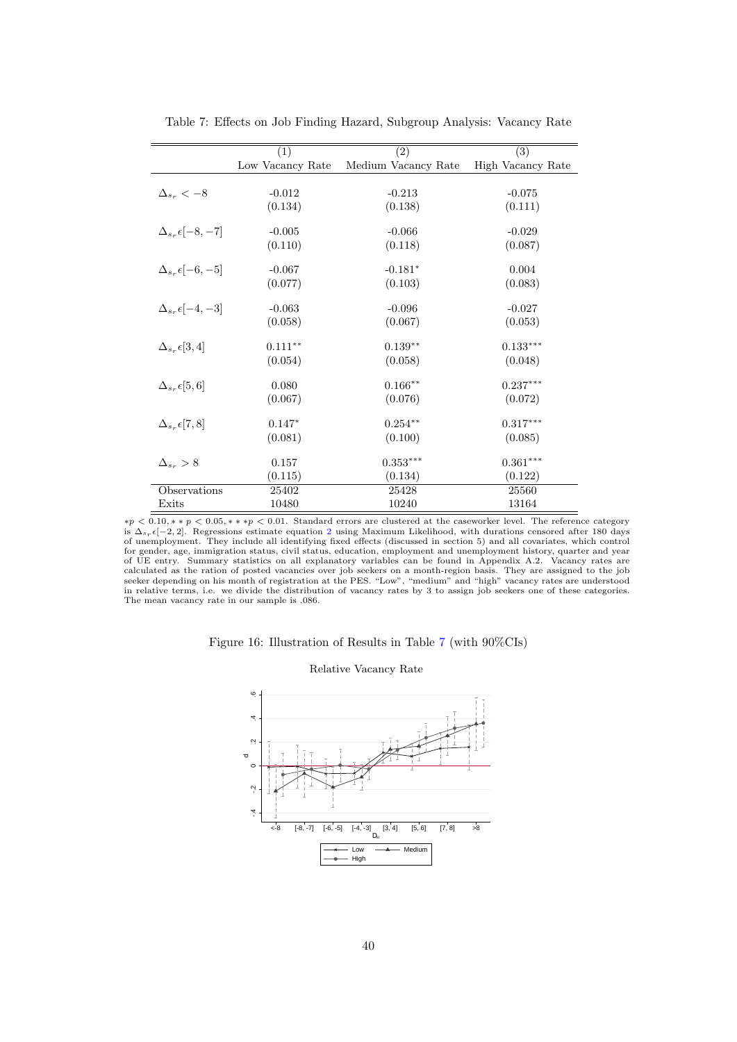Table 7: Effects on Job Finding Hazard, Subgroup Analysis: Vacancy Rate

| | (1) | (2) | (3) |
|---|---|---|---|
| | Low Vacancy Rate | Medium Vacancy Rate | High Vacancy Rate |
| $\Delta_{s_r} < -8$ | -0.012 | -0.213 | -0.075 |
| | (0.134) | (0.138) | (0.111) |
| $\Delta_{s_r} \epsilon[-8,-7]$ | -0.005 | -0.066 | -0.029 |
| | (0.110) | (0.118) | (0.087) |
| $\Delta_{s_r} \epsilon[-6,-5]$ | -0.067 | -0.181* | 0.004 |
| | (0.077) | (0.103) | (0.083) |
| $\Delta_{s_r} \epsilon[-4,-3]$ | -0.063 | -0.096 | -0.027 |
| | (0.058) | (0.067) | (0.053) |
| $\Delta_{s_r} \epsilon[3,4]$ | 0.111** | 0.139** | 0.133*** |
| | (0.054) | (0.058) | (0.048) |
| $\Delta_{s_r} \epsilon[5,6]$ | 0.080 | 0.166** | 0.237*** |
| | (0.067) | (0.076) | (0.072) |
| $\Delta_{s_r} \epsilon[7,8]$ | 0.147* | 0.254** | 0.317*** |
| | (0.081) | (0.100) | (0.085) |
| $\Delta_{s_r} > 8$ | 0.157 | 0.353*** | 0.361*** |
| | (0.115) | (0.134) | (0.122) |
| Observations | 25402 | 25428 | 25560 |
| Exits | 10480 | 10240 | 13164 |

$*p < 0.10, **p < 0.05, ***p < 0.01$. Standard errors are clustered at the caseworker level. The reference category is $\Delta_{s_r}\epsilon[-2,2]$. Regressions estimate equation 2 using Maximum Likelihood, with durations censored after 180 days of unemployment. They include all identifying fixed effects (discussed in section 5) and all covariates, which control for gender, age, immigration status, civil status, education, employment and unemployment history, quarter and year of UE entry. Summary statistics on all explanatory variables can be found in Appendix A.2. Vacancy rates are calculated as the ration of posted vacancies over job seekers on a month-region basis. They are assigned to the job seeker depending on his month of registration at the PES. "Low", "medium" and "high" vacancy rates are understood in relative terms, i.e. we divide the distribution of vacancy rates by 3 to assign job seekers one of these categories. The mean vacancy rate in our sample is .086.

Figure 16: Illustration of Results in Table 7 (with 90%CIs)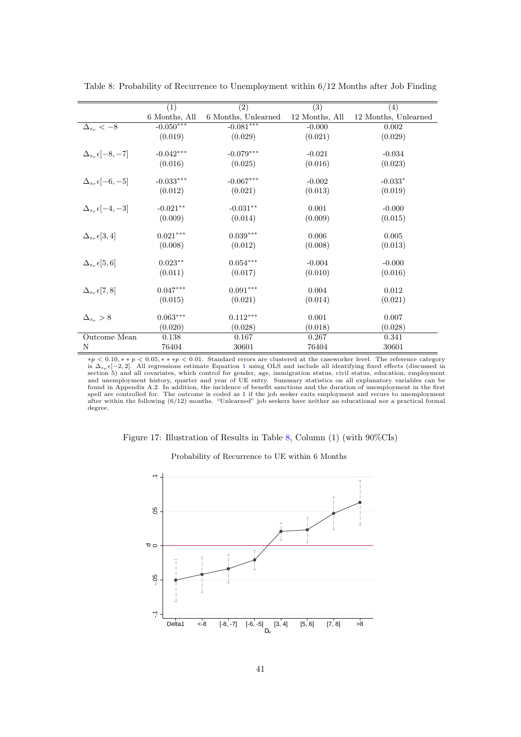Table 8: Probability of Recurrence to Unemployment within 6/12 Months after Job Finding

| | (1) | (2) | (3) | (4) |
|---|---|---|---|---|
| | 6 Months, All | 6 Months, Unlearned | 12 Months, All | 12 Months, Unlearned |
| $\Delta_{s_r} < -8$ | -0.050*** | -0.081*** | -0.000 | 0.002 |
| | (0.019) | (0.029) | (0.021) | (0.029) |
| $\Delta_{s_r} \epsilon [-8,-7]$ | -0.042*** | -0.079*** | -0.021 | -0.034 |
| | (0.016) | (0.025) | (0.016) | (0.023) |
| $\Delta_{s_r} \epsilon [-6,-5]$ | -0.033*** | -0.067*** | -0.002 | -0.033* |
| | (0.012) | (0.021) | (0.013) | (0.019) |
| $\Delta_{s_r} \epsilon [-4,-3]$ | -0.021** | -0.031** | 0.001 | -0.000 |
| | (0.009) | (0.014) | (0.009) | (0.015) |
| $\Delta_{s_r} \epsilon [3,4]$ | 0.021*** | 0.039*** | 0.006 | 0.005 |
| | (0.008) | (0.012) | (0.008) | (0.013) |
| $\Delta_{s_r} \epsilon [5,6]$ | 0.023** | 0.054*** | -0.004 | -0.000 |
| | (0.011) | (0.017) | (0.010) | (0.016) |
| $\Delta_{s_r} \epsilon [7,8]$ | 0.047*** | 0.091*** | 0.004 | 0.012 |
| | (0.015) | (0.021) | (0.014) | (0.021) |
| $\Delta_{s_r} > 8$ | 0.063*** | 0.112*** | 0.001 | 0.007 |
| | (0.020) | (0.028) | (0.018) | (0.028) |
| Outcome Mean | 0.138 | 0.167 | 0.267 | 0.341 |
| N | 76404 | 30601 | 76404 | 30601 |

$*p < 0.10, **p < 0.05, ***p < 0.01$. Standard errors are clustered at the caseworker level. The reference category is $\Delta_{s_r} \epsilon [-2,2]$. All regressions estimate Equation 1 using OLS and include all identifying fixed effects (discussed in section 5) and all covariates, which control for gender, age, immigration status, civil status, education, employment and unemployment history, quarter and year of UE entry. Summary statistics on all explanatory variables can be found in Appendix A.2. In addition, the incidence of benefit sanctions and the duration of unemployment in the first spell are controlled for. The outcome is coded as 1 if the job seeker exits employment and recurs to unemployment after within the following (6/12) months. "Unlearned" job seekers have neither an educational nor a practical formal degree.

Figure 17: Illustration of Results in Table 8, Column (1) (with 90%CIs)

Probability of Recurrence to UE within 6 Months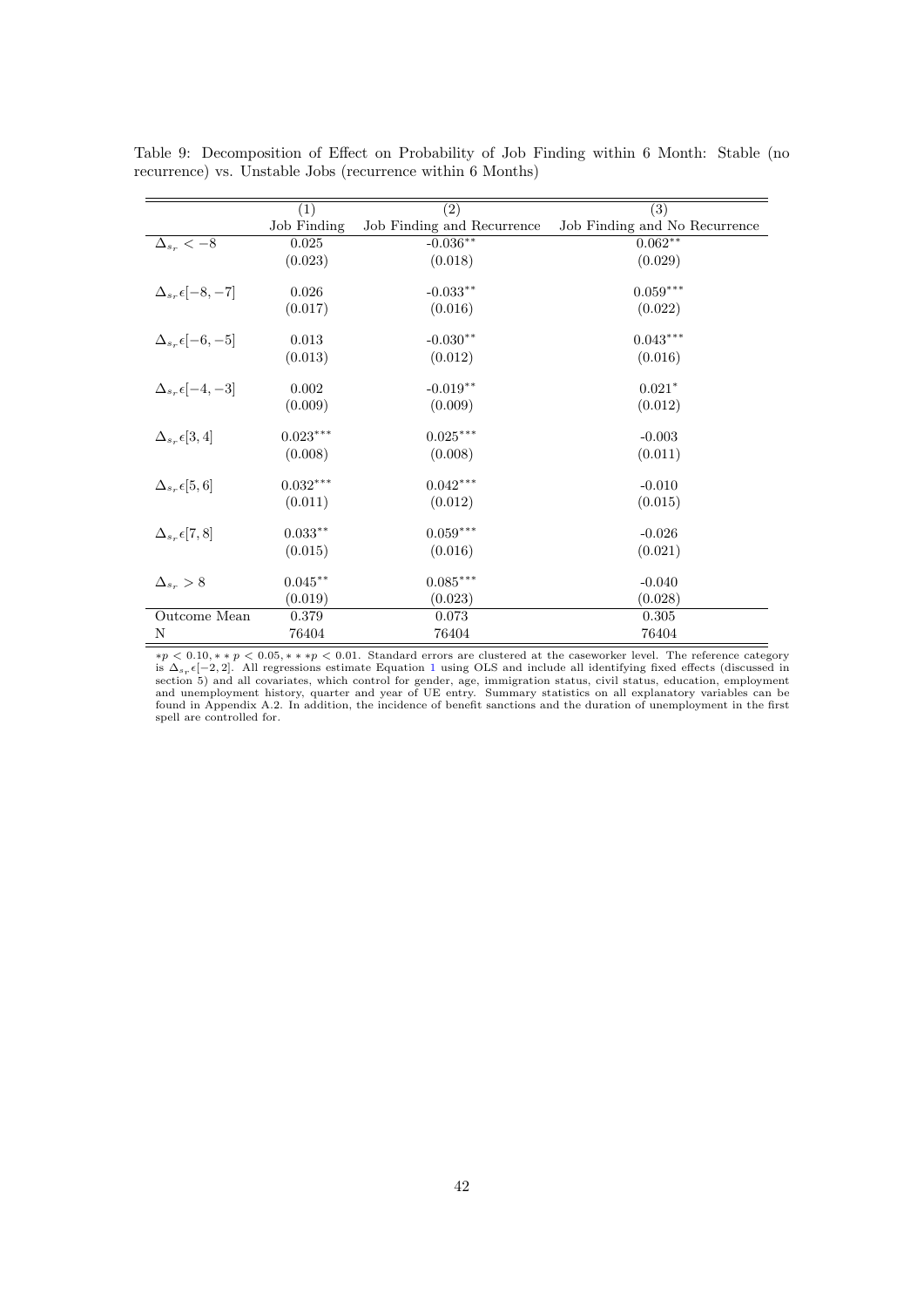Table 9: Decomposition of Effect on Probability of Job Finding within 6 Month: Stable (no recurrence) vs. Unstable Jobs (recurrence within 6 Months)

| | (1) | (2) | (3) |
|---|---|---|---|
| | Job Finding | Job Finding and Recurrence | Job Finding and No Recurrence |
| $\Delta_{s_r} < -8$ | 0.025 | $-0.036^{**}$ | $0.062^{**}$ |
| | (0.023) | (0.018) | (0.029) |
| $\Delta_{s_r} \epsilon [-8, -7]$ | 0.026 | $-0.033^{**}$ | $0.059^{***}$ |
| | (0.017) | (0.016) | (0.022) |
| $\Delta_{s_r} \epsilon [-6, -5]$ | 0.013 | $-0.030^{**}$ | $0.043^{***}$ |
| | (0.013) | (0.012) | (0.016) |
| $\Delta_{s_r} \epsilon [-4, -3]$ | 0.002 | $-0.019^{**}$ | $0.021^{*}$ |
| | (0.009) | (0.009) | (0.012) |
| $\Delta_{s_r} \epsilon [3, 4]$ | $0.023^{***}$ | $0.025^{***}$ | -0.003 |
| | (0.008) | (0.008) | (0.011) |
| $\Delta_{s_r} \epsilon [5, 6]$ | $0.032^{***}$ | $0.042^{***}$ | -0.010 |
| | (0.011) | (0.012) | (0.015) |
| $\Delta_{s_r} \epsilon [7, 8]$ | $0.033^{**}$ | $0.059^{***}$ | -0.026 |
| | (0.015) | (0.016) | (0.021) |
| $\Delta_{s_r} > 8$ | $0.045^{**}$ | $0.085^{***}$ | -0.040 |
| | (0.019) | (0.023) | (0.028) |
| Outcome Mean | 0.379 | 0.073 | 0.305 |
| N | 76404 | 76404 | 76404 |

$*p < 0.10, **p < 0.05, ***p < 0.01$. Standard errors are clustered at the caseworker level. The reference category is $\Delta_{s_r} \epsilon [-2, 2]$. All regressions estimate Equation 1 using OLS and include all identifying fixed effects (discussed in section 5) and all covariates, which control for gender, age, immigration status, civil status, education, employment and unemployment history, quarter and year of UE entry. Summary statistics on all explanatory variables can be found in Appendix A.2. In addition, the incidence of benefit sanctions and the duration of unemployment in the first spell are controlled for.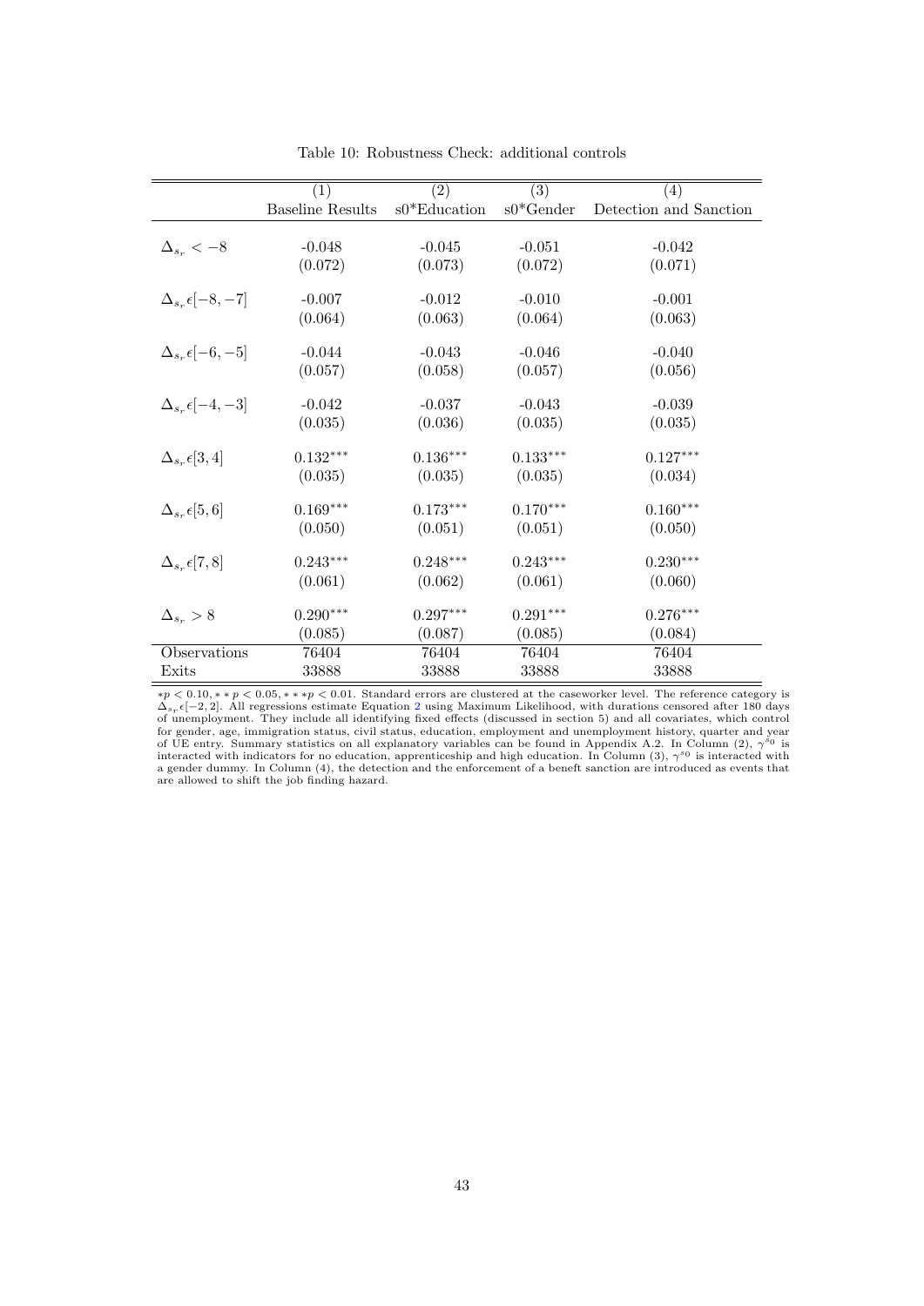Table 10: Robustness Check: additional controls

| | (1) | (2) | (3) | (4) |
|---|---|---|---|---|
| | Baseline Results | s0*Education | s0*Gender | Detection and Sanction |
| $\Delta_{s_r} < -8$ | -0.048 | -0.045 | -0.051 | -0.042 |
| | (0.072) | (0.073) | (0.072) | (0.071) |
| $\Delta_{s_r} \epsilon [-8, -7]$ | -0.007 | -0.012 | -0.010 | -0.001 |
| | (0.064) | (0.063) | (0.064) | (0.063) |
| $\Delta_{s_r} \epsilon [-6, -5]$ | -0.044 | -0.043 | -0.046 | -0.040 |
| | (0.057) | (0.058) | (0.057) | (0.056) |
| $\Delta_{s_r} \epsilon [-4, -3]$ | -0.042 | -0.037 | -0.043 | -0.039 |
| | (0.035) | (0.036) | (0.035) | (0.035) |
| $\Delta_{s_r} \epsilon [3, 4]$ | $0.132^{***}$ | $0.136^{***}$ | $0.133^{***}$ | $0.127^{***}$ |
| | (0.035) | (0.035) | (0.035) | (0.034) |
| $\Delta_{s_r} \epsilon [5, 6]$ | $0.169^{***}$ | $0.173^{***}$ | $0.170^{***}$ | $0.160^{***}$ |
| | (0.050) | (0.051) | (0.051) | (0.050) |
| $\Delta_{s_r} \epsilon [7, 8]$ | $0.243^{***}$ | $0.248^{***}$ | $0.243^{***}$ | $0.230^{***}$ |
| | (0.061) | (0.062) | (0.061) | (0.060) |
| $\Delta_{s_r} > 8$ | $0.290^{***}$ | $0.297^{***}$ | $0.291^{***}$ | $0.276^{***}$ |
| | (0.085) | (0.087) | (0.085) | (0.084) |
| Observations | 76404 | 76404 | 76404 | 76404 |
| Exits | 33888 | 33888 | 33888 | 33888 |

$*p < 0.10, **p < 0.05, ***p < 0.01$. Standard errors are clustered at the caseworker level. The reference category is $\Delta_{s_r} \epsilon [-2, 2]$. All regressions estimate Equation 2 using Maximum Likelihood, with durations censored after 180 days of unemployment. They include all identifying fixed effects (discussed in section 5) and all covariates, which control for gender, age, immigration status, civil status, education, employment and unemployment history, quarter and year of UE entry. Summary statistics on all explanatory variables can be found in Appendix A.2. In Column (2), $\gamma^{s0}$ is interacted with indicators for no education, apprenticeship and high education. In Column (3), $\gamma^{s0}$ is interacted with a gender dummy. In Column (4), the detection and the enforcement of a beneft sanction are introduced as events that are allowed to shift the job finding hazard.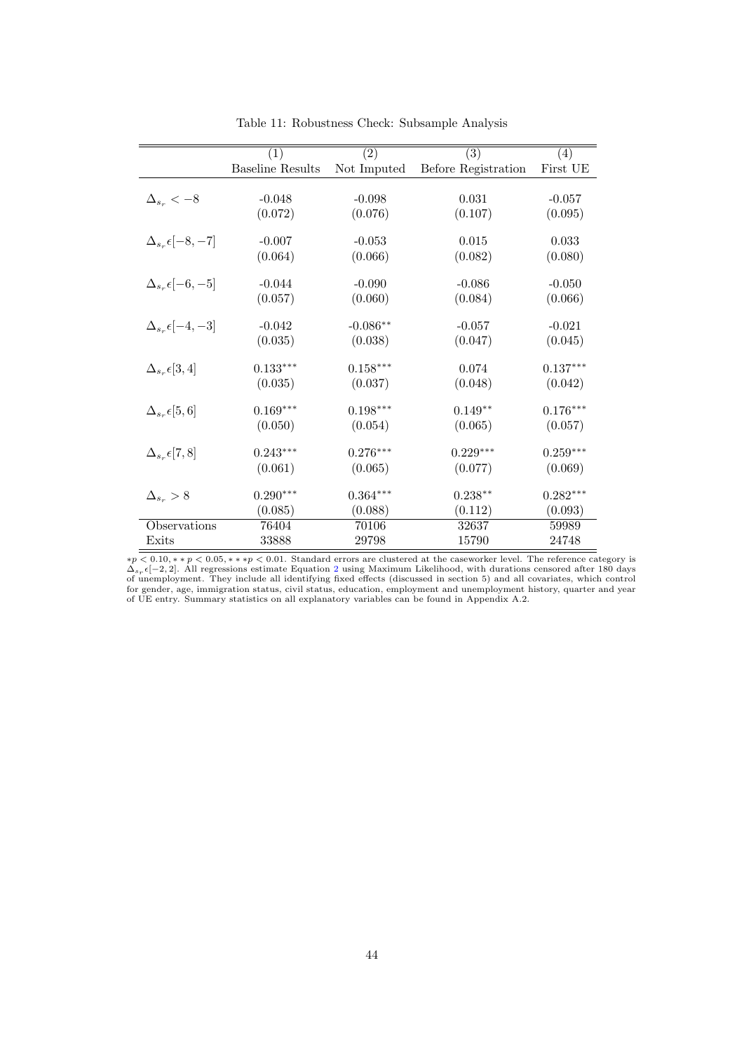Table 11: Robustness Check: Subsample Analysis

| | (1) | (2) | (3) | (4) |
|---|---|---|---|---|
| | Baseline Results | Not Imputed | Before Registration | First UE |
| $\Delta_{s_r} < -8$ | -0.048 | -0.098 | 0.031 | -0.057 |
| | (0.072) | (0.076) | (0.107) | (0.095) |
| $\Delta_{s_r} \epsilon [-8, -7]$ | -0.007 | -0.053 | 0.015 | 0.033 |
| | (0.064) | (0.066) | (0.082) | (0.080) |
| $\Delta_{s_r} \epsilon [-6, -5]$ | -0.044 | -0.090 | -0.086 | -0.050 |
| | (0.057) | (0.060) | (0.084) | (0.066) |
| $\Delta_{s_r} \epsilon [-4, -3]$ | -0.042 | -0.086** | -0.057 | -0.021 |
| | (0.035) | (0.038) | (0.047) | (0.045) |
| $\Delta_{s_r} \epsilon [3, 4]$ | 0.133*** | 0.158*** | 0.074 | 0.137*** |
| | (0.035) | (0.037) | (0.048) | (0.042) |
| $\Delta_{s_r} \epsilon [5, 6]$ | 0.169*** | 0.198*** | 0.149** | 0.176*** |
| | (0.050) | (0.054) | (0.065) | (0.057) |
| $\Delta_{s_r} \epsilon [7, 8]$ | 0.243*** | 0.276*** | 0.229*** | 0.259*** |
| | (0.061) | (0.065) | (0.077) | (0.069) |
| $\Delta_{s_r} > 8$ | 0.290*** | 0.364*** | 0.238** | 0.282*** |
| | (0.085) | (0.088) | (0.112) | (0.093) |
| Observations | 76404 | 70106 | 32637 | 59989 |
| Exits | 33888 | 29798 | 15790 | 24748 |

$*p < 0.10, **p < 0.05, ***p < 0.01$. Standard errors are clustered at the caseworker level. The reference category is $\Delta_{s_r} \epsilon [-2, 2]$. All regressions estimate Equation 2 using Maximum Likelihood, with durations censored after 180 days of unemployment. They include all identifying fixed effects (discussed in section 5) and all covariates, which control for gender, age, immigration status, civil status, education, employment and unemployment history, quarter and year of UE entry. Summary statistics on all explanatory variables can be found in Appendix A.2.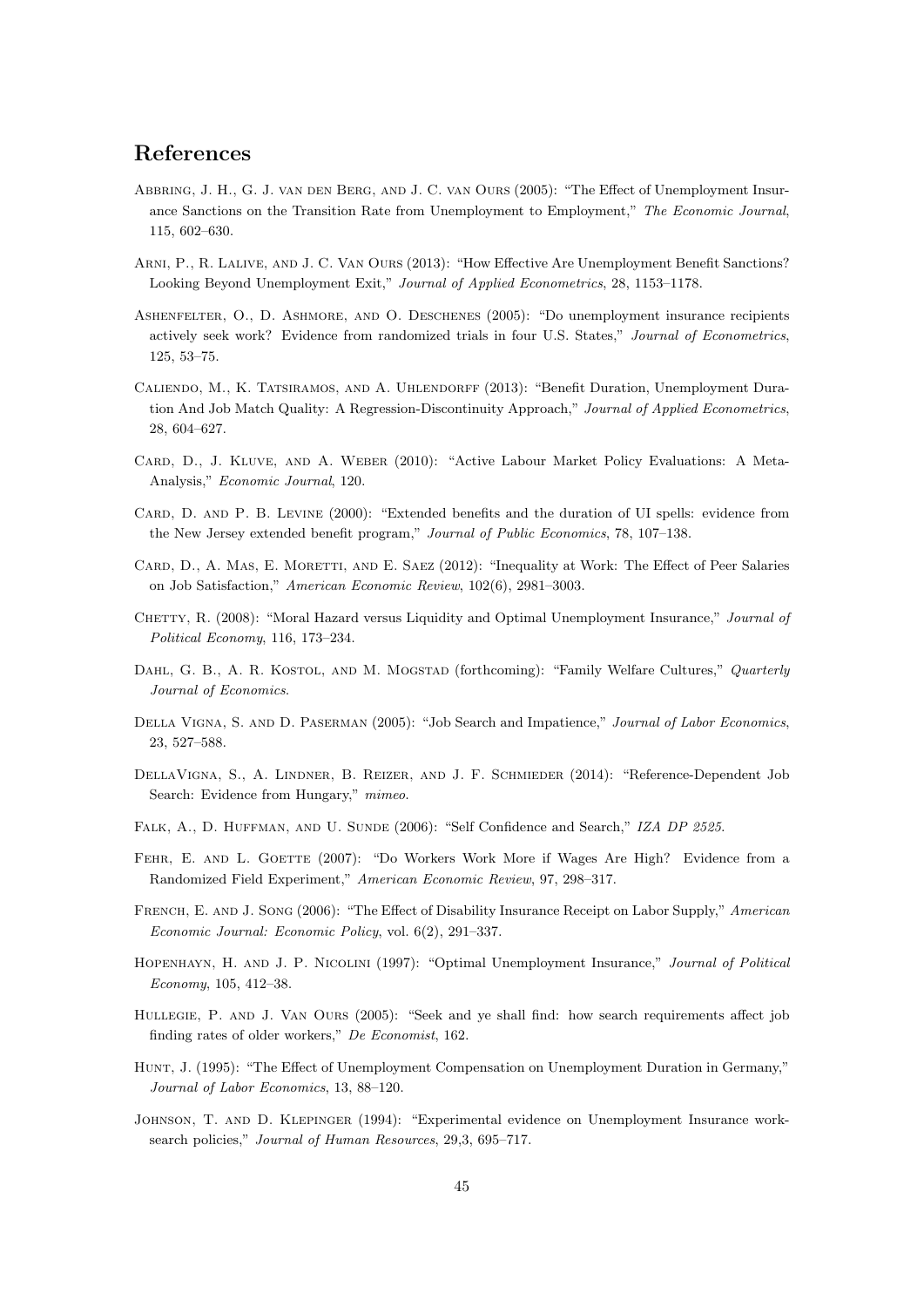# References

Abbring, J. H., G. J. van den Berg, and J. C. van Ours (2005): "The Effect of Unemployment Insurance Sanctions on the Transition Rate from Unemployment to Employment," *The Economic Journal*, 115, 602–630.

Arni, P., R. Lalive, and J. C. Van Ours (2013): "How Effective Are Unemployment Benefit Sanctions? Looking Beyond Unemployment Exit," *Journal of Applied Econometrics*, 28, 1153–1178.

Ashenfelter, O., D. Ashmore, and O. Deschenes (2005): "Do unemployment insurance recipients actively seek work? Evidence from randomized trials in four U.S. States," *Journal of Econometrics*, 125, 53–75.

Caliendo, M., K. Tatsiramos, and A. Uhlendorff (2013): "Benefit Duration, Unemployment Duration And Job Match Quality: A Regression-Discontinuity Approach," *Journal of Applied Econometrics*, 28, 604–627.

Card, D., J. Kluve, and A. Weber (2010): "Active Labour Market Policy Evaluations: A Meta-Analysis," *Economic Journal*, 120.

Card, D. and P. B. Levine (2000): "Extended benefits and the duration of UI spells: evidence from the New Jersey extended benefit program," *Journal of Public Economics*, 78, 107–138.

Card, D., A. Mas, E. Moretti, and E. Saez (2012): "Inequality at Work: The Effect of Peer Salaries on Job Satisfaction," *American Economic Review*, 102(6), 2981–3003.

Chetty, R. (2008): "Moral Hazard versus Liquidity and Optimal Unemployment Insurance," *Journal of Political Economy*, 116, 173–234.

Dahl, G. B., A. R. Kostol, and M. Mogstad (forthcoming): "Family Welfare Cultures," *Quarterly Journal of Economics*.

Della Vigna, S. and D. Paserman (2005): "Job Search and Impatience," *Journal of Labor Economics*, 23, 527–588.

DellaVigna, S., A. Lindner, B. Reizer, and J. F. Schmieder (2014): "Reference-Dependent Job Search: Evidence from Hungary," *mimeo*.

Falk, A., D. Huffman, and U. Sunde (2006): "Self Confidence and Search," *IZA DP 2525*.

Fehr, E. and L. Goette (2007): "Do Workers Work More if Wages Are High? Evidence from a Randomized Field Experiment," *American Economic Review*, 97, 298–317.

French, E. and J. Song (2006): "The Effect of Disability Insurance Receipt on Labor Supply," *American Economic Journal: Economic Policy*, vol. 6(2), 291–337.

Hopenhayn, H. and J. P. Nicolini (1997): "Optimal Unemployment Insurance," *Journal of Political Economy*, 105, 412–38.

Hullegie, P. and J. Van Ours (2005): "Seek and ye shall find: how search requirements affect job finding rates of older workers," *De Economist*, 162.

Hunt, J. (1995): "The Effect of Unemployment Compensation on Unemployment Duration in Germany," *Journal of Labor Economics*, 13, 88–120.

Johnson, T. and D. Klepinger (1994): "Experimental evidence on Unemployment Insurance work-search policies," *Journal of Human Resources*, 29,3, 695–717.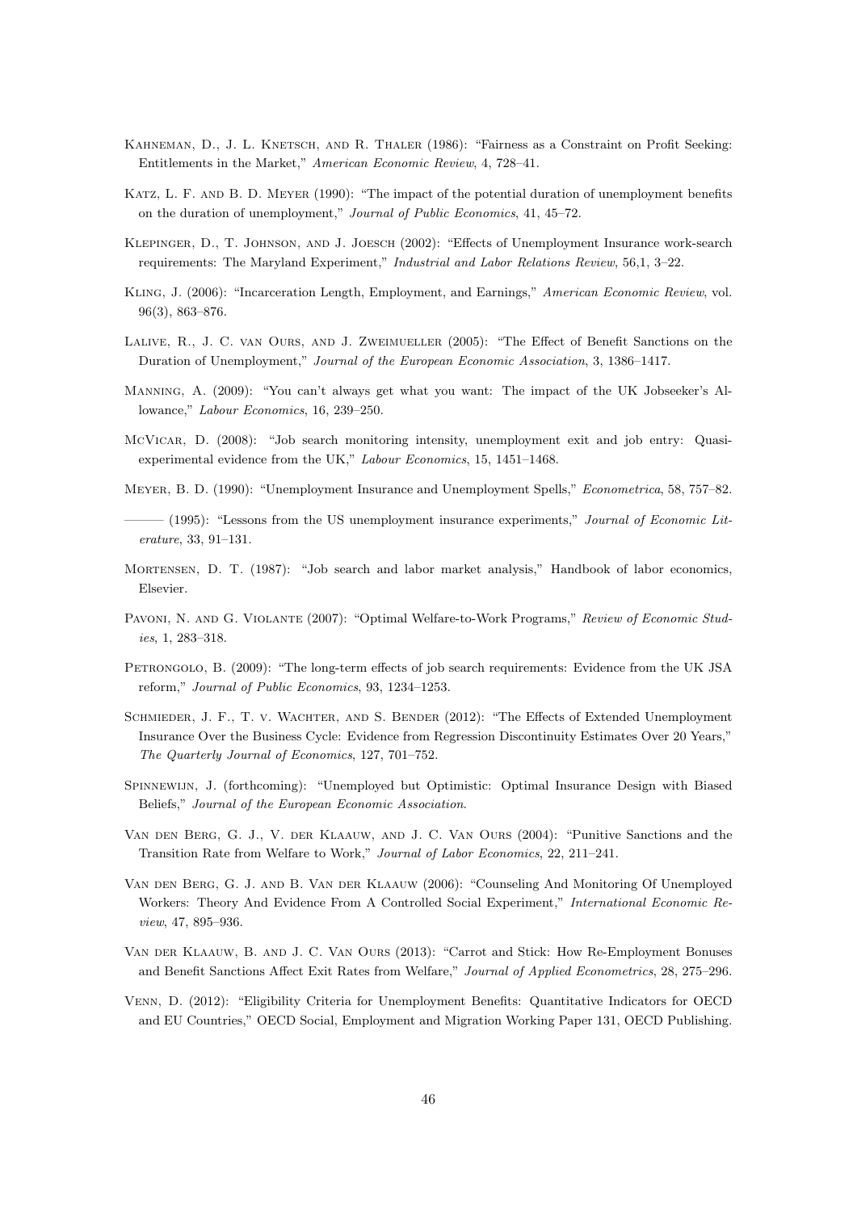Kahneman, D., J. L. Knetsch, and R. Thaler (1986): "Fairness as a Constraint on Profit Seeking: Entitlements in the Market," *American Economic Review*, 4, 728–41.

Katz, L. F. and B. D. Meyer (1990): "The impact of the potential duration of unemployment benefits on the duration of unemployment," *Journal of Public Economics*, 41, 45–72.

Klepinger, D., T. Johnson, and J. Joesch (2002): "Effects of Unemployment Insurance work-search requirements: The Maryland Experiment," *Industrial and Labor Relations Review*, 56,1, 3–22.

Kling, J. (2006): "Incarceration Length, Employment, and Earnings," *American Economic Review*, vol. 96(3), 863–876.

Lalive, R., J. C. van Ours, and J. Zweimueller (2005): "The Effect of Benefit Sanctions on the Duration of Unemployment," *Journal of the European Economic Association*, 3, 1386–1417.

Manning, A. (2009): "You can't always get what you want: The impact of the UK Jobseeker's Allowance," *Labour Economics*, 16, 239–250.

McVicar, D. (2008): "Job search monitoring intensity, unemployment exit and job entry: Quasi-experimental evidence from the UK," *Labour Economics*, 15, 1451–1468.

Meyer, B. D. (1990): "Unemployment Insurance and Unemployment Spells," *Econometrica*, 58, 757–82.

——— (1995): "Lessons from the US unemployment insurance experiments," *Journal of Economic Literature*, 33, 91–131.

Mortensen, D. T. (1987): "Job search and labor market analysis," Handbook of labor economics, Elsevier.

Pavoni, N. and G. Violante (2007): "Optimal Welfare-to-Work Programs," *Review of Economic Studies*, 1, 283–318.

Petrongolo, B. (2009): "The long-term effects of job search requirements: Evidence from the UK JSA reform," *Journal of Public Economics*, 93, 1234–1253.

Schmieder, J. F., T. v. Wachter, and S. Bender (2012): "The Effects of Extended Unemployment Insurance Over the Business Cycle: Evidence from Regression Discontinuity Estimates Over 20 Years," *The Quarterly Journal of Economics*, 127, 701–752.

Spinnewijn, J. (forthcoming): "Unemployed but Optimistic: Optimal Insurance Design with Biased Beliefs," *Journal of the European Economic Association*.

Van den Berg, G. J., V. der Klaauw, and J. C. Van Ours (2004): "Punitive Sanctions and the Transition Rate from Welfare to Work," *Journal of Labor Economics*, 22, 211–241.

Van den Berg, G. J. and B. Van der Klaauw (2006): "Counseling And Monitoring Of Unemployed Workers: Theory And Evidence From A Controlled Social Experiment," *International Economic Review*, 47, 895–936.

Van der Klaauw, B. and J. C. Van Ours (2013): "Carrot and Stick: How Re-Employment Bonuses and Benefit Sanctions Affect Exit Rates from Welfare," *Journal of Applied Econometrics*, 28, 275–296.

Venn, D. (2012): "Eligibility Criteria for Unemployment Benefits: Quantitative Indicators for OECD and EU Countries," OECD Social, Employment and Migration Working Paper 131, OECD Publishing.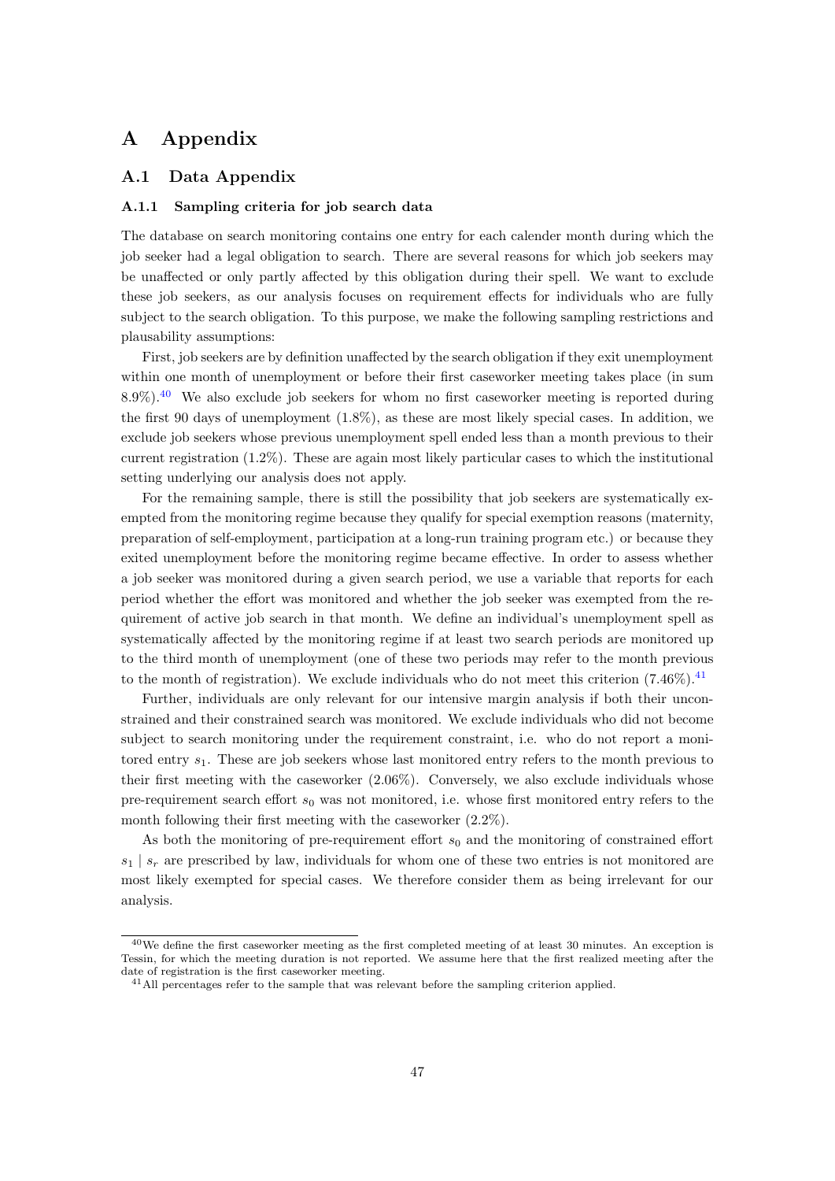# A Appendix

## A.1 Data Appendix

### A.1.1 Sampling criteria for job search data

The database on search monitoring contains one entry for each calender month during which the job seeker had a legal obligation to search. There are several reasons for which job seekers may be unaffected or only partly affected by this obligation during their spell. We want to exclude these job seekers, as our analysis focuses on requirement effects for individuals who are fully subject to the search obligation. To this purpose, we make the following sampling restrictions and plausability assumptions:

First, job seekers are by definition unaffected by the search obligation if they exit unemployment within one month of unemployment or before their first caseworker meeting takes place (in sum 8.9%).[40] We also exclude job seekers for whom no first caseworker meeting is reported during the first 90 days of unemployment (1.8%), as these are most likely special cases. In addition, we exclude job seekers whose previous unemployment spell ended less than a month previous to their current registration (1.2%). These are again most likely particular cases to which the institutional setting underlying our analysis does not apply.

For the remaining sample, there is still the possibility that job seekers are systematically exempted from the monitoring regime because they qualify for special exemption reasons (maternity, preparation of self-employment, participation at a long-run training program etc.) or because they exited unemployment before the monitoring regime became effective. In order to assess whether a job seeker was monitored during a given search period, we use a variable that reports for each period whether the effort was monitored and whether the job seeker was exempted from the requirement of active job search in that month. We define an individual's unemployment spell as systematically affected by the monitoring regime if at least two search periods are monitored up to the third month of unemployment (one of these two periods may refer to the month previous to the month of registration). We exclude individuals who do not meet this criterion (7.46%).[41]

Further, individuals are only relevant for our intensive margin analysis if both their unconstrained and their constrained search was monitored. We exclude individuals who did not become subject to search monitoring under the requirement constraint, i.e. who do not report a monitored entry $s_1$. These are job seekers whose last monitored entry refers to the month previous to their first meeting with the caseworker (2.06%). Conversely, we also exclude individuals whose pre-requirement search effort $s_0$ was not monitored, i.e. whose first monitored entry refers to the month following their first meeting with the caseworker (2.2%).

As both the monitoring of pre-requirement effort $s_0$ and the monitoring of constrained effort $s_1 \mid s_r$ are prescribed by law, individuals for whom one of these two entries is not monitored are most likely exempted for special cases. We therefore consider them as being irrelevant for our analysis.

[40] We define the first caseworker meeting as the first completed meeting of at least 30 minutes. An exception is Tessin, for which the meeting duration is not reported. We assume here that the first realized meeting after the date of registration is the first caseworker meeting.

[41] All percentages refer to the sample that was relevant before the sampling criterion applied.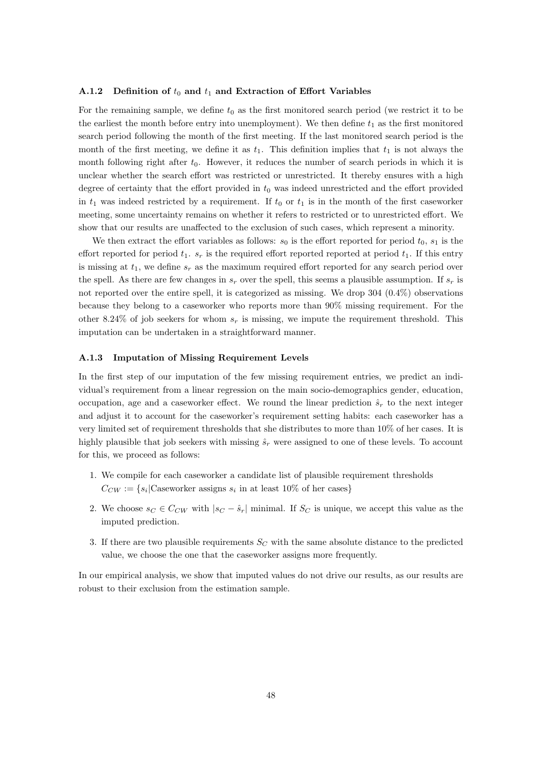### A.1.2 Definition of $t_0$ and $t_1$ and Extraction of Effort Variables

For the remaining sample, we define $t_0$ as the first monitored search period (we restrict it to be the earliest the month before entry into unemployment). We then define $t_1$ as the first monitored search period following the month of the first meeting. If the last monitored search period is the month of the first meeting, we define it as $t_1$. This definition implies that $t_1$ is not always the month following right after $t_0$. However, it reduces the number of search periods in which it is unclear whether the search effort was restricted or unrestricted. It thereby ensures with a high degree of certainty that the effort provided in $t_0$ was indeed unrestricted and the effort provided in $t_1$ was indeed restricted by a requirement. If $t_0$ or $t_1$ is in the month of the first caseworker meeting, some uncertainty remains on whether it refers to restricted or to unrestricted effort. We show that our results are unaffected to the exclusion of such cases, which represent a minority.

We then extract the effort variables as follows: $s_0$ is the effort reported for period $t_0$, $s_1$ is the effort reported for period $t_1$. $s_r$ is the required effort reported reported at period $t_1$. If this entry is missing at $t_1$, we define $s_r$ as the maximum required effort reported for any search period over the spell. As there are few changes in $s_r$ over the spell, this seems a plausible assumption. If $s_r$ is not reported over the entire spell, it is categorized as missing. We drop 304 (0.4%) observations because they belong to a caseworker who reports more than 90% missing requirement. For the other 8.24% of job seekers for whom $s_r$ is missing, we impute the requirement threshold. This imputation can be undertaken in a straightforward manner.

### A.1.3 Imputation of Missing Requirement Levels

In the first step of our imputation of the few missing requirement entries, we predict an individual's requirement from a linear regression on the main socio-demographics gender, education, occupation, age and a caseworker effect. We round the linear prediction $\hat{s}_r$ to the next integer and adjust it to account for the caseworker's requirement setting habits: each caseworker has a very limited set of requirement thresholds that she distributes to more than 10% of her cases. It is highly plausible that job seekers with missing $\hat{s}_r$ were assigned to one of these levels. To account for this, we proceed as follows:

1. We compile for each caseworker a candidate list of plausible requirement thresholds $C_{CW} := \{s_i | \text{Caseworker assigns } s_i \text{ in at least } 10\% \text{ of her cases}\}$
2. We choose $s_C \in C_{CW}$ with $|s_C - \hat{s}_r|$ minimal. If $S_C$ is unique, we accept this value as the imputed prediction.
3. If there are two plausible requirements $S_C$ with the same absolute distance to the predicted value, we choose the one that the caseworker assigns more frequently.

In our empirical analysis, we show that imputed values do not drive our results, as our results are robust to their exclusion from the estimation sample.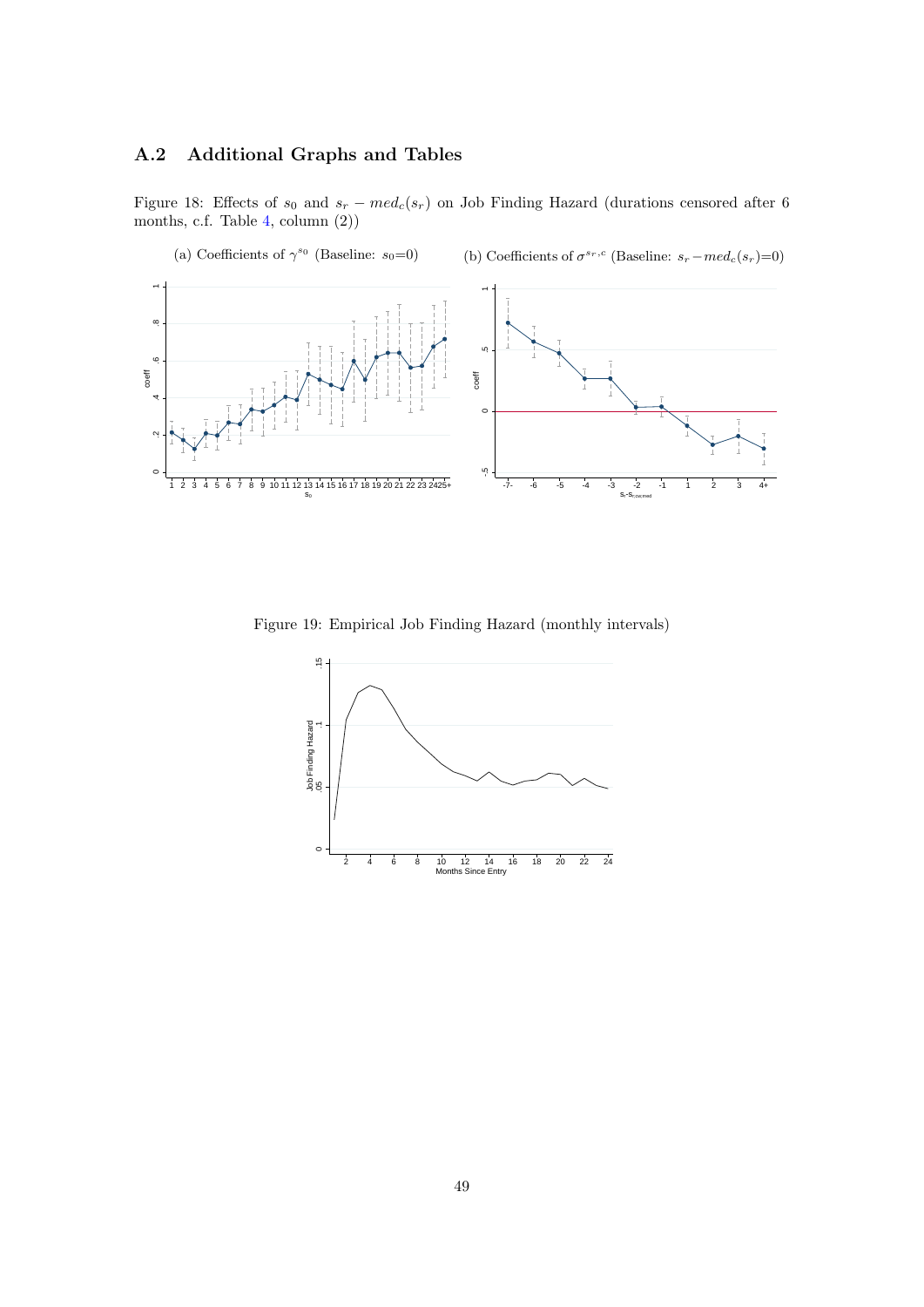## A.2 Additional Graphs and Tables

Figure 18: Effects of $s_0$ and $s_r - med_c(s_r)$ on Job Finding Hazard (durations censored after 6 months, c.f. Table 4, column (2))

(a) Coefficients of $\gamma^{s_0}$ (Baseline: $s_0$=0)

(b) Coefficients of $\sigma^{s_r,c}$ (Baseline: $s_r - med_c(s_r)$=0)

Figure 19: Empirical Job Finding Hazard (monthly intervals)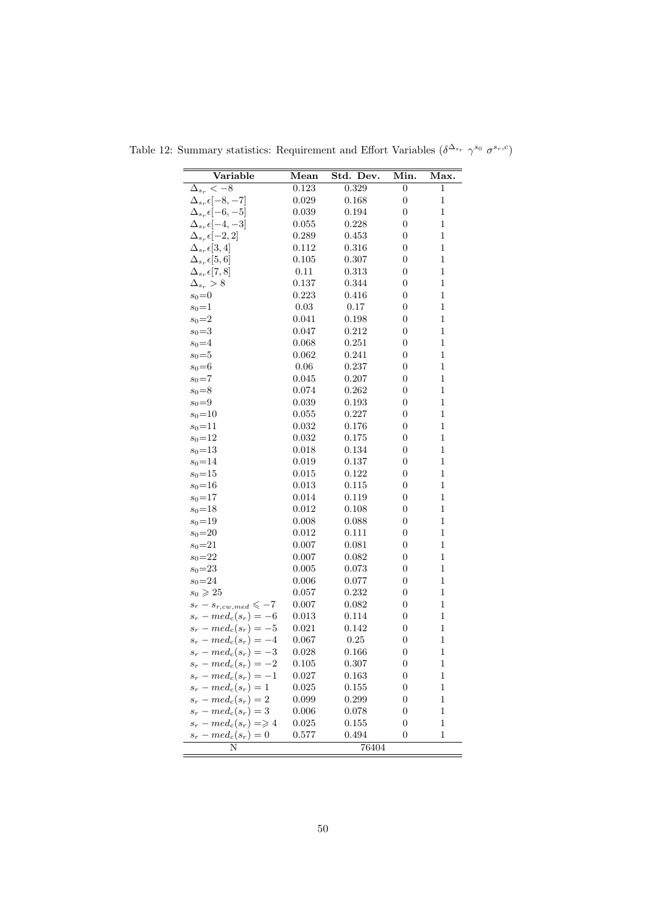Table 12: Summary statistics: Requirement and Effort Variables ($\delta^{\Delta_{s_r}}$ $\gamma^{s_0}$ $\sigma^{s_r,c}$)

| Variable | Mean | Std. Dev. | Min. | Max. |
|---|---|---|---|---|
| $\Delta_{s_r} < -8$ | 0.123 | 0.329 | 0 | 1 |
| $\Delta_{s_r} \epsilon [-8, -7]$ | 0.029 | 0.168 | 0 | 1 |
| $\Delta_{s_r} \epsilon [-6, -5]$ | 0.039 | 0.194 | 0 | 1 |
| $\Delta_{s_r} \epsilon [-4, -3]$ | 0.055 | 0.228 | 0 | 1 |
| $\Delta_{s_r} \epsilon [-2, 2]$ | 0.289 | 0.453 | 0 | 1 |
| $\Delta_{s_r} \epsilon [3, 4]$ | 0.112 | 0.316 | 0 | 1 |
| $\Delta_{s_r} \epsilon [5, 6]$ | 0.105 | 0.307 | 0 | 1 |
| $\Delta_{s_r} \epsilon [7, 8]$ | 0.11 | 0.313 | 0 | 1 |
| $\Delta_{s_r} > 8$ | 0.137 | 0.344 | 0 | 1 |
| $s_0$=0 | 0.223 | 0.416 | 0 | 1 |
| $s_0$=1 | 0.03 | 0.17 | 0 | 1 |
| $s_0$=2 | 0.041 | 0.198 | 0 | 1 |
| $s_0$=3 | 0.047 | 0.212 | 0 | 1 |
| $s_0$=4 | 0.068 | 0.251 | 0 | 1 |
| $s_0$=5 | 0.062 | 0.241 | 0 | 1 |
| $s_0$=6 | 0.06 | 0.237 | 0 | 1 |
| $s_0$=7 | 0.045 | 0.207 | 0 | 1 |
| $s_0$=8 | 0.074 | 0.262 | 0 | 1 |
| $s_0$=9 | 0.039 | 0.193 | 0 | 1 |
| $s_0$=10 | 0.055 | 0.227 | 0 | 1 |
| $s_0$=11 | 0.032 | 0.176 | 0 | 1 |
| $s_0$=12 | 0.032 | 0.175 | 0 | 1 |
| $s_0$=13 | 0.018 | 0.134 | 0 | 1 |
| $s_0$=14 | 0.019 | 0.137 | 0 | 1 |
| $s_0$=15 | 0.015 | 0.122 | 0 | 1 |
| $s_0$=16 | 0.013 | 0.115 | 0 | 1 |
| $s_0$=17 | 0.014 | 0.119 | 0 | 1 |
| $s_0$=18 | 0.012 | 0.108 | 0 | 1 |
| $s_0$=19 | 0.008 | 0.088 | 0 | 1 |
| $s_0$=20 | 0.012 | 0.111 | 0 | 1 |
| $s_0$=21 | 0.007 | 0.081 | 0 | 1 |
| $s_0$=22 | 0.007 | 0.082 | 0 | 1 |
| $s_0$=23 | 0.005 | 0.073 | 0 | 1 |
| $s_0$=24 | 0.006 | 0.077 | 0 | 1 |
| $s_0 \geqslant 25$ | 0.057 | 0.232 | 0 | 1 |
| $s_r - s_{r,cw,med} \leqslant -7$ | 0.007 | 0.082 | 0 | 1 |
| $s_r - med_c(s_r) = -6$ | 0.013 | 0.114 | 0 | 1 |
| $s_r - med_c(s_r) = -5$ | 0.021 | 0.142 | 0 | 1 |
| $s_r - med_c(s_r) = -4$ | 0.067 | 0.25 | 0 | 1 |
| $s_r - med_c(s_r) = -3$ | 0.028 | 0.166 | 0 | 1 |
| $s_r - med_c(s_r) = -2$ | 0.105 | 0.307 | 0 | 1 |
| $s_r - med_c(s_r) = -1$ | 0.027 | 0.163 | 0 | 1 |
| $s_r - med_c(s_r) = 1$ | 0.025 | 0.155 | 0 | 1 |
| $s_r - med_c(s_r) = 2$ | 0.099 | 0.299 | 0 | 1 |
| $s_r - med_c(s_r) = 3$ | 0.006 | 0.078 | 0 | 1 |
| $s_r - med_c(s_r) = \geqslant 4$ | 0.025 | 0.155 | 0 | 1 |
| $s_r - med_c(s_r) = 0$ | 0.577 | 0.494 | 0 | 1 |
| N | | 76404 | | |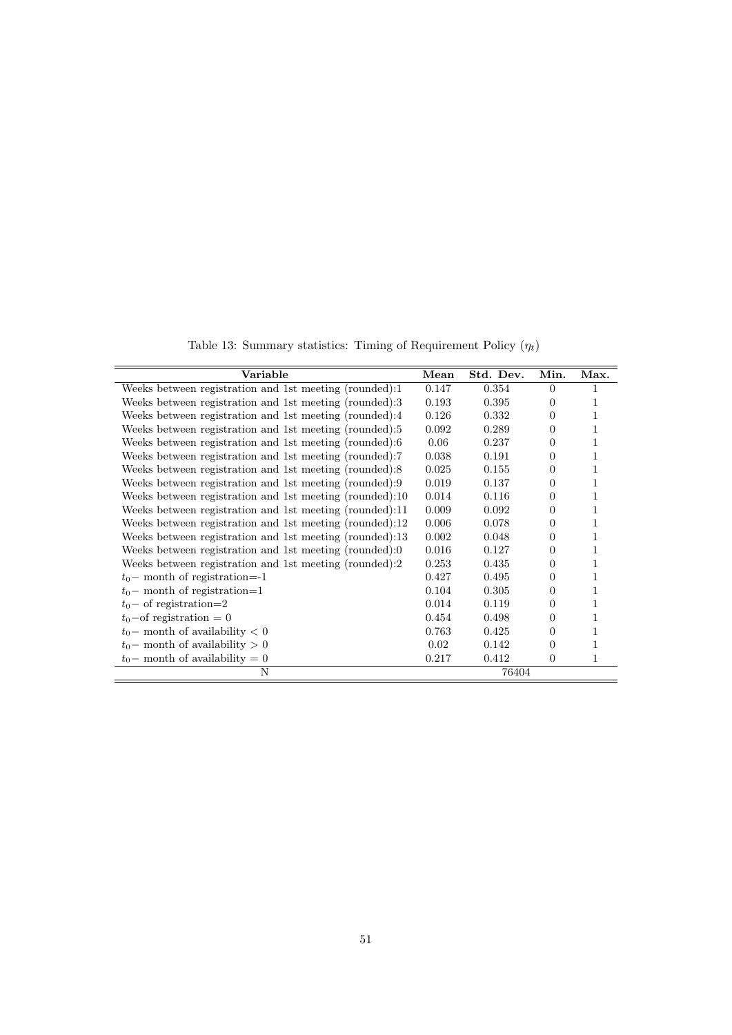Table 13: Summary statistics: Timing of Requirement Policy ($\eta_t$)

| Variable | Mean | Std. Dev. | Min. | Max. |
|---|---|---|---|---|
| Weeks between registration and 1st meeting (rounded):1 | 0.147 | 0.354 | 0 | 1 |
| Weeks between registration and 1st meeting (rounded):3 | 0.193 | 0.395 | 0 | 1 |
| Weeks between registration and 1st meeting (rounded):4 | 0.126 | 0.332 | 0 | 1 |
| Weeks between registration and 1st meeting (rounded):5 | 0.092 | 0.289 | 0 | 1 |
| Weeks between registration and 1st meeting (rounded):6 | 0.06 | 0.237 | 0 | 1 |
| Weeks between registration and 1st meeting (rounded):7 | 0.038 | 0.191 | 0 | 1 |
| Weeks between registration and 1st meeting (rounded):8 | 0.025 | 0.155 | 0 | 1 |
| Weeks between registration and 1st meeting (rounded):9 | 0.019 | 0.137 | 0 | 1 |
| Weeks between registration and 1st meeting (rounded):10 | 0.014 | 0.116 | 0 | 1 |
| Weeks between registration and 1st meeting (rounded):11 | 0.009 | 0.092 | 0 | 1 |
| Weeks between registration and 1st meeting (rounded):12 | 0.006 | 0.078 | 0 | 1 |
| Weeks between registration and 1st meeting (rounded):13 | 0.002 | 0.048 | 0 | 1 |
| Weeks between registration and 1st meeting (rounded):0 | 0.016 | 0.127 | 0 | 1 |
| Weeks between registration and 1st meeting (rounded):2 | 0.253 | 0.435 | 0 | 1 |
| $t_0-$ month of registration=-1 | 0.427 | 0.495 | 0 | 1 |
| $t_0-$ month of registration=1 | 0.104 | 0.305 | 0 | 1 |
| $t_0-$ of registration=2 | 0.014 | 0.119 | 0 | 1 |
| $t_0-$of registration $= 0$ | 0.454 | 0.498 | 0 | 1 |
| $t_0-$ month of availability $< 0$ | 0.763 | 0.425 | 0 | 1 |
| $t_0-$ month of availability $> 0$ | 0.02 | 0.142 | 0 | 1 |
| $t_0-$ month of availability $= 0$ | 0.217 | 0.412 | 0 | 1 |
| N | | 76404 | | |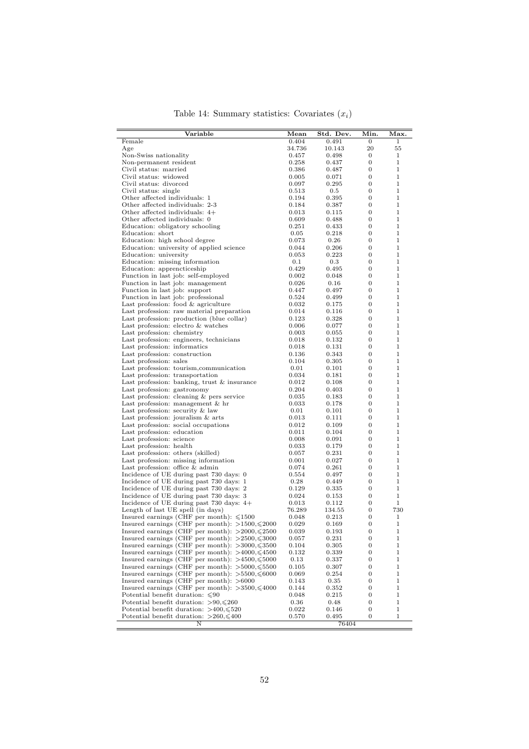Table 14: Summary statistics: Covariates ($x_i$)

| Variable | Mean | Std. Dev. | Min. | Max. |
|---|---|---|---|---|
| Female | 0.404 | 0.491 | 0 | 1 |
| Age | 34.736 | 10.143 | 20 | 55 |
| Non-Swiss nationality | 0.457 | 0.498 | 0 | 1 |
| Non-permanent resident | 0.258 | 0.437 | 0 | 1 |
| Civil status: married | 0.386 | 0.487 | 0 | 1 |
| Civil status: widowed | 0.005 | 0.071 | 0 | 1 |
| Civil status: divorced | 0.097 | 0.295 | 0 | 1 |
| Civil status: single | 0.513 | 0.5 | 0 | 1 |
| Other affected individuals: 1 | 0.194 | 0.395 | 0 | 1 |
| Other affected individuals: 2-3 | 0.184 | 0.387 | 0 | 1 |
| Other affected individuals: 4+ | 0.013 | 0.115 | 0 | 1 |
| Other affected individuals: 0 | 0.609 | 0.488 | 0 | 1 |
| Education: obligatory schooling | 0.251 | 0.433 | 0 | 1 |
| Education: short | 0.05 | 0.218 | 0 | 1 |
| Education: high school degree | 0.073 | 0.26 | 0 | 1 |
| Education: university of applied science | 0.044 | 0.206 | 0 | 1 |
| Education: university | 0.053 | 0.223 | 0 | 1 |
| Education: missing information | 0.1 | 0.3 | 0 | 1 |
| Education: apprenticeship | 0.429 | 0.495 | 0 | 1 |
| Function in last job: self-employed | 0.002 | 0.048 | 0 | 1 |
| Function in last job: management | 0.026 | 0.16 | 0 | 1 |
| Function in last job: support | 0.447 | 0.497 | 0 | 1 |
| Function in last job: professional | 0.524 | 0.499 | 0 | 1 |
| Last profession: food & agriculture | 0.032 | 0.175 | 0 | 1 |
| Last profession: raw material preparation | 0.014 | 0.116 | 0 | 1 |
| Last profession: production (blue collar) | 0.123 | 0.328 | 0 | 1 |
| Last profession: electro & watches | 0.006 | 0.077 | 0 | 1 |
| Last profession: chemistry | 0.003 | 0.055 | 0 | 1 |
| Last profession: engineers, technicians | 0.018 | 0.132 | 0 | 1 |
| Last profession: informatics | 0.018 | 0.131 | 0 | 1 |
| Last profession: construction | 0.136 | 0.343 | 0 | 1 |
| Last profession: sales | 0.104 | 0.305 | 0 | 1 |
| Last profession: tourism,communication | 0.01 | 0.101 | 0 | 1 |
| Last profession: transportation | 0.034 | 0.181 | 0 | 1 |
| Last profession: banking, trust & insurance | 0.012 | 0.108 | 0 | 1 |
| Last profession: gastronomy | 0.204 | 0.403 | 0 | 1 |
| Last profession: cleaning & pers service | 0.035 | 0.183 | 0 | 1 |
| Last profession: management & hr | 0.033 | 0.178 | 0 | 1 |
| Last profession: security & law | 0.01 | 0.101 | 0 | 1 |
| Last profession: jouralism & arts | 0.013 | 0.111 | 0 | 1 |
| Last profession: social occupations | 0.012 | 0.109 | 0 | 1 |
| Last profession: education | 0.011 | 0.104 | 0 | 1 |
| Last profession: science | 0.008 | 0.091 | 0 | 1 |
| Last profession: health | 0.033 | 0.179 | 0 | 1 |
| Last profession: others (skilled) | 0.057 | 0.231 | 0 | 1 |
| Last profession: missing information | 0.001 | 0.027 | 0 | 1 |
| Last profession: office & admin | 0.074 | 0.261 | 0 | 1 |
| Incidence of UE during past 730 days: 0 | 0.554 | 0.497 | 0 | 1 |
| Incidence of UE during past 730 days: 1 | 0.28 | 0.449 | 0 | 1 |
| Incidence of UE during past 730 days: 2 | 0.129 | 0.335 | 0 | 1 |
| Incidence of UE during past 730 days: 3 | 0.024 | 0.153 | 0 | 1 |
| Incidence of UE during past 730 days: 4+ | 0.013 | 0.112 | 0 | 1 |
| Length of last UE spell (in days) | 76.289 | 134.55 | 0 | 730 |
| Insured earnings (CHF per month): $\leqslant$1500 | 0.048 | 0.213 | 0 | 1 |
| Insured earnings (CHF per month): >1500,$\leqslant$2000 | 0.029 | 0.169 | 0 | 1 |
| Insured earnings (CHF per month): >2000,$\leqslant$2500 | 0.039 | 0.193 | 0 | 1 |
| Insured earnings (CHF per month): >2500,$\leqslant$3000 | 0.057 | 0.231 | 0 | 1 |
| Insured earnings (CHF per month): >3000,$\leqslant$3500 | 0.104 | 0.305 | 0 | 1 |
| Insured earnings (CHF per month): >4000,$\leqslant$4500 | 0.132 | 0.339 | 0 | 1 |
| Insured earnings (CHF per month): >4500,$\leqslant$5000 | 0.13 | 0.337 | 0 | 1 |
| Insured earnings (CHF per month): >5000,$\leqslant$5500 | 0.105 | 0.307 | 0 | 1 |
| Insured earnings (CHF per month): >5500,$\leqslant$6000 | 0.069 | 0.254 | 0 | 1 |
| Insured earnings (CHF per month): >6000 | 0.143 | 0.35 | 0 | 1 |
| Insured earnings (CHF per month): >3500,$\leqslant$4000 | 0.144 | 0.352 | 0 | 1 |
| Potential benefit duration: $\leqslant$90 | 0.048 | 0.215 | 0 | 1 |
| Potential benefit duration: >90,$\leqslant$260 | 0.36 | 0.48 | 0 | 1 |
| Potential benefit duration: >400,$\leqslant$520 | 0.022 | 0.146 | 0 | 1 |
| Potential benefit duration: >260,$\leqslant$400 | 0.570 | 0.495 | 0 | 1 |
| N | | 76404 | | |